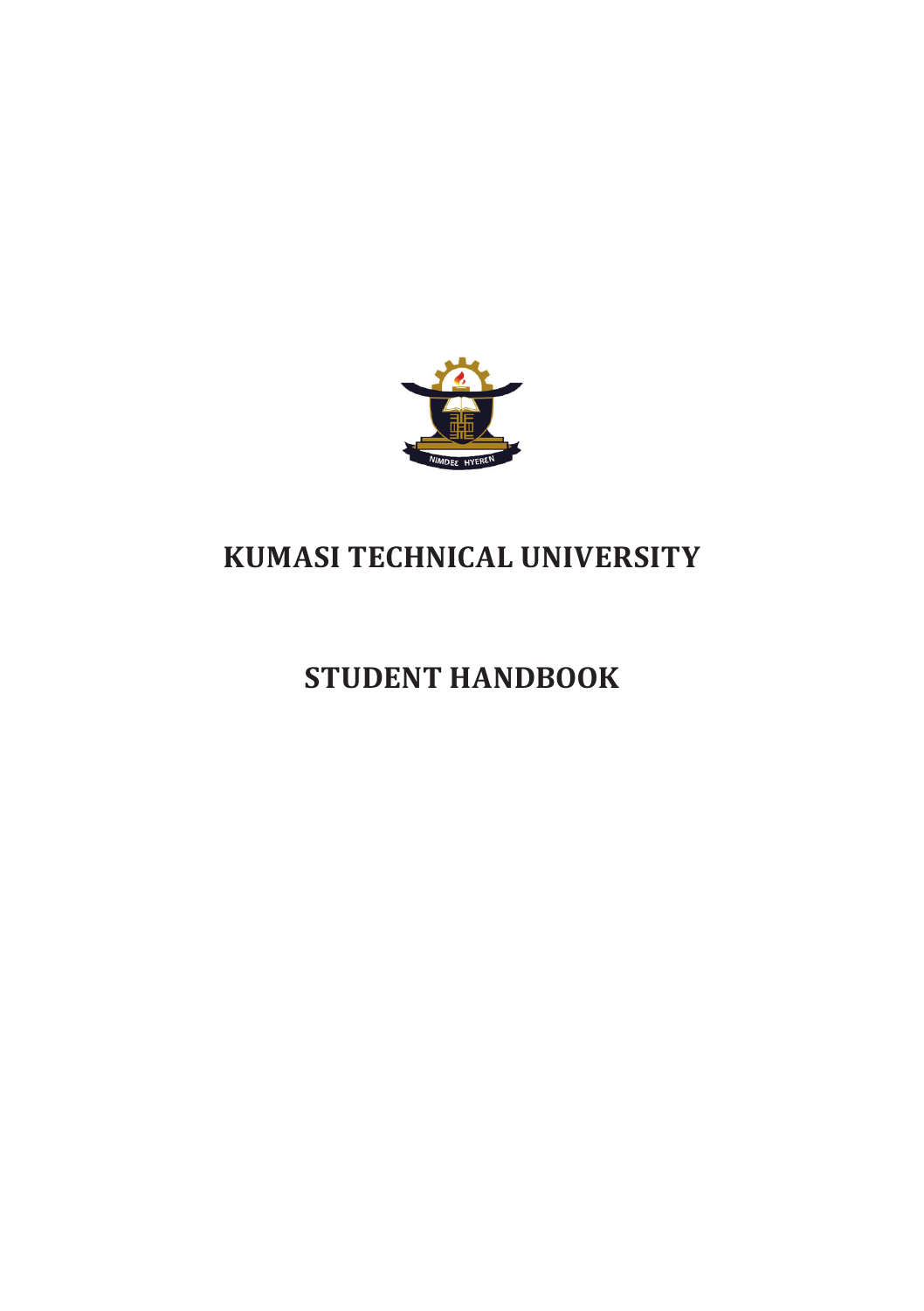# KUMASI TECHNICAL UNIVERSITY

# STUDENT HANDBOOK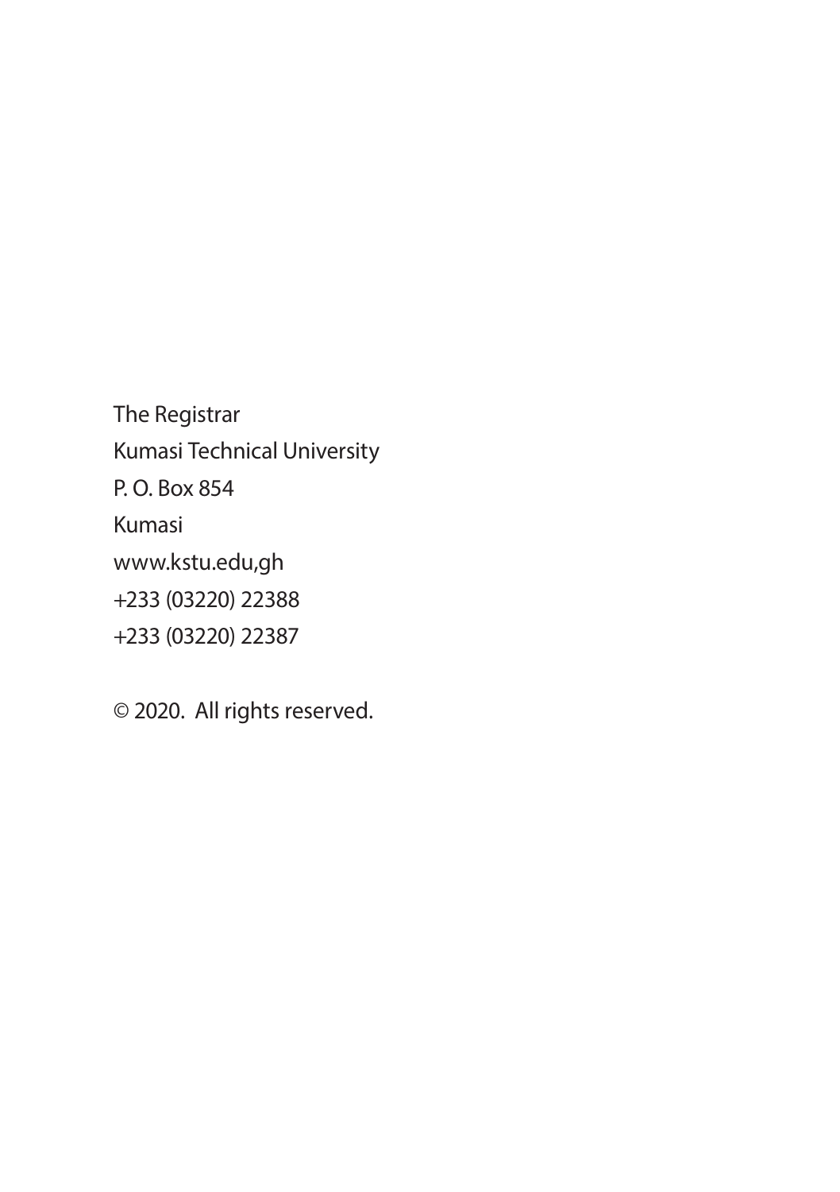The Registrar

Kumasi Technical University

P. O. Box 854

Kumasi

www.kstu.edu,gh

+233 (03220) 22388

+233 (03220) 22387

© 2020. All rights reserved.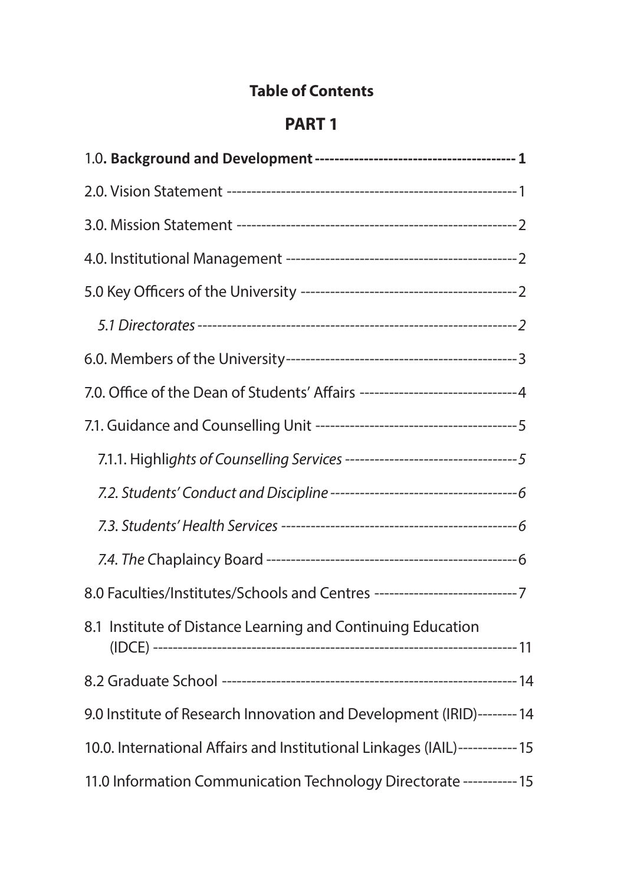# Table of Contents

## PART 1

1.0**. Background and Development** ---------------------------------------- **1**

2.0. Vision Statement ---------------------------------------------------------- 1

3.0. Mission Statement -------------------------------------------------------- 2

4.0. Institutional Management ------------------------------------------------ 2

5.0 Key Officers of the University ------------------------------------------ 2

*5.1 Directorates* ----------------------------------------------------------------- *2*

6.0. Members of the University ----------------------------------------------- 3

7.0. Office of the Dean of Students' Affairs -------------------------------- 4

7.1. Guidance and Counselling Unit ----------------------------------------- 5

7.1.1. Highli*ghts of Counselling Services* ---------------------------------- *5*

*7.2. Students' Conduct and Discipline* ------------------------------------- *6*

*7.3. Students' Health Services* ------------------------------------------------ *6*

*7.4. The* Chaplaincy Board ----------------------------------------------------- 6

8.0 Faculties/Institutes/Schools and Centres ------------------------------ 7

8.1 Institute of Distance Learning and Continuing Education (IDCE) ------------------------------------------------------------------------ 11

8.2 Graduate School --------------------------------------------------------------- 14

9.0 Institute of Research Innovation and Development (IRID)-------- 14

10.0. International Affairs and Institutional Linkages (IAIL)------------ 15

11.0 Information Communication Technology Directorate ----------- 15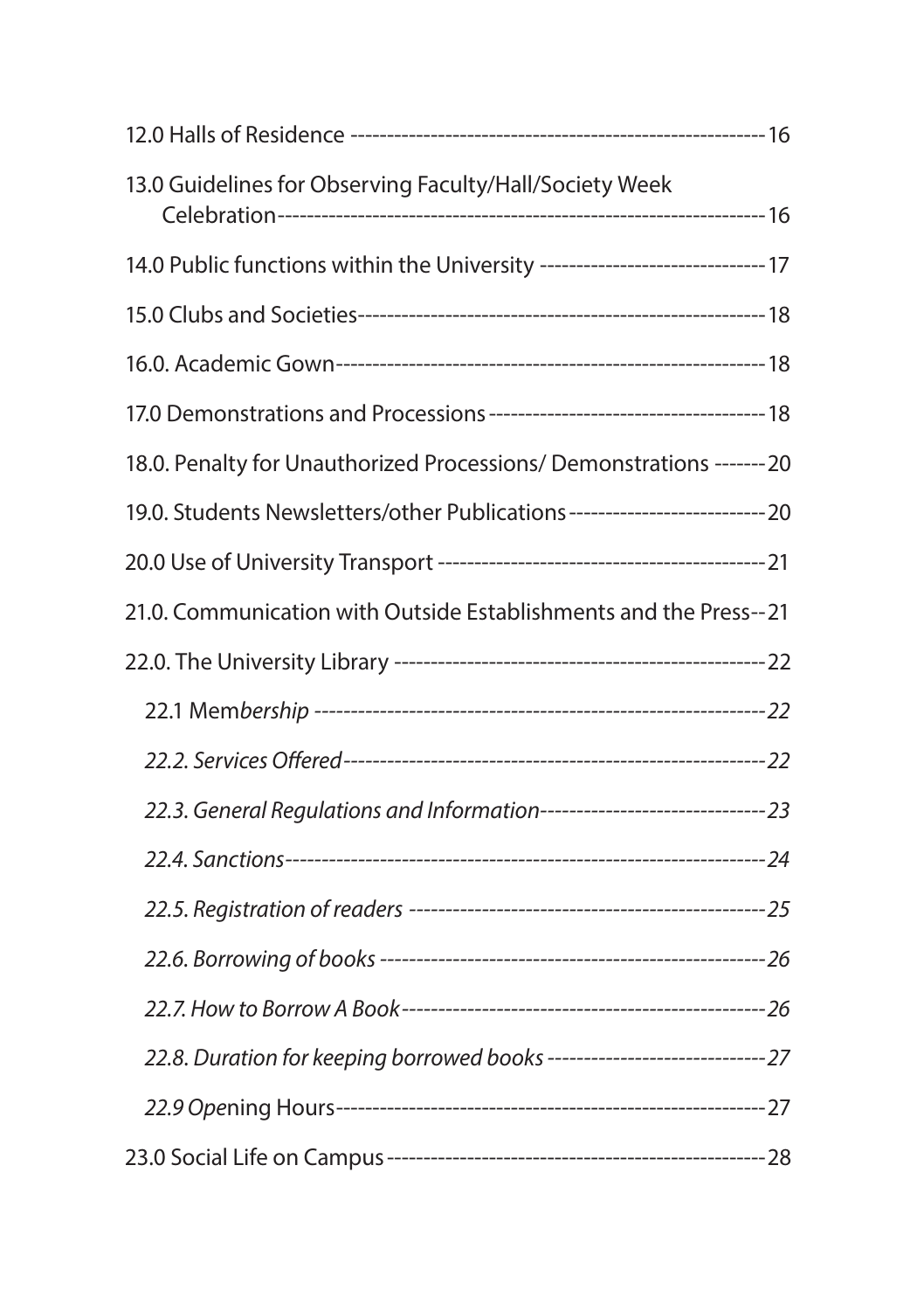12.0 Halls of Residence ---------------------------------------------------------- 16

13.0 Guidelines for Observing Faculty/Hall/Society Week Celebration---------------------------------------------------------------------- 16

14.0 Public functions within the University ------------------------------- 17

15.0 Clubs and Societies--------------------------------------------------------- 18

16.0. Academic Gown----------------------------------------------------------- 18

17.0 Demonstrations and Processions -------------------------------------- 18

18.0. Penalty for Unauthorized Processions/ Demonstrations ------- 20

19.0. Students Newsletters/other Publications --------------------------- 20

20.0 Use of University Transport ---------------------------------------------- 21

21.0. Communication with Outside Establishments and the Press-- 21

22.0. The University Library ----------------------------------------------------- 22

22.1 Mem*bership* ------------------------------------------------------------ *22*

*22.2. Services Offered*------------------------------------------------------ *22*

*22.3. General Regulations and Information*------------------------------- *23*

*22.4. Sanctions*----------------------------------------------------------------- *24*

*22.5. Registration of readers* ---------------------------------------------- *25*

*22.6. Borrowing of books* -------------------------------------------------- *26*

*22.7. How to Borrow A Book*----------------------------------------------- *26*

*22.8. Duration for keeping borrowed books* ------------------------------ *27*

*22.9 Op*ening Hours----------------------------------------------------------- 27

23.0 Social Life on Campus ------------------------------------------------------ 28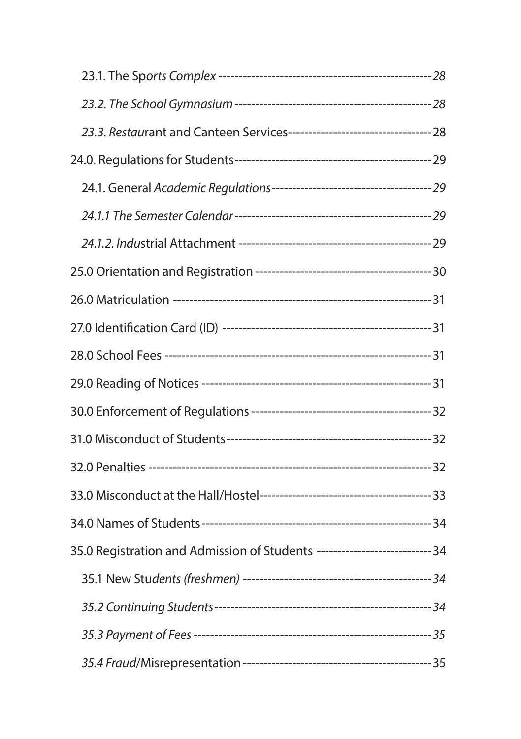23.1. The Sp*orts Complex* ---------------------------------------------------28

*23.2. The School Gymnasium* ----------------------------------------------28

*23.3. Restau*rant and Canteen Services----------------------------------28

24.0. Regulations for Students----------------------------------------------29

24.1. General *Academic Regulations*--------------------------------------29

*24.1.1 The Semester Calendar*-------------------------------------------29

*24.1.2. Indu*strial Attachment ------------------------------------------29

25.0 Orientation and Registration ------------------------------------------30

26.0 Matriculation ----------------------------------------------------------31

27.0 Identification Card (ID) -----------------------------------------------31

28.0 School Fees ----------------------------------------------------------31

29.0 Reading of Notices ---------------------------------------------------31

30.0 Enforcement of Regulations -----------------------------------------32

31.0 Misconduct of Students--------------------------------------------32

32.0 Penalties --------------------------------------------------------------32

33.0 Misconduct at the Hall/Hostel-----------------------------------------33

34.0 Names of Students ---------------------------------------------------34

35.0 Registration and Admission of Students ---------------------------34

35.1 New Stu*dents (freshmen)* ------------------------------------------34

*35.2 Continuing Students*-----------------------------------------------34

*35.3 Payment of Fees* ----------------------------------------------------35

*35.4 Fraud*/Misrepresentation -------------------------------------------35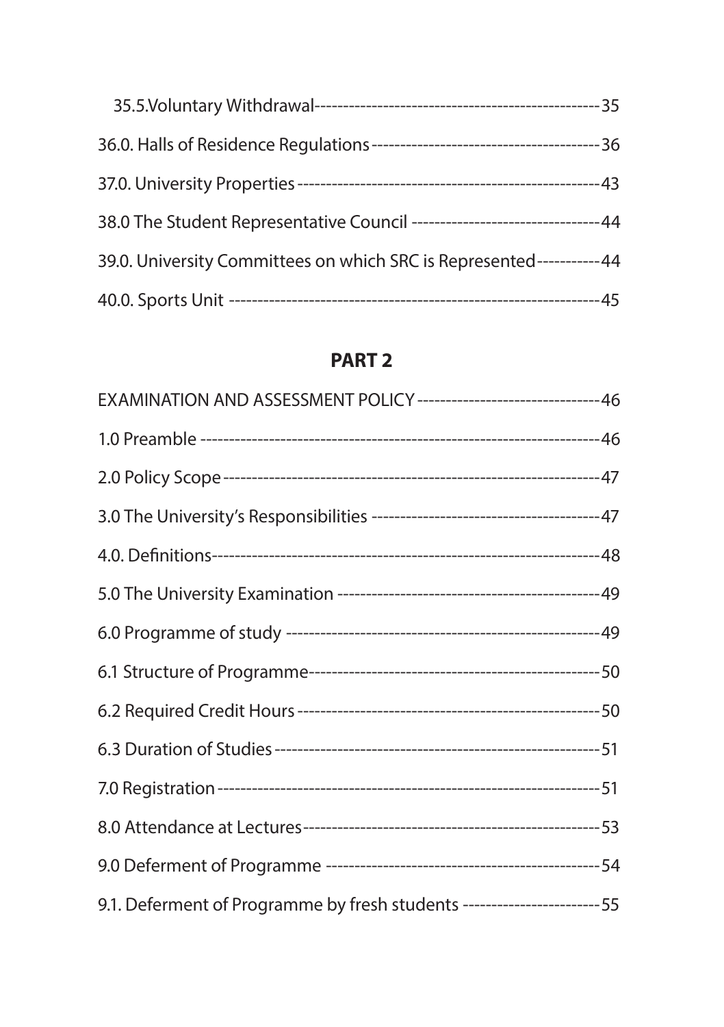35.5.Voluntary Withdrawal------------------------------------------------35

36.0. Halls of Residence Regulations--------------------------------------36

37.0. University Properties--------------------------------------------------43

38.0 The Student Representative Council ---------------------------------44

39.0. University Committees on which SRC is Represented-----------44

40.0. Sports Unit ------------------------------------------------------------45

## PART 2

EXAMINATION AND ASSESSMENT POLICY---------------------------------46

1.0 Preamble ---------------------------------------------------------------46

2.0 Policy Scope ------------------------------------------------------------47

3.0 The University's Responsibilities ----------------------------------------47

4.0. Definitions-------------------------------------------------------------48

5.0 The University Examination ---------------------------------------------49

6.0 Programme of study -----------------------------------------------------49

6.1 Structure of Programme--------------------------------------------------50

6.2 Required Credit Hours----------------------------------------------------50

6.3 Duration of Studies--------------------------------------------------------51

7.0 Registration-------------------------------------------------------------51

8.0 Attendance at Lectures----------------------------------------------------53

9.0 Deferment of Programme -------------------------------------------------54

9.1. Deferment of Programme by fresh students ------------------------55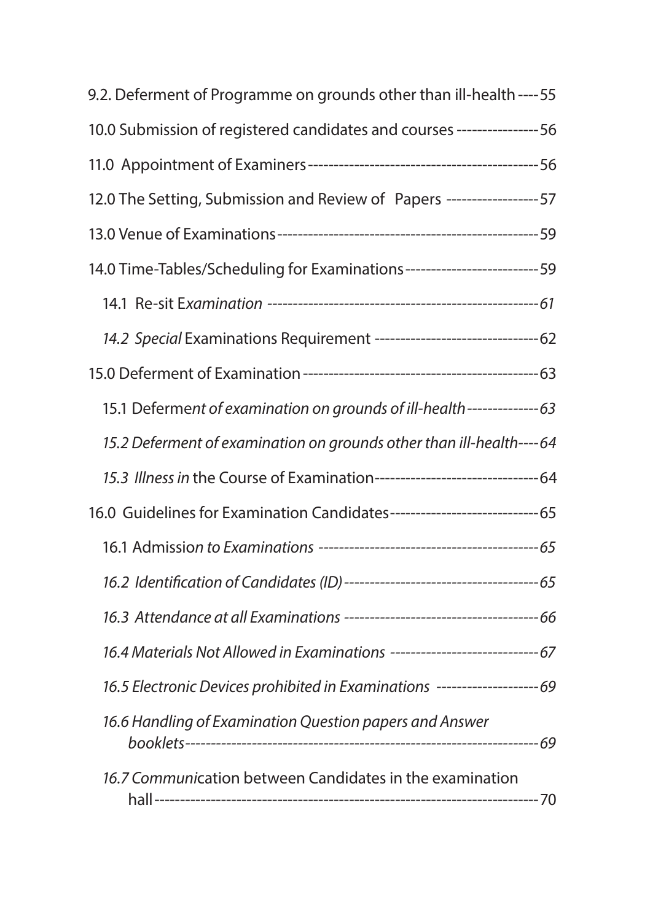9.2. Deferment of Programme on grounds other than ill-health ---- 55

10.0 Submission of registered candidates and courses ---------------- 56

11.0 Appointment of Examiners ------------------------------------------- 56

12.0 The Setting, Submission and Review of Papers ----------------- 57

13.0 Venue of Examinations ------------------------------------------------ 59

14.0 Time-Tables/Scheduling for Examinations ------------------------ 59

14.1 Re-sit E*xamination* ------------------------------------------------ *61*

*14.2 Special* Examinations Requirement -------------------------------- 62

15.0 Deferment of Examination ---------------------------------------------- 63

15.1 Deferme*nt of examination on grounds of ill-health* -------------- *63*

*15.2 Deferment of examination on grounds other than ill-health* ---- *64*

*15.3 Illness in* the Course of Examination -------------------------------- 64

16.0 Guidelines for Examination Candidates ----------------------------- 65

16.1 Admissio*n to Examinations* ------------------------------------------ *65*

*16.2 Identification of Candidates (ID)* -------------------------------------- *65*

*16.3 Attendance at all Examinations* --------------------------------------- *66*

*16.4 Materials Not Allowed in Examinations* ---------------------------- *67*

*16.5 Electronic Devices prohibited in Examinations* ------------------- *69*

*16.6 Handling of Examination Question papers and Answer booklets* ------------------------------------------------------------------ *69*

*16.7 Communi*cation between Candidates in the examination hall ---------------------------------------------------------------------- 70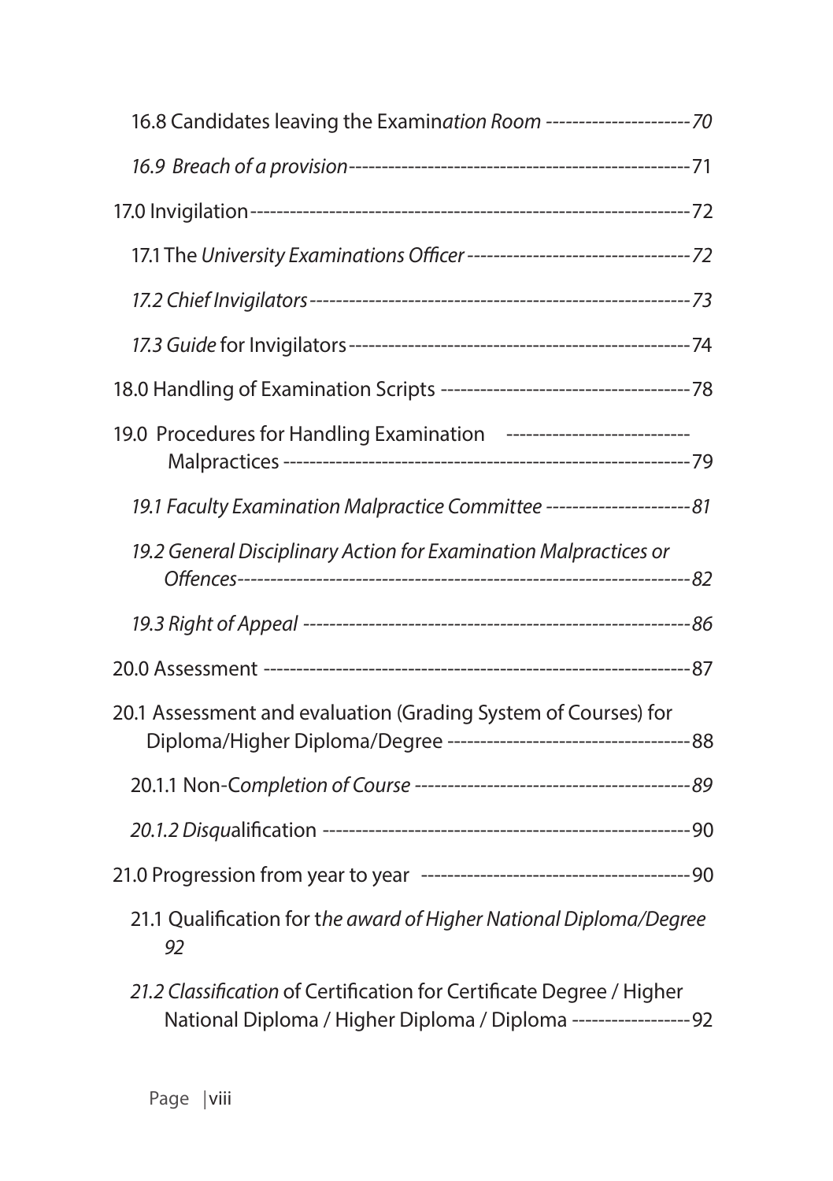16.8 Candidates leaving the Examin*ation Room* --------------------- *70*

*16.9 Breach of a provision*-------------------------------------------------- 71

17.0 Invigilation------------------------------------------------------------- 72

17.1 The *University Examinations Officer* --------------------------------- *72*

*17.2 Chief Invigilators*-------------------------------------------------------- *73*

*17.3 Guide* for Invigilators--------------------------------------------------- 74

18.0 Handling of Examination Scripts ------------------------------------- 78

19.0 Procedures for Handling Examination --------------------------- Malpractices ------------------------------------------------------------ 79

*19.1 Faculty Examination Malpractice Committee --------------------- 81*

*19.2 General Disciplinary Action for Examination Malpractices or Offences---------------------------------------------------------------- 82*

*19.3 Right of Appeal ------------------------------------------------------- 86*

20.0 Assessment ------------------------------------------------------------- 87

20.1 Assessment and evaluation (Grading System of Courses) for Diploma/Higher Diploma/Degree ------------------------------------ 88

20.1.1 Non-C*ompletion of Course* ---------------------------------------- *89*

*20.1.2 Disqu*alification ------------------------------------------------------ 90

21.0 Progression from year to year ---------------------------------------- 90

21.1 Qualification for t*he award of Higher National Diploma/Degree 92*

*21.2 Classification* of Certification for Certificate Degree / Higher National Diploma / Higher Diploma / Diploma ------------------ 92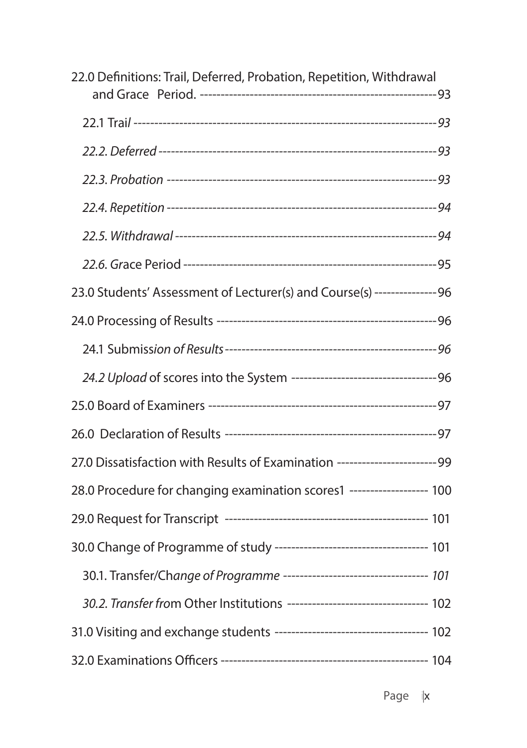22.0 Definitions: Trail, Deferred, Probation, Repetition, Withdrawal and Grace Period. ---------------------------------------------------------93

22.1 Trai*l* ---------------------------------------------------------------------------*93*

*22.2. Deferred* ---------------------------------------------------------------------*93*

*22.3. Probation* ------------------------------------------------------------------*93*

*22.4. Repetition* ------------------------------------------------------------------*94*

*22.5. Withdrawal* ----------------------------------------------------------------*94*

*22.6. Gr*ace Period ---------------------------------------------------------------95

23.0 Students' Assessment of Lecturer(s) and Course(s) ---------------96

24.0 Processing of Results -----------------------------------------------------96

24.1 Submiss*ion of Results* ---------------------------------------------------*96*

*24.2 Upload* of scores into the System -----------------------------------96

25.0 Board of Examiners --------------------------------------------------------97

26.0 Declaration of Results ---------------------------------------------------97

27.0 Dissatisfaction with Results of Examination ------------------------99

28.0 Procedure for changing examination scores1 ------------------- 100

29.0 Request for Transcript ------------------------------------------------ 101

30.0 Change of Programme of study ------------------------------------- 101

30.1. Transfer/Ch*ange of Programme* ----------------------------------- *101*

*30.2. Transfer fro*m Other Institutions ---------------------------------- 102

31.0 Visiting and exchange students ------------------------------------- 102

32.0 Examinations Officers -------------------------------------------------- 104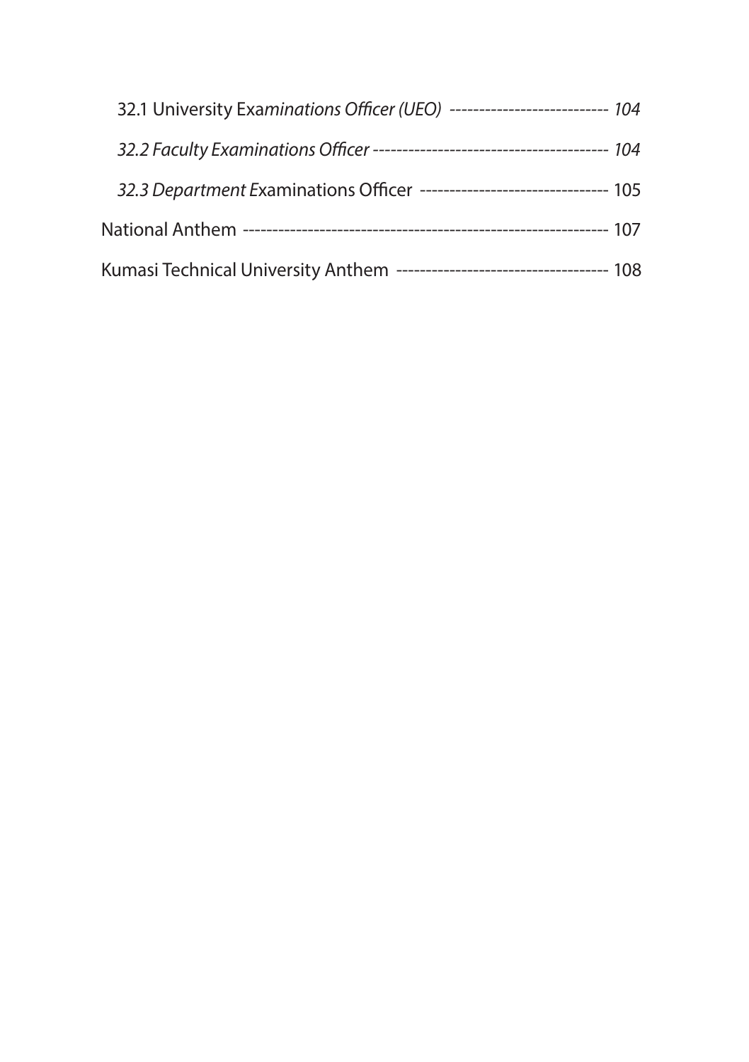32.1 University Ex*aminations Officer (UEO)* -------------------------- *104*

*32.2 Faculty Examinations Officer* --------------------------------------- *104*

*32.3 Department* Examinations Officer ------------------------------- 105

National Anthem ------------------------------------------------------------ 107

Kumasi Technical University Anthem ----------------------------------- 108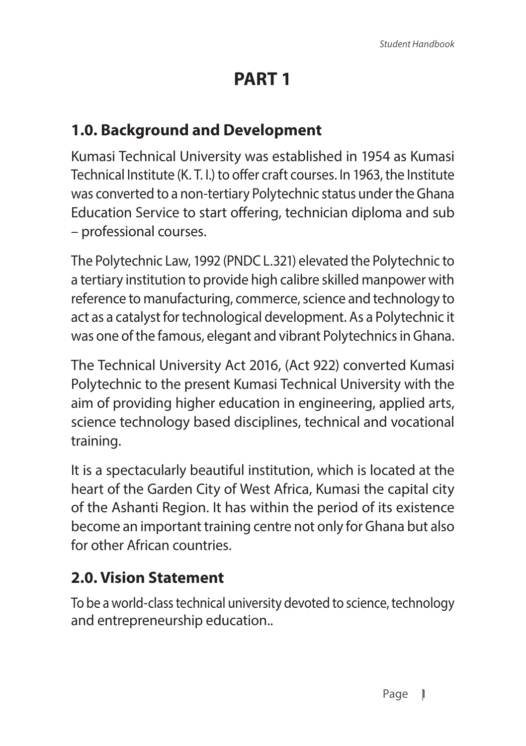# PART 1

## 1.0. Background and Development

Kumasi Technical University was established in 1954 as Kumasi Technical Institute (K. T. I.) to offer craft courses. In 1963, the Institute was converted to a non-tertiary Polytechnic status under the Ghana Education Service to start offering, technician diploma and sub – professional courses.

The Polytechnic Law, 1992 (PNDC L.321) elevated the Polytechnic to a tertiary institution to provide high calibre skilled manpower with reference to manufacturing, commerce, science and technology to act as a catalyst for technological development. As a Polytechnic it was one of the famous, elegant and vibrant Polytechnics in Ghana.

The Technical University Act 2016, (Act 922) converted Kumasi Polytechnic to the present Kumasi Technical University with the aim of providing higher education in engineering, applied arts, science technology based disciplines, technical and vocational training.

It is a spectacularly beautiful institution, which is located at the heart of the Garden City of West Africa, Kumasi the capital city of the Ashanti Region. It has within the period of its existence become an important training centre not only for Ghana but also for other African countries.

## 2.0. Vision Statement

To be a world-class technical university devoted to science, technology and entrepreneurship education..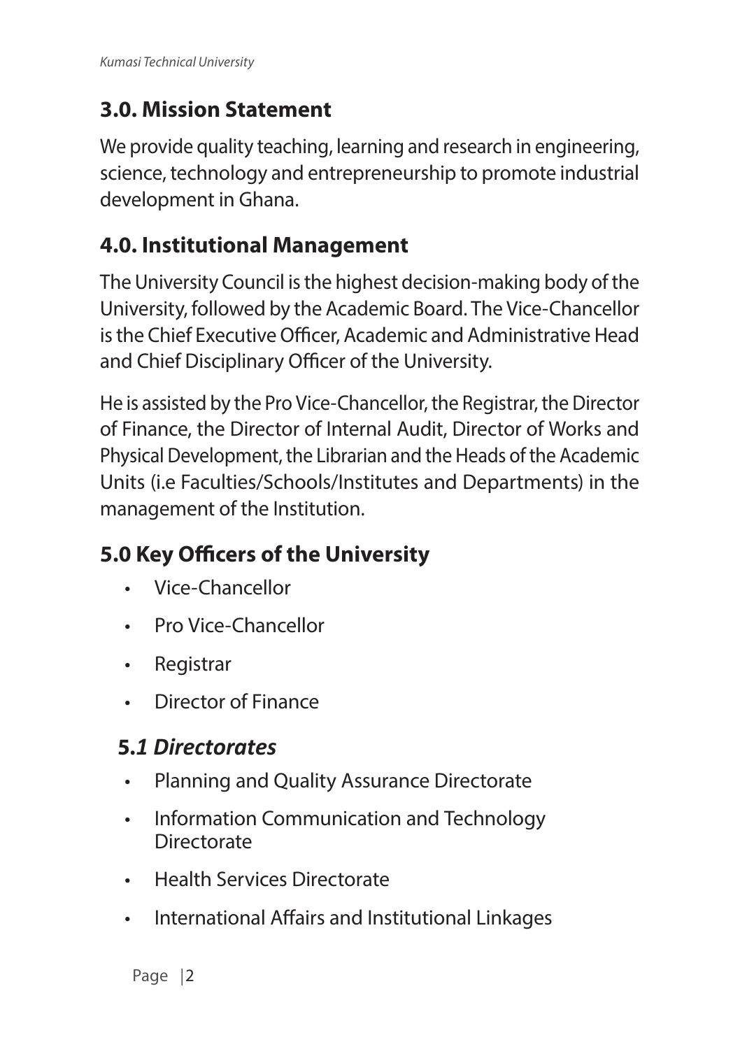## 3.0. Mission Statement

We provide quality teaching, learning and research in engineering, science, technology and entrepreneurship to promote industrial development in Ghana.

## 4.0. Institutional Management

The University Council is the highest decision-making body of the University, followed by the Academic Board. The Vice-Chancellor is the Chief Executive Officer, Academic and Administrative Head and Chief Disciplinary Officer of the University.

He is assisted by the Pro Vice-Chancellor, the Registrar, the Director of Finance, the Director of Internal Audit, Director of Works and Physical Development, the Librarian and the Heads of the Academic Units (i.e Faculties/Schools/Institutes and Departments) in the management of the Institution.

## 5.0 Key Officers of the University

- Vice-Chancellor
- Pro Vice-Chancellor
- Registrar
- Director of Finance

### 5.*1 Directorates*

- Planning and Quality Assurance Directorate
- Information Communication and Technology Directorate
- Health Services Directorate
- International Affairs and Institutional Linkages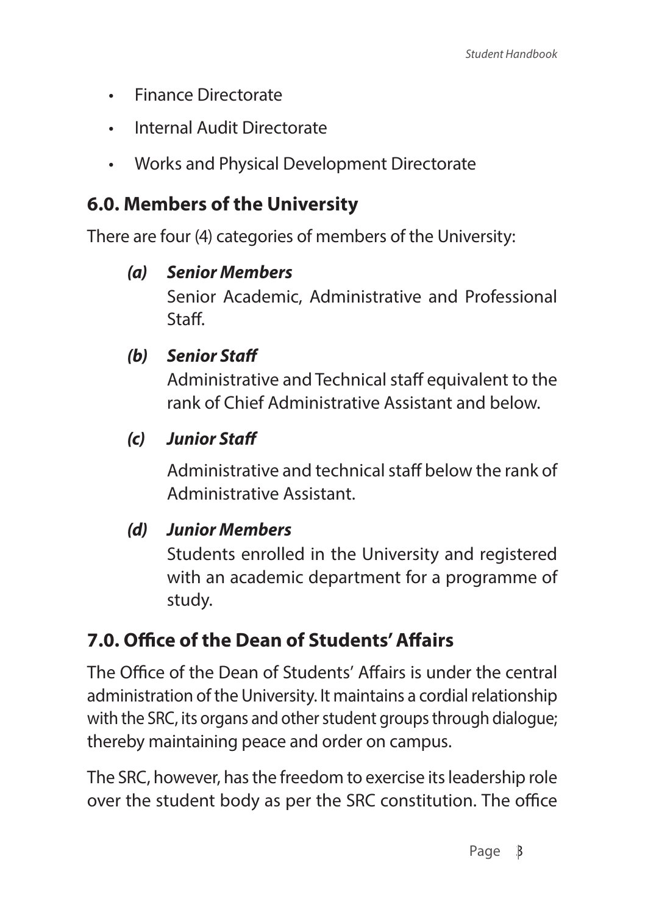- Finance Directorate
- Internal Audit Directorate
- Works and Physical Development Directorate

## 6.0. Members of the University

There are four (4) categories of members of the University:

***(a) Senior Members***

Senior Academic, Administrative and Professional Staff.

***(b) Senior Staff***

Administrative and Technical staff equivalent to the rank of Chief Administrative Assistant and below.

***(c) Junior Staff***

Administrative and technical staff below the rank of Administrative Assistant.

***(d) Junior Members***

Students enrolled in the University and registered with an academic department for a programme of study.

## 7.0. Office of the Dean of Students' Affairs

The Office of the Dean of Students' Affairs is under the central administration of the University. It maintains a cordial relationship with the SRC, its organs and other student groups through dialogue; thereby maintaining peace and order on campus.

The SRC, however, has the freedom to exercise its leadership role over the student body as per the SRC constitution. The office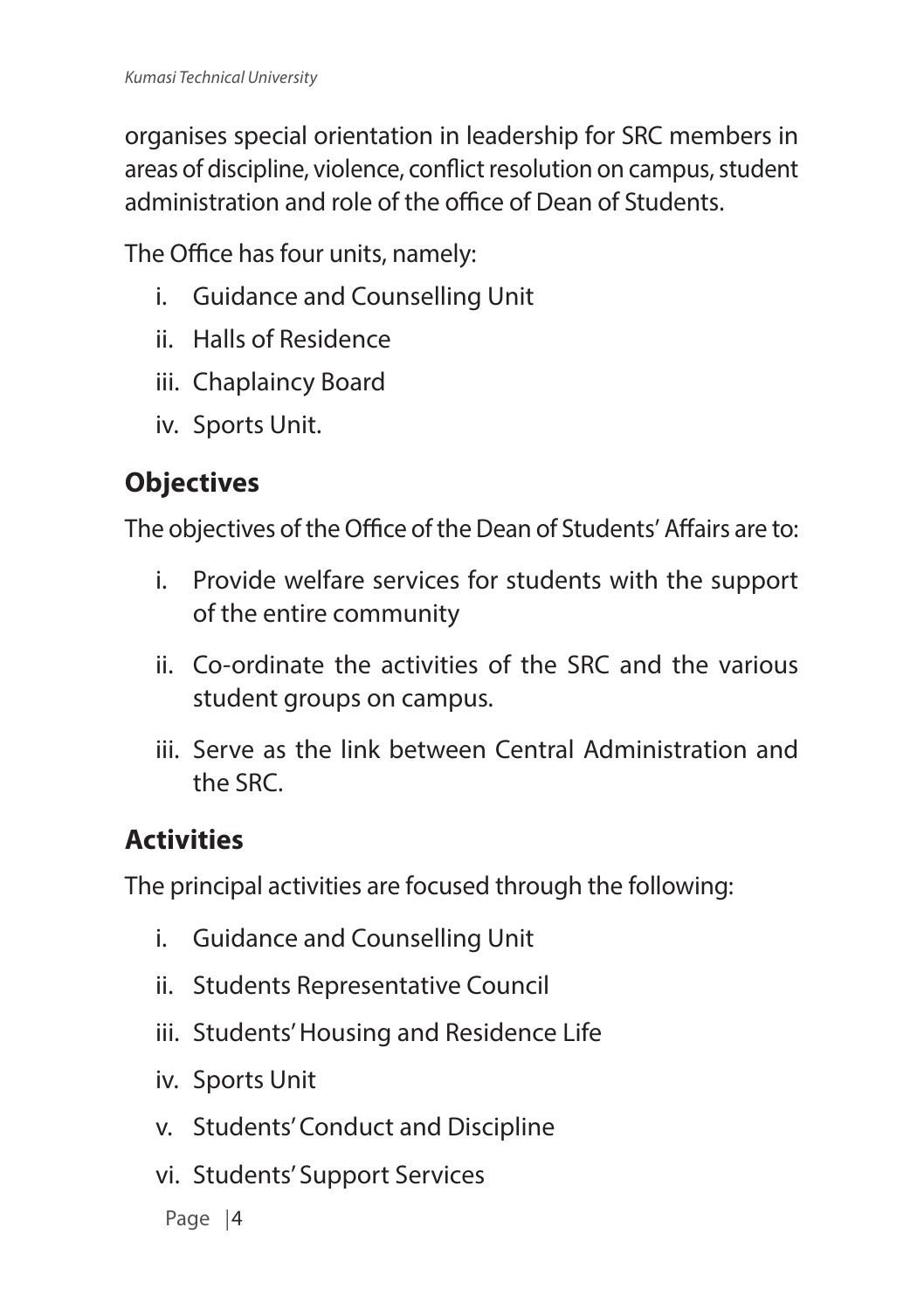organises special orientation in leadership for SRC members in areas of discipline, violence, conflict resolution on campus, student administration and role of the office of Dean of Students.

The Office has four units, namely:

i. Guidance and Counselling Unit
ii. Halls of Residence
iii. Chaplaincy Board
iv. Sports Unit.

## Objectives

The objectives of the Office of the Dean of Students' Affairs are to:

i. Provide welfare services for students with the support of the entire community
ii. Co-ordinate the activities of the SRC and the various student groups on campus.
iii. Serve as the link between Central Administration and the SRC.

## Activities

The principal activities are focused through the following:

i. Guidance and Counselling Unit
ii. Students Representative Council
iii. Students' Housing and Residence Life
iv. Sports Unit
v. Students' Conduct and Discipline
vi. Students' Support Services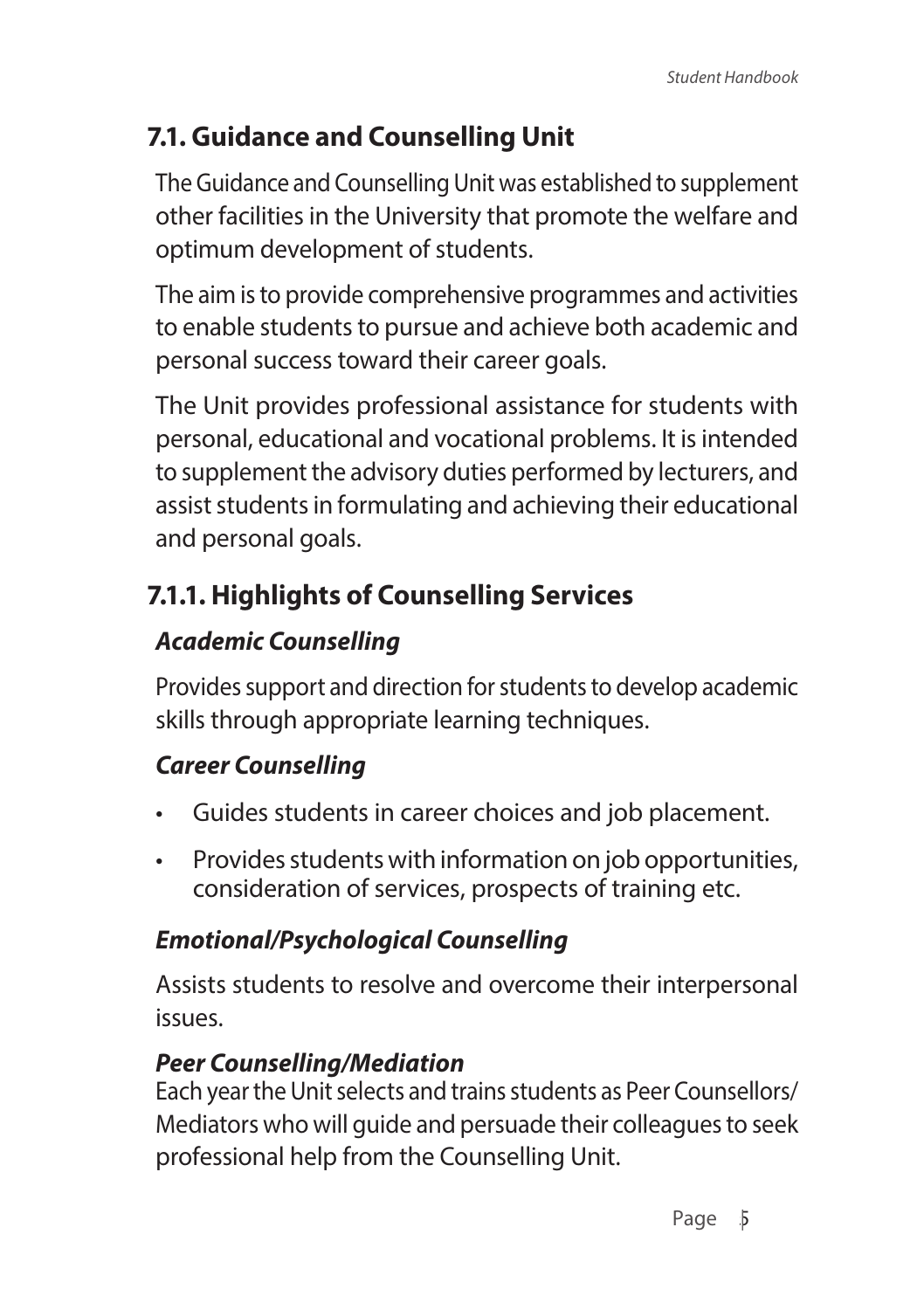## 7.1. Guidance and Counselling Unit

The Guidance and Counselling Unit was established to supplement other facilities in the University that promote the welfare and optimum development of students.

The aim is to provide comprehensive programmes and activities to enable students to pursue and achieve both academic and personal success toward their career goals.

The Unit provides professional assistance for students with personal, educational and vocational problems. It is intended to supplement the advisory duties performed by lecturers, and assist students in formulating and achieving their educational and personal goals.

### 7.1.1. Highlights of Counselling Services

***Academic Counselling***

Provides support and direction for students to develop academic skills through appropriate learning techniques.

***Career Counselling***

- Guides students in career choices and job placement.
- Provides students with information on job opportunities, consideration of services, prospects of training etc.

***Emotional/Psychological Counselling***

Assists students to resolve and overcome their interpersonal issues.

***Peer Counselling/Mediation***

Each year the Unit selects and trains students as Peer Counsellors/ Mediators who will guide and persuade their colleagues to seek professional help from the Counselling Unit.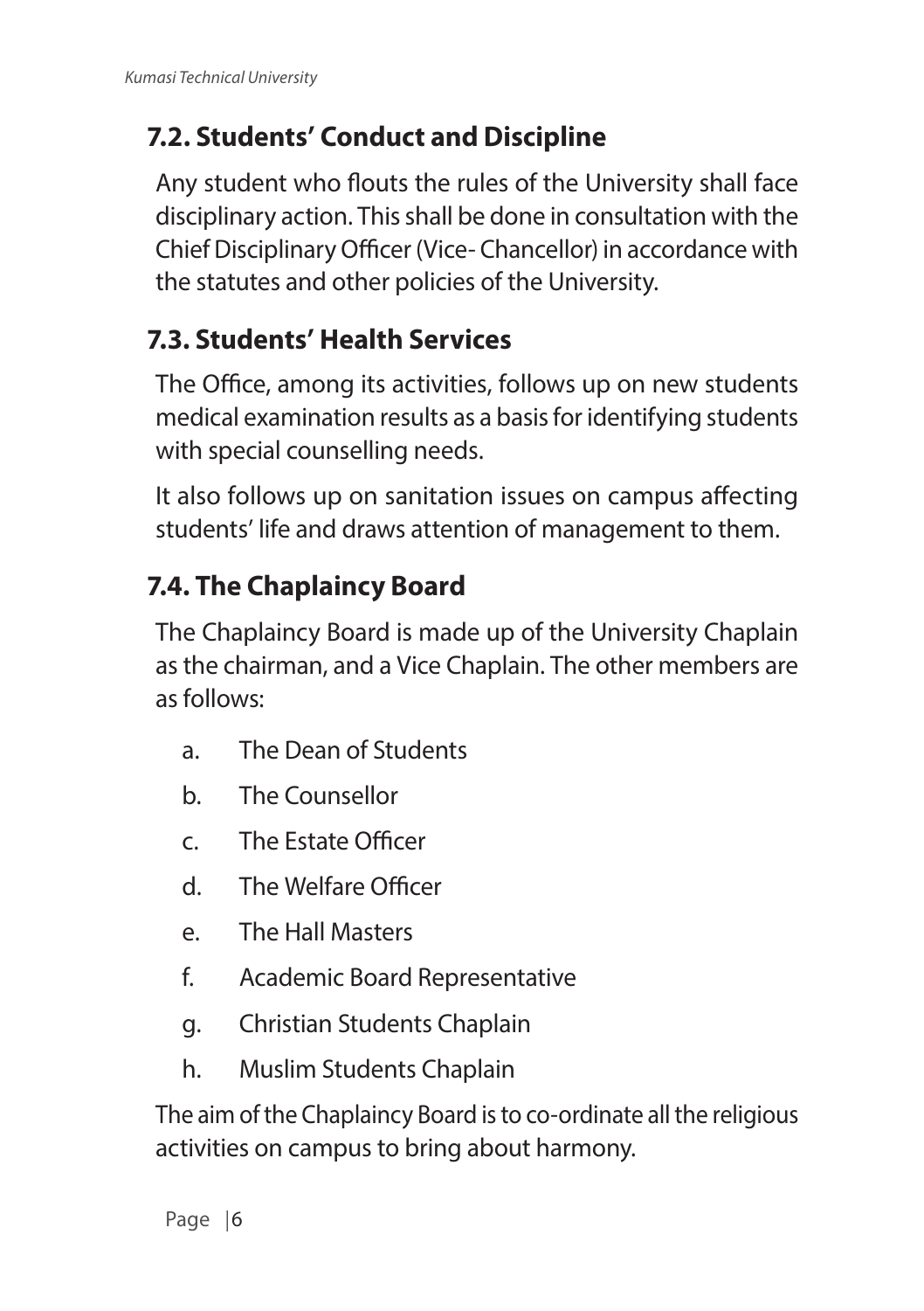## 7.2. Students' Conduct and Discipline

Any student who flouts the rules of the University shall face disciplinary action. This shall be done in consultation with the Chief Disciplinary Officer (Vice- Chancellor) in accordance with the statutes and other policies of the University.

## 7.3. Students' Health Services

The Office, among its activities, follows up on new students medical examination results as a basis for identifying students with special counselling needs.

It also follows up on sanitation issues on campus affecting students' life and draws attention of management to them.

## 7.4. The Chaplaincy Board

The Chaplaincy Board is made up of the University Chaplain as the chairman, and a Vice Chaplain. The other members are as follows:

a. The Dean of Students
b. The Counsellor
c. The Estate Officer
d. The Welfare Officer
e. The Hall Masters
f. Academic Board Representative
g. Christian Students Chaplain
h. Muslim Students Chaplain

The aim of the Chaplaincy Board is to co-ordinate all the religious activities on campus to bring about harmony.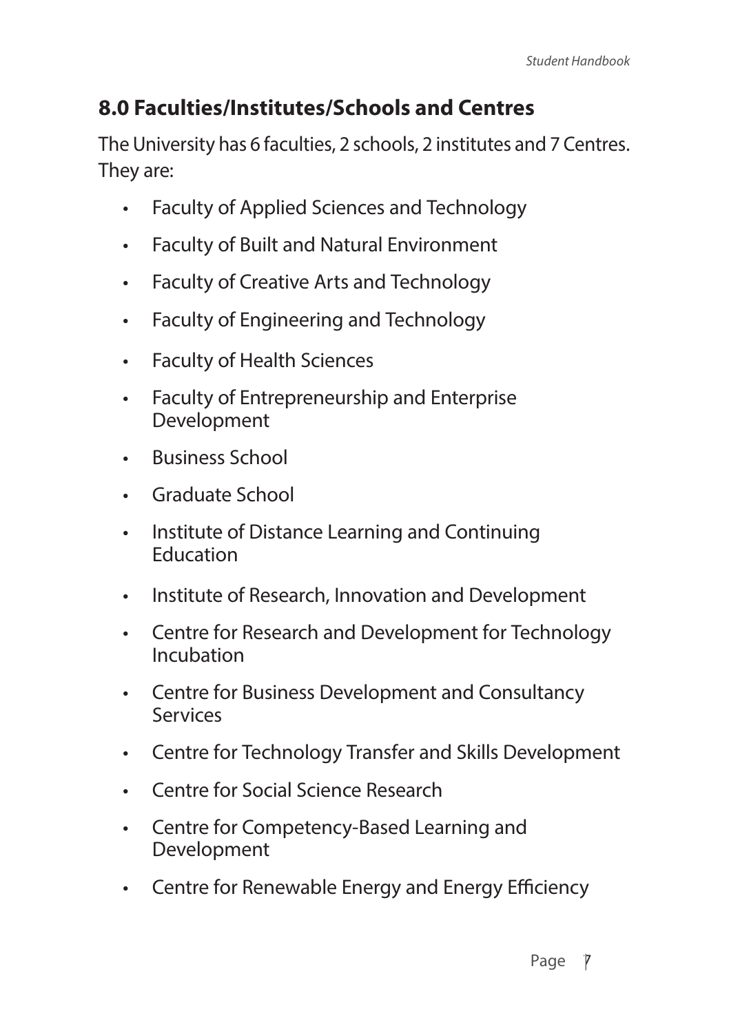## 8.0 Faculties/Institutes/Schools and Centres

The University has 6 faculties, 2 schools, 2 institutes and 7 Centres. They are:

- Faculty of Applied Sciences and Technology
- Faculty of Built and Natural Environment
- Faculty of Creative Arts and Technology
- Faculty of Engineering and Technology
- Faculty of Health Sciences
- Faculty of Entrepreneurship and Enterprise Development
- Business School
- Graduate School
- Institute of Distance Learning and Continuing Education
- Institute of Research, Innovation and Development
- Centre for Research and Development for Technology Incubation
- Centre for Business Development and Consultancy Services
- Centre for Technology Transfer and Skills Development
- Centre for Social Science Research
- Centre for Competency-Based Learning and Development
- Centre for Renewable Energy and Energy Efficiency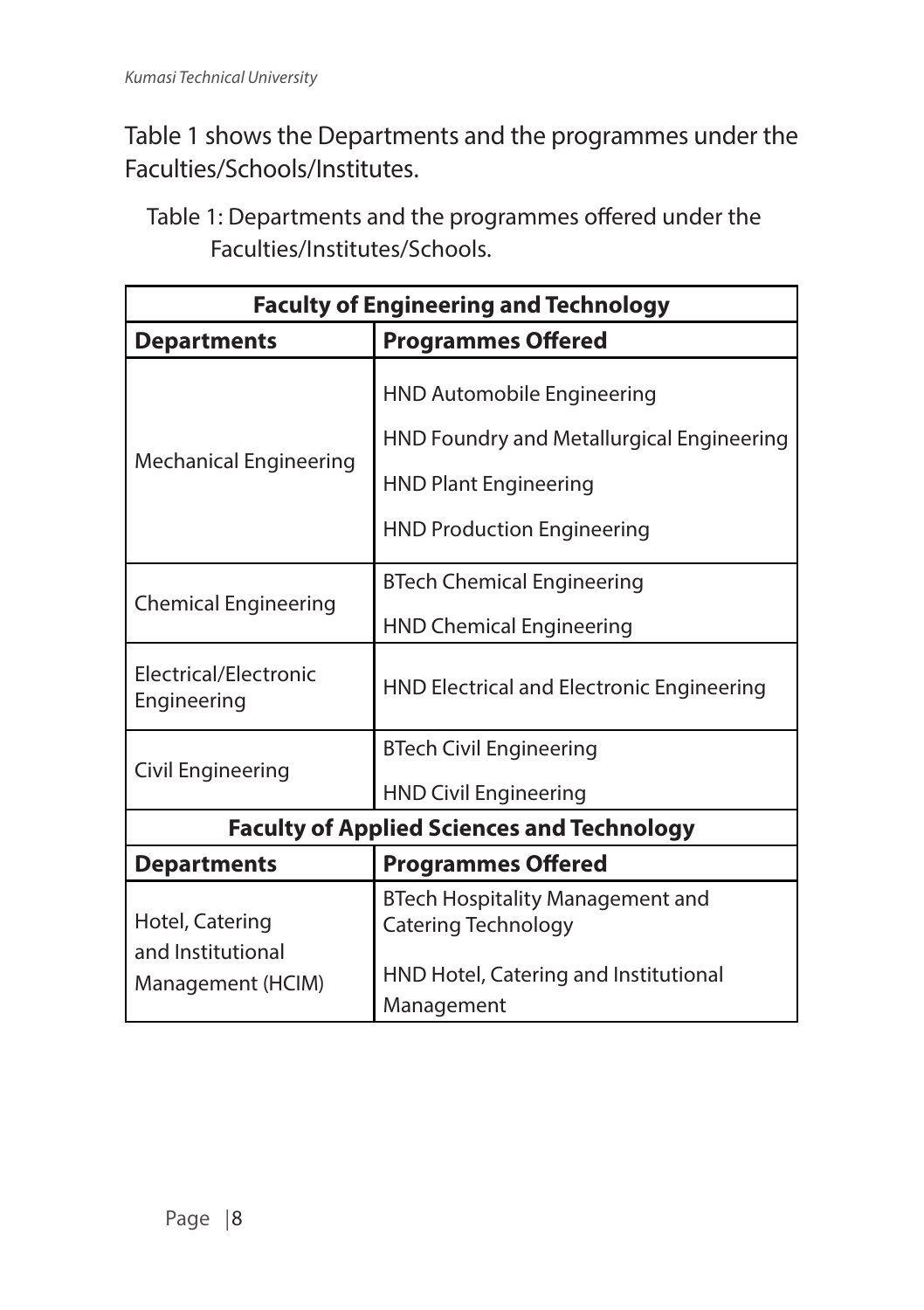Table 1 shows the Departments and the programmes under the Faculties/Schools/Institutes.

Table 1: Departments and the programmes offered under the Faculties/Institutes/Schools.

| **Faculty of Engineering and Technology** | |
|---|---|
| **Departments** | **Programmes Offered** |
| Mechanical Engineering | HND Automobile Engineering<br>HND Foundry and Metallurgical Engineering<br>HND Plant Engineering<br>HND Production Engineering |
| Chemical Engineering | BTech Chemical Engineering<br>HND Chemical Engineering |
| Electrical/Electronic Engineering | HND Electrical and Electronic Engineering |
| Civil Engineering | BTech Civil Engineering<br>HND Civil Engineering |
| **Faculty of Applied Sciences and Technology** | |
| **Departments** | **Programmes Offered** |
| Hotel, Catering and Institutional Management (HCIM) | BTech Hospitality Management and Catering Technology<br>HND Hotel, Catering and Institutional Management |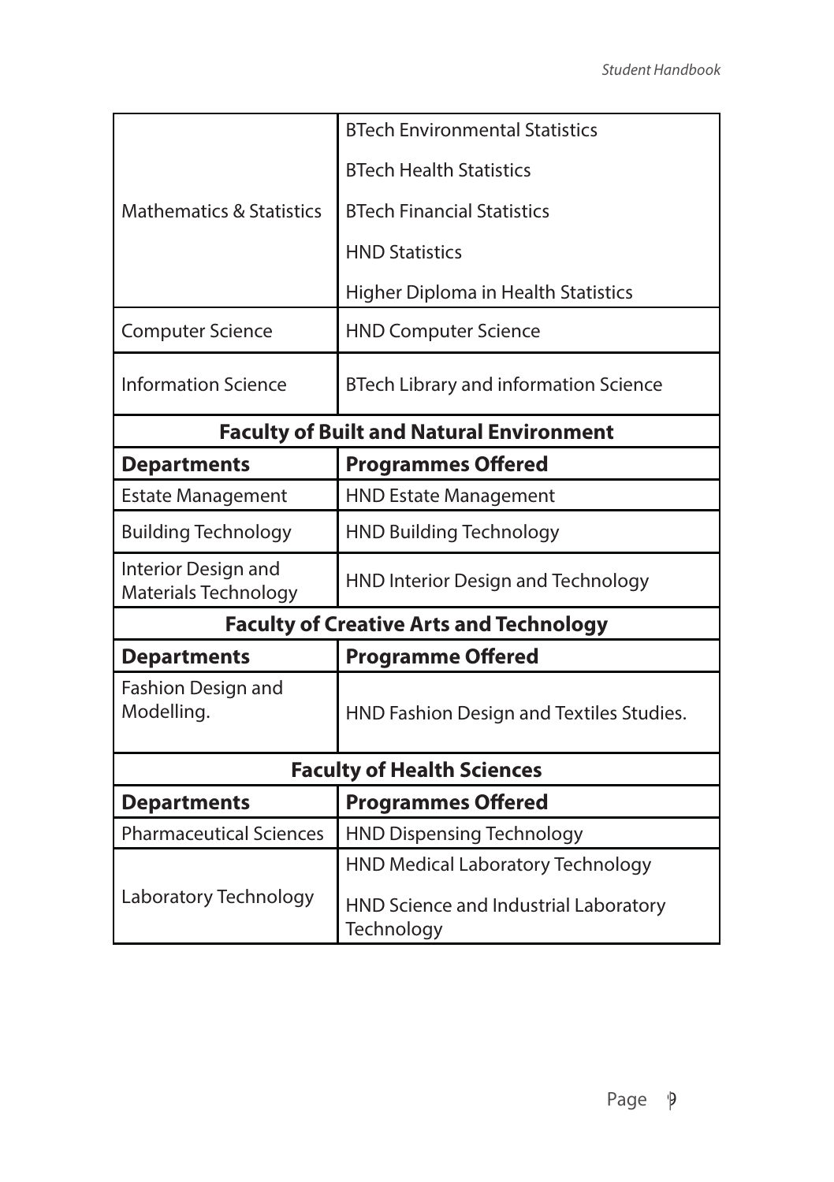| | |
|---|---|
| Mathematics & Statistics | BTech Environmental Statistics |
| | BTech Health Statistics |
| | BTech Financial Statistics |
| | HND Statistics |
| | Higher Diploma in Health Statistics |
| Computer Science | HND Computer Science |
| Information Science | BTech Library and information Science |

**Faculty of Built and Natural Environment**

| **Departments** | **Programmes Offered** |
|---|---|
| Estate Management | HND Estate Management |
| Building Technology | HND Building Technology |
| Interior Design and Materials Technology | HND Interior Design and Technology |

**Faculty of Creative Arts and Technology**

| **Departments** | **Programme Offered** |
|---|---|
| Fashion Design and Modelling. | HND Fashion Design and Textiles Studies. |

**Faculty of Health Sciences**

| **Departments** | **Programmes Offered** |
|---|---|
| Pharmaceutical Sciences | HND Dispensing Technology |
| Laboratory Technology | HND Medical Laboratory Technology |
| | HND Science and Industrial Laboratory Technology |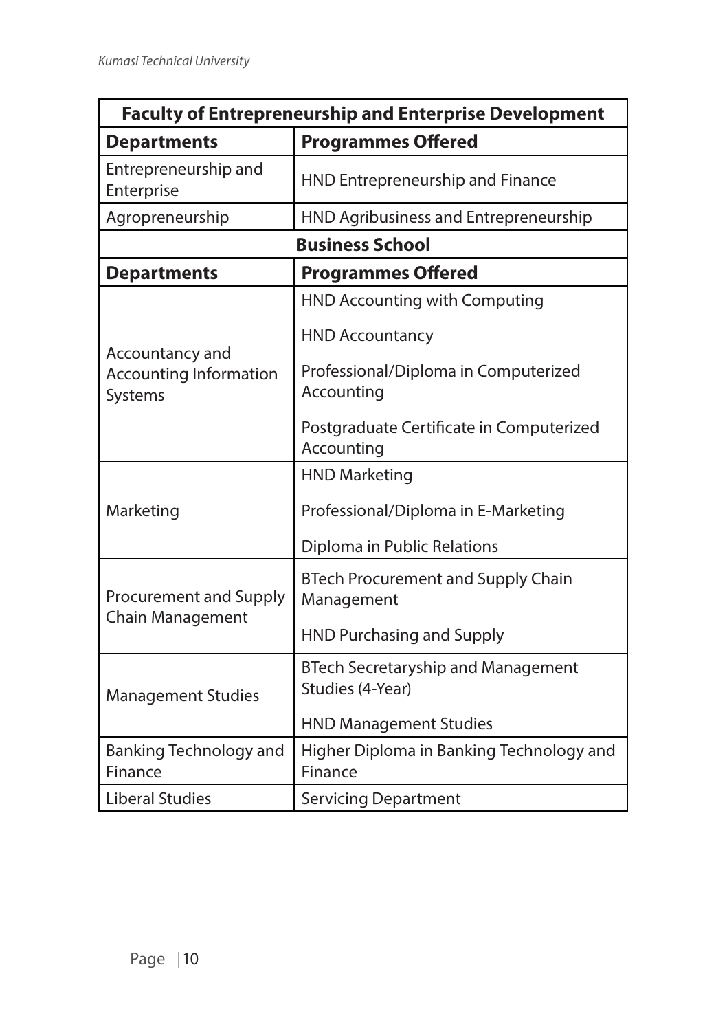| **Faculty of Entrepreneurship and Enterprise Development** | |
|---|---|
| **Departments** | **Programmes Offered** |
| Entrepreneurship and Enterprise | HND Entrepreneurship and Finance |
| Agropreneurship | HND Agribusiness and Entrepreneurship |

| **Business School** | |
|---|---|
| **Departments** | **Programmes Offered** |
| Accountancy and Accounting Information Systems | HND Accounting with Computing |
| | HND Accountancy |
| | Professional/Diploma in Computerized Accounting |
| | Postgraduate Certificate in Computerized Accounting |
| Marketing | HND Marketing |
| | Professional/Diploma in E-Marketing |
| | Diploma in Public Relations |
| Procurement and Supply Chain Management | BTech Procurement and Supply Chain Management |
| | HND Purchasing and Supply |
| Management Studies | BTech Secretaryship and Management Studies (4-Year) |
| | HND Management Studies |
| Banking Technology and Finance | Higher Diploma in Banking Technology and Finance |
| Liberal Studies | Servicing Department |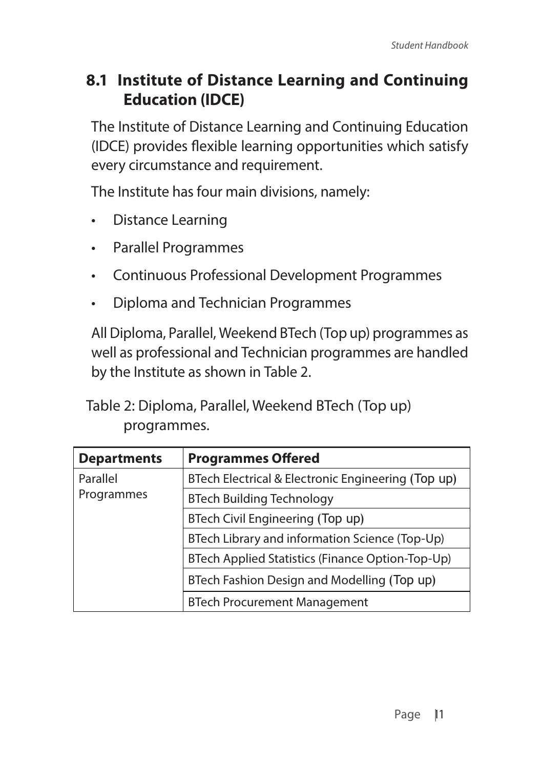## 8.1 Institute of Distance Learning and Continuing Education (IDCE)

The Institute of Distance Learning and Continuing Education (IDCE) provides flexible learning opportunities which satisfy every circumstance and requirement.

The Institute has four main divisions, namely:

- Distance Learning
- Parallel Programmes
- Continuous Professional Development Programmes
- Diploma and Technician Programmes

All Diploma, Parallel, Weekend BTech (Top up) programmes as well as professional and Technician programmes are handled by the Institute as shown in Table 2.

Table 2: Diploma, Parallel, Weekend BTech (Top up) programmes.

| Departments | Programmes Offered |
| --- | --- |
| Parallel Programmes | BTech Electrical & Electronic Engineering (Top up) |
| | BTech Building Technology |
| | BTech Civil Engineering (Top up) |
| | BTech Library and information Science (Top-Up) |
| | BTech Applied Statistics (Finance Option-Top-Up) |
| | BTech Fashion Design and Modelling (Top up) |
| | BTech Procurement Management |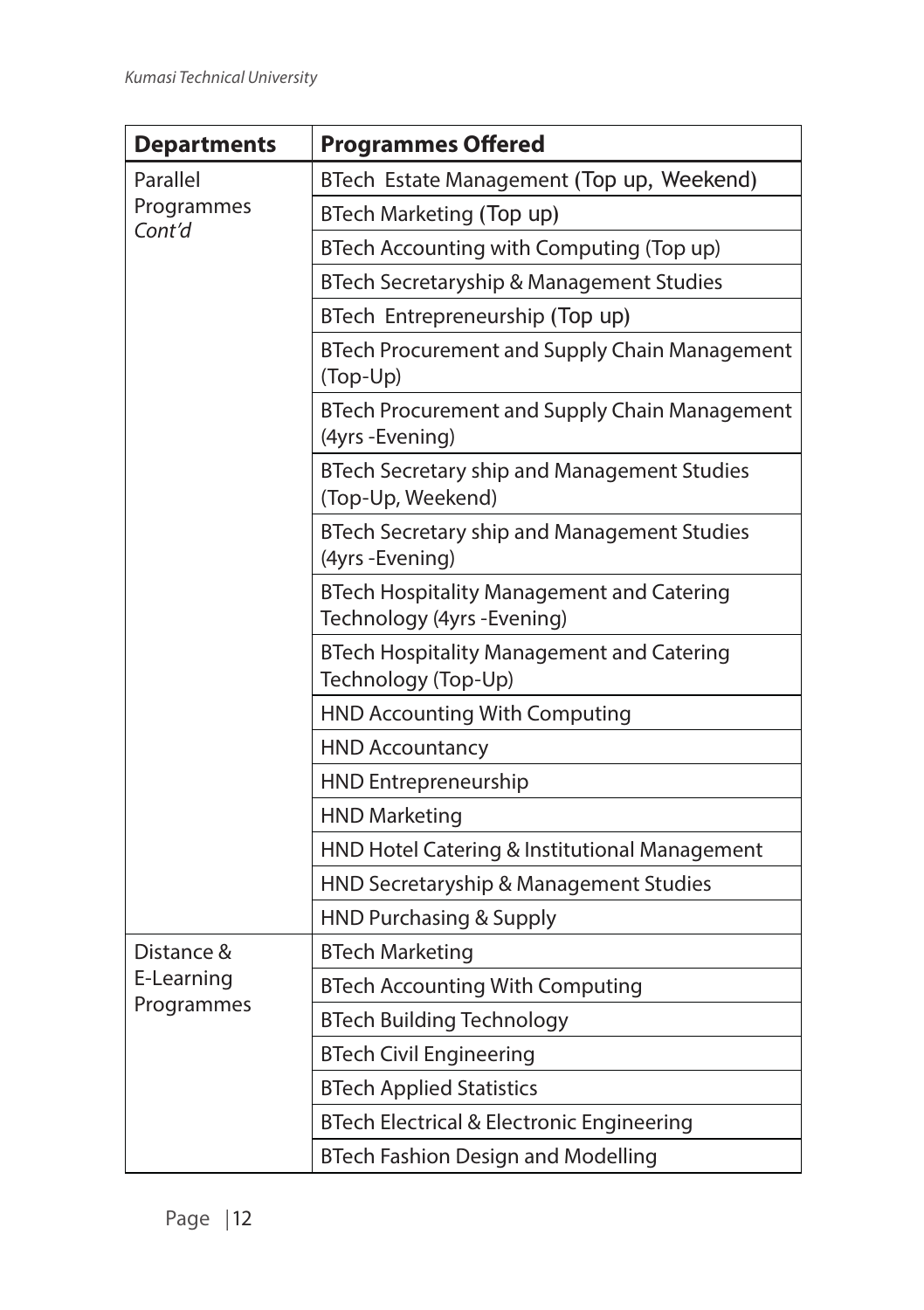| Departments | Programmes Offered |
|---|---|
| Parallel Programmes *Cont'd* | BTech Estate Management (Top up, Weekend) |
| | BTech Marketing (Top up) |
| | BTech Accounting with Computing (Top up) |
| | BTech Secretaryship & Management Studies |
| | BTech Entrepreneurship (Top up) |
| | BTech Procurement and Supply Chain Management (Top-Up) |
| | BTech Procurement and Supply Chain Management (4yrs -Evening) |
| | BTech Secretary ship and Management Studies (Top-Up, Weekend) |
| | BTech Secretary ship and Management Studies (4yrs -Evening) |
| | BTech Hospitality Management and Catering Technology (4yrs -Evening) |
| | BTech Hospitality Management and Catering Technology (Top-Up) |
| | HND Accounting With Computing |
| | HND Accountancy |
| | HND Entrepreneurship |
| | HND Marketing |
| | HND Hotel Catering & Institutional Management |
| | HND Secretaryship & Management Studies |
| | HND Purchasing & Supply |
| Distance & E-Learning Programmes | BTech Marketing |
| | BTech Accounting With Computing |
| | BTech Building Technology |
| | BTech Civil Engineering |
| | BTech Applied Statistics |
| | BTech Electrical & Electronic Engineering |
| | BTech Fashion Design and Modelling |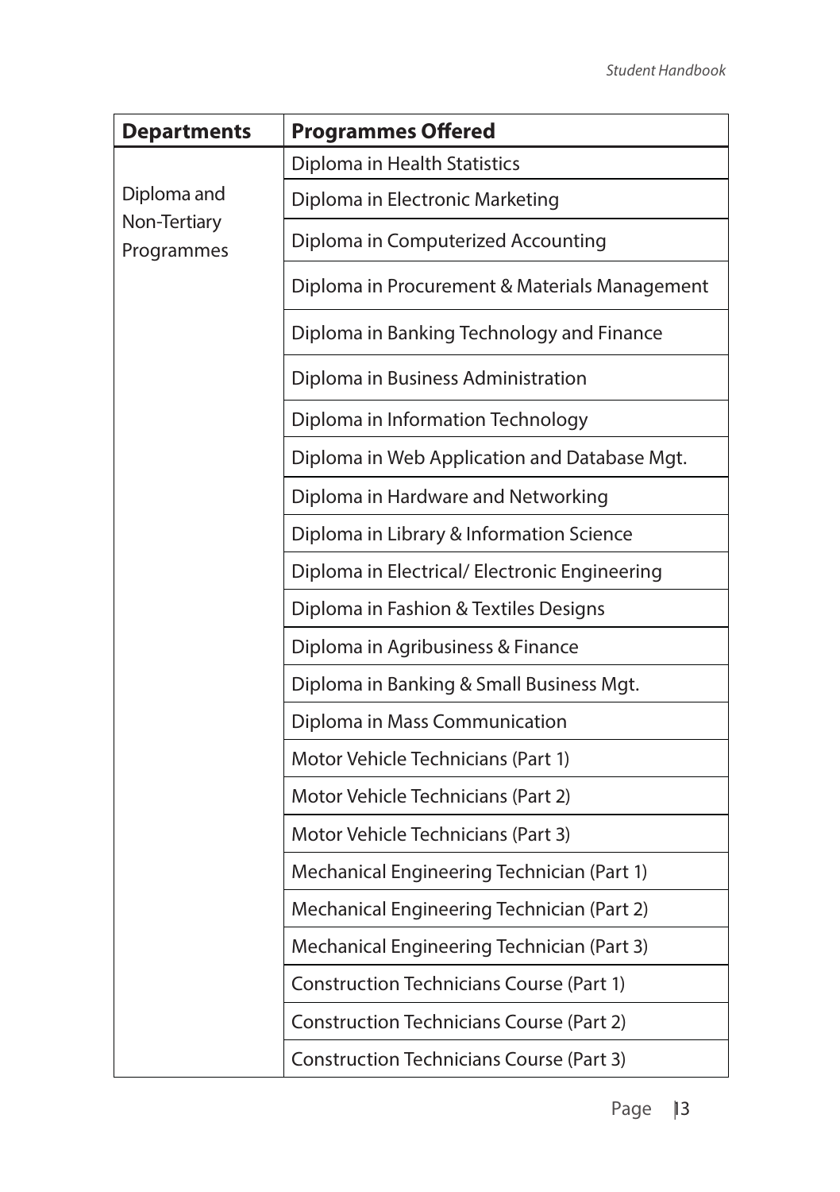| Departments | Programmes Offered |
|---|---|
| Diploma and Non-Tertiary Programmes | Diploma in Health Statistics |
| | Diploma in Electronic Marketing |
| | Diploma in Computerized Accounting |
| | Diploma in Procurement & Materials Management |
| | Diploma in Banking Technology and Finance |
| | Diploma in Business Administration |
| | Diploma in Information Technology |
| | Diploma in Web Application and Database Mgt. |
| | Diploma in Hardware and Networking |
| | Diploma in Library & Information Science |
| | Diploma in Electrical/ Electronic Engineering |
| | Diploma in Fashion & Textiles Designs |
| | Diploma in Agribusiness & Finance |
| | Diploma in Banking & Small Business Mgt. |
| | Diploma in Mass Communication |
| | Motor Vehicle Technicians (Part 1) |
| | Motor Vehicle Technicians (Part 2) |
| | Motor Vehicle Technicians (Part 3) |
| | Mechanical Engineering Technician (Part 1) |
| | Mechanical Engineering Technician (Part 2) |
| | Mechanical Engineering Technician (Part 3) |
| | Construction Technicians Course (Part 1) |
| | Construction Technicians Course (Part 2) |
| | Construction Technicians Course (Part 3) |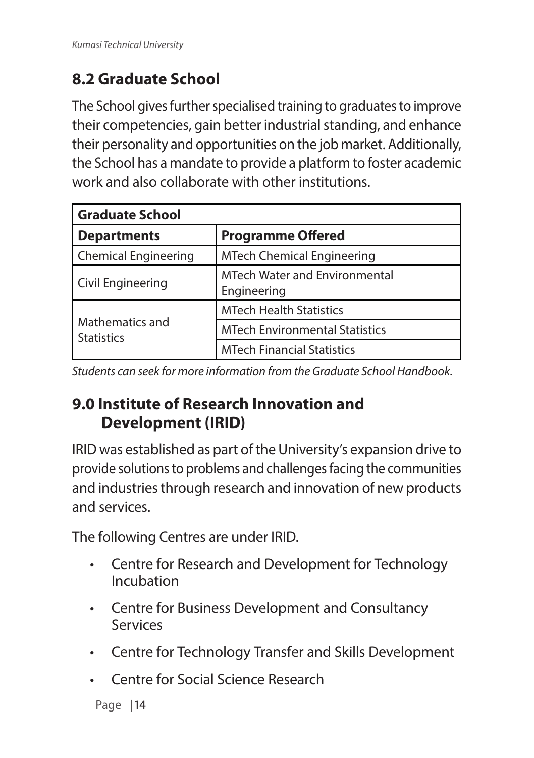## 8.2 Graduate School

The School gives further specialised training to graduates to improve their competencies, gain better industrial standing, and enhance their personality and opportunities on the job market. Additionally, the School has a mandate to provide a platform to foster academic work and also collaborate with other institutions.

| **Graduate School** | |
|---|---|
| **Departments** | **Programme Offered** |
| Chemical Engineering | MTech Chemical Engineering |
| Civil Engineering | MTech Water and Environmental Engineering |
| Mathematics and Statistics | MTech Health Statistics |
| | MTech Environmental Statistics |
| | MTech Financial Statistics |

*Students can seek for more information from the Graduate School Handbook.*

## 9.0 Institute of Research Innovation and Development (IRID)

IRID was established as part of the University's expansion drive to provide solutions to problems and challenges facing the communities and industries through research and innovation of new products and services.

The following Centres are under IRID.

- Centre for Research and Development for Technology Incubation
- Centre for Business Development and Consultancy Services
- Centre for Technology Transfer and Skills Development
- Centre for Social Science Research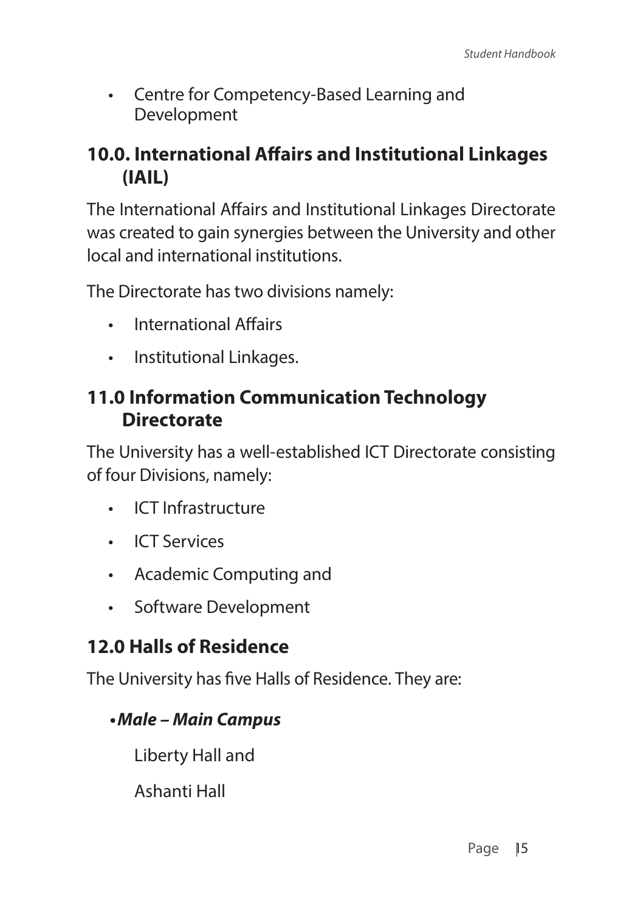- Centre for Competency-Based Learning and Development

## 10.0. International Affairs and Institutional Linkages (IAIL)

The International Affairs and Institutional Linkages Directorate was created to gain synergies between the University and other local and international institutions.

The Directorate has two divisions namely:

- International Affairs
- Institutional Linkages.

## 11.0 Information Communication Technology Directorate

The University has a well-established ICT Directorate consisting of four Divisions, namely:

- ICT Infrastructure
- ICT Services
- Academic Computing and
- Software Development

## 12.0 Halls of Residence

The University has five Halls of Residence. They are:

- ***Male – Main Campus***

  Liberty Hall and

  Ashanti Hall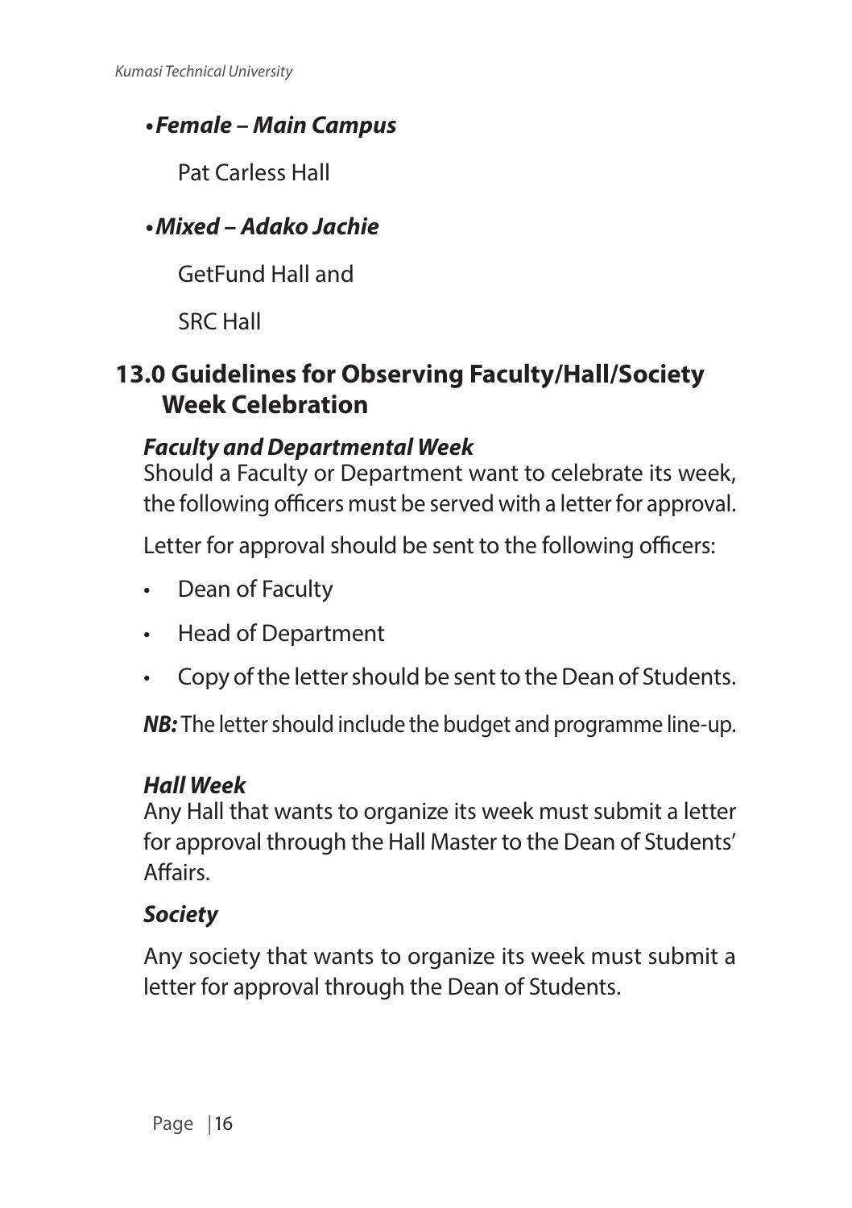- ***Female – Main Campus***

  Pat Carless Hall

- ***Mixed – Adako Jachie***

  GetFund Hall and

  SRC Hall

## 13.0 Guidelines for Observing Faculty/Hall/Society Week Celebration

***Faculty and Departmental Week***

Should a Faculty or Department want to celebrate its week, the following officers must be served with a letter for approval.

Letter for approval should be sent to the following officers:

- Dean of Faculty
- Head of Department
- Copy of the letter should be sent to the Dean of Students.

***NB:*** The letter should include the budget and programme line-up.

***Hall Week***

Any Hall that wants to organize its week must submit a letter for approval through the Hall Master to the Dean of Students' Affairs.

***Society***

Any society that wants to organize its week must submit a letter for approval through the Dean of Students.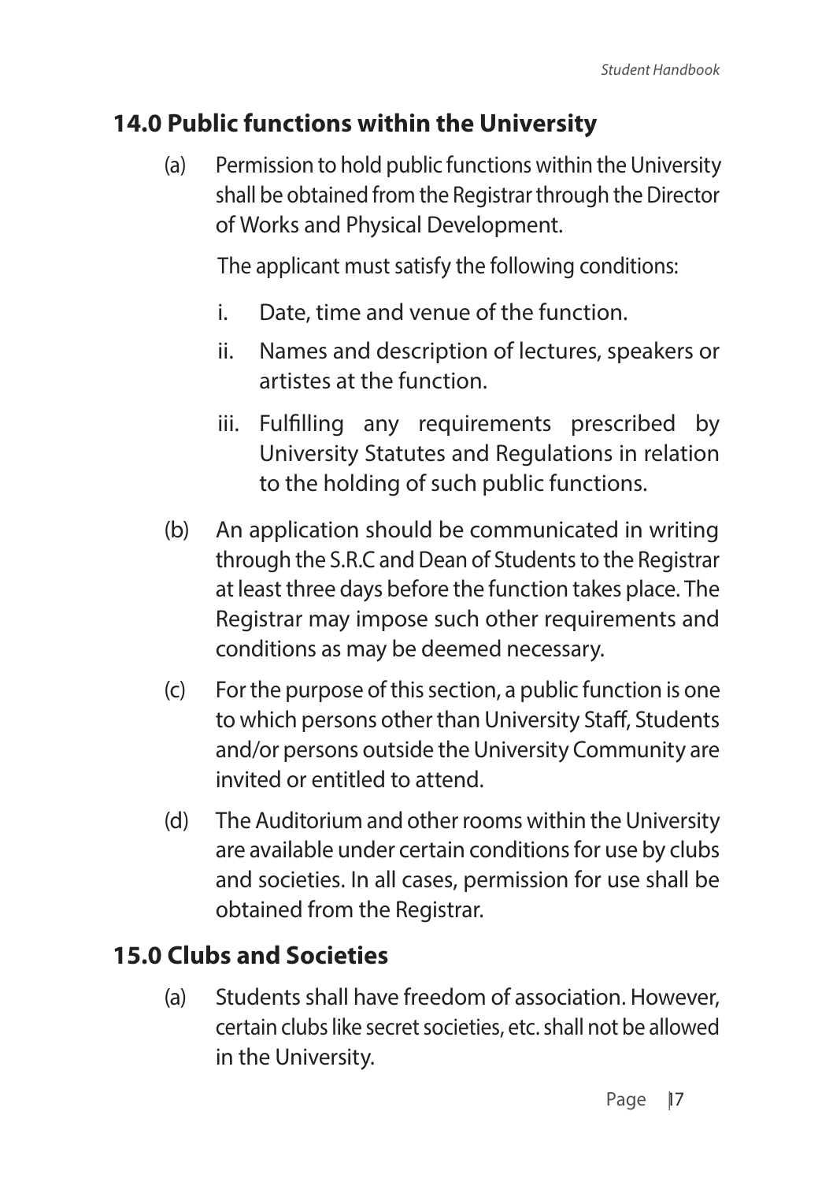## 14.0 Public functions within the University

(a) Permission to hold public functions within the University shall be obtained from the Registrar through the Director of Works and Physical Development.

The applicant must satisfy the following conditions:

i. Date, time and venue of the function.

ii. Names and description of lectures, speakers or artistes at the function.

iii. Fulfilling any requirements prescribed by University Statutes and Regulations in relation to the holding of such public functions.

(b) An application should be communicated in writing through the S.R.C and Dean of Students to the Registrar at least three days before the function takes place. The Registrar may impose such other requirements and conditions as may be deemed necessary.

(c) For the purpose of this section, a public function is one to which persons other than University Staff, Students and/or persons outside the University Community are invited or entitled to attend.

(d) The Auditorium and other rooms within the University are available under certain conditions for use by clubs and societies. In all cases, permission for use shall be obtained from the Registrar.

## 15.0 Clubs and Societies

(a) Students shall have freedom of association. However, certain clubs like secret societies, etc. shall not be allowed in the University.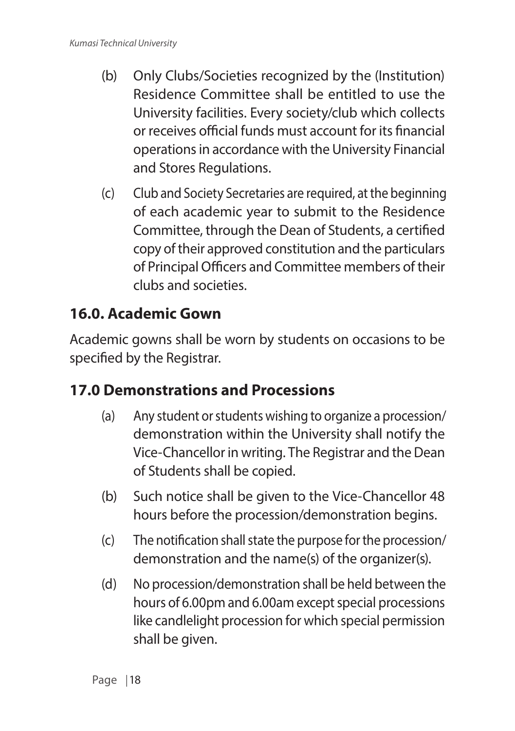(b) Only Clubs/Societies recognized by the (Institution) Residence Committee shall be entitled to use the University facilities. Every society/club which collects or receives official funds must account for its financial operations in accordance with the University Financial and Stores Regulations.

(c) Club and Society Secretaries are required, at the beginning of each academic year to submit to the Residence Committee, through the Dean of Students, a certified copy of their approved constitution and the particulars of Principal Officers and Committee members of their clubs and societies.

## 16.0. Academic Gown

Academic gowns shall be worn by students on occasions to be specified by the Registrar.

## 17.0 Demonstrations and Processions

(a) Any student or students wishing to organize a procession/demonstration within the University shall notify the Vice-Chancellor in writing. The Registrar and the Dean of Students shall be copied.

(b) Such notice shall be given to the Vice-Chancellor 48 hours before the procession/demonstration begins.

(c) The notification shall state the purpose for the procession/demonstration and the name(s) of the organizer(s).

(d) No procession/demonstration shall be held between the hours of 6.00pm and 6.00am except special processions like candlelight procession for which special permission shall be given.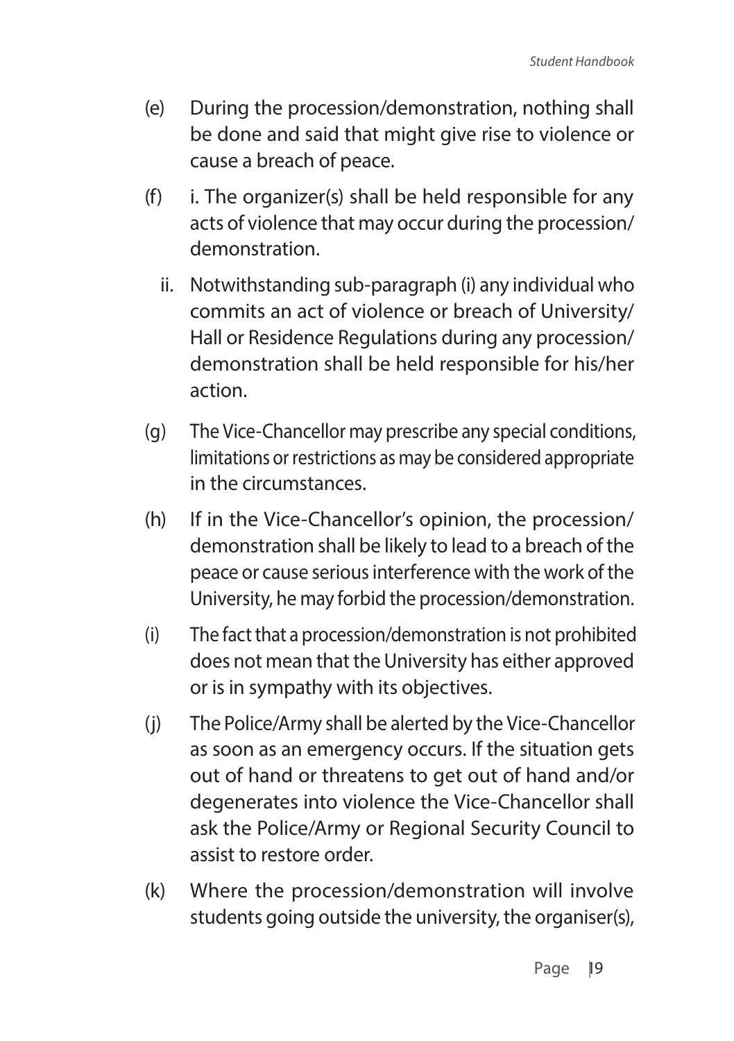(e) During the procession/demonstration, nothing shall be done and said that might give rise to violence or cause a breach of peace.

(f) i. The organizer(s) shall be held responsible for any acts of violence that may occur during the procession/demonstration.

  ii. Notwithstanding sub-paragraph (i) any individual who commits an act of violence or breach of University/Hall or Residence Regulations during any procession/demonstration shall be held responsible for his/her action.

(g) The Vice-Chancellor may prescribe any special conditions, limitations or restrictions as may be considered appropriate in the circumstances.

(h) If in the Vice-Chancellor's opinion, the procession/demonstration shall be likely to lead to a breach of the peace or cause serious interference with the work of the University, he may forbid the procession/demonstration.

(i) The fact that a procession/demonstration is not prohibited does not mean that the University has either approved or is in sympathy with its objectives.

(j) The Police/Army shall be alerted by the Vice-Chancellor as soon as an emergency occurs. If the situation gets out of hand or threatens to get out of hand and/or degenerates into violence the Vice-Chancellor shall ask the Police/Army or Regional Security Council to assist to restore order.

(k) Where the procession/demonstration will involve students going outside the university, the organiser(s),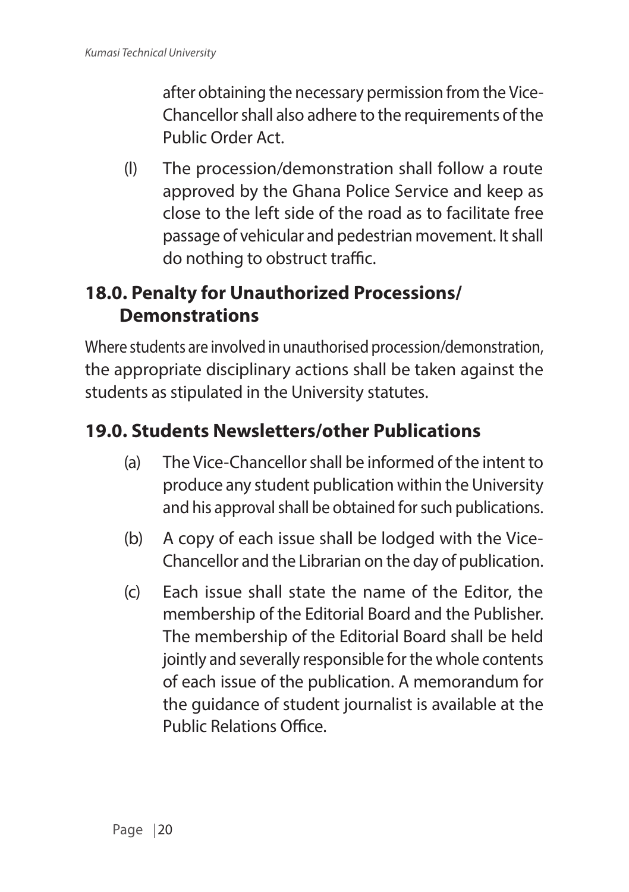after obtaining the necessary permission from the Vice-Chancellor shall also adhere to the requirements of the Public Order Act.

(l) The procession/demonstration shall follow a route approved by the Ghana Police Service and keep as close to the left side of the road as to facilitate free passage of vehicular and pedestrian movement. It shall do nothing to obstruct traffic.

## 18.0. Penalty for Unauthorized Processions/ Demonstrations

Where students are involved in unauthorised procession/demonstration, the appropriate disciplinary actions shall be taken against the students as stipulated in the University statutes.

## 19.0. Students Newsletters/other Publications

(a) The Vice-Chancellor shall be informed of the intent to produce any student publication within the University and his approval shall be obtained for such publications.

(b) A copy of each issue shall be lodged with the Vice-Chancellor and the Librarian on the day of publication.

(c) Each issue shall state the name of the Editor, the membership of the Editorial Board and the Publisher. The membership of the Editorial Board shall be held jointly and severally responsible for the whole contents of each issue of the publication. A memorandum for the guidance of student journalist is available at the Public Relations Office.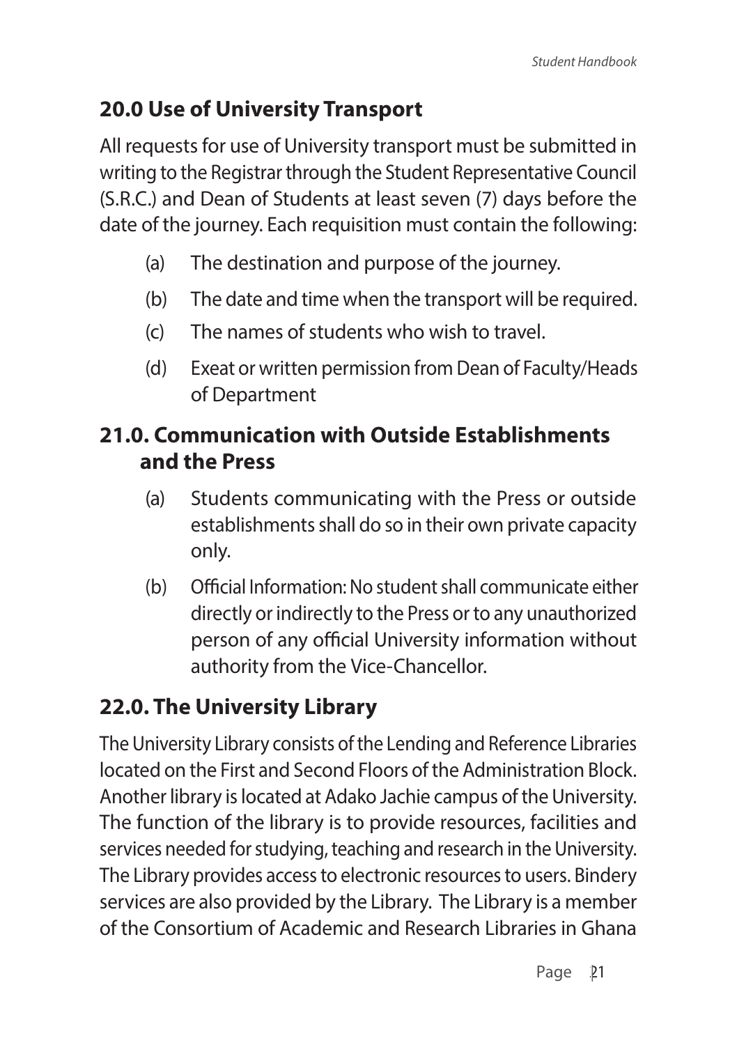## 20.0 Use of University Transport

All requests for use of University transport must be submitted in writing to the Registrar through the Student Representative Council (S.R.C.) and Dean of Students at least seven (7) days before the date of the journey. Each requisition must contain the following:

(a) The destination and purpose of the journey.

(b) The date and time when the transport will be required.

(c) The names of students who wish to travel.

(d) Exeat or written permission from Dean of Faculty/Heads of Department

## 21.0. Communication with Outside Establishments and the Press

(a) Students communicating with the Press or outside establishments shall do so in their own private capacity only.

(b) Official Information: No student shall communicate either directly or indirectly to the Press or to any unauthorized person of any official University information without authority from the Vice-Chancellor.

## 22.0. The University Library

The University Library consists of the Lending and Reference Libraries located on the First and Second Floors of the Administration Block. Another library is located at Adako Jachie campus of the University. The function of the library is to provide resources, facilities and services needed for studying, teaching and research in the University. The Library provides access to electronic resources to users. Bindery services are also provided by the Library. The Library is a member of the Consortium of Academic and Research Libraries in Ghana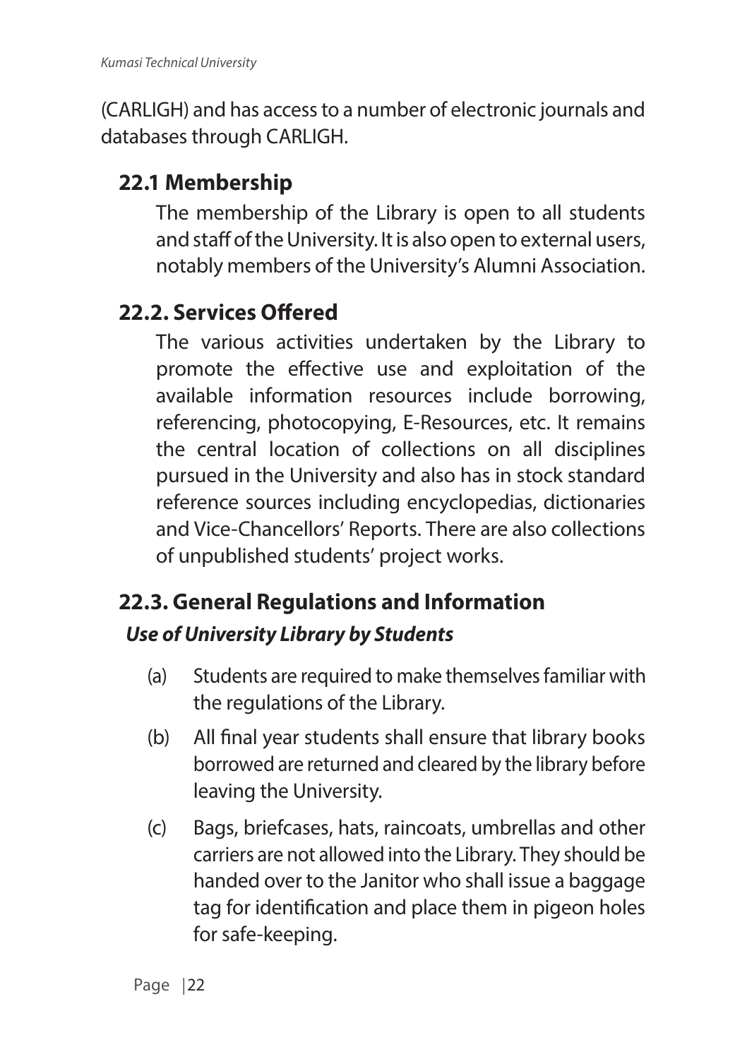(CARLIGH) and has access to a number of electronic journals and databases through CARLIGH.

## 22.1 Membership

The membership of the Library is open to all students and staff of the University. It is also open to external users, notably members of the University's Alumni Association.

## 22.2. Services Offered

The various activities undertaken by the Library to promote the effective use and exploitation of the available information resources include borrowing, referencing, photocopying, E-Resources, etc. It remains the central location of collections on all disciplines pursued in the University and also has in stock standard reference sources including encyclopedias, dictionaries and Vice-Chancellors' Reports. There are also collections of unpublished students' project works.

## 22.3. General Regulations and Information

***Use of University Library by Students***

(a) Students are required to make themselves familiar with the regulations of the Library.

(b) All final year students shall ensure that library books borrowed are returned and cleared by the library before leaving the University.

(c) Bags, briefcases, hats, raincoats, umbrellas and other carriers are not allowed into the Library. They should be handed over to the Janitor who shall issue a baggage tag for identification and place them in pigeon holes for safe-keeping.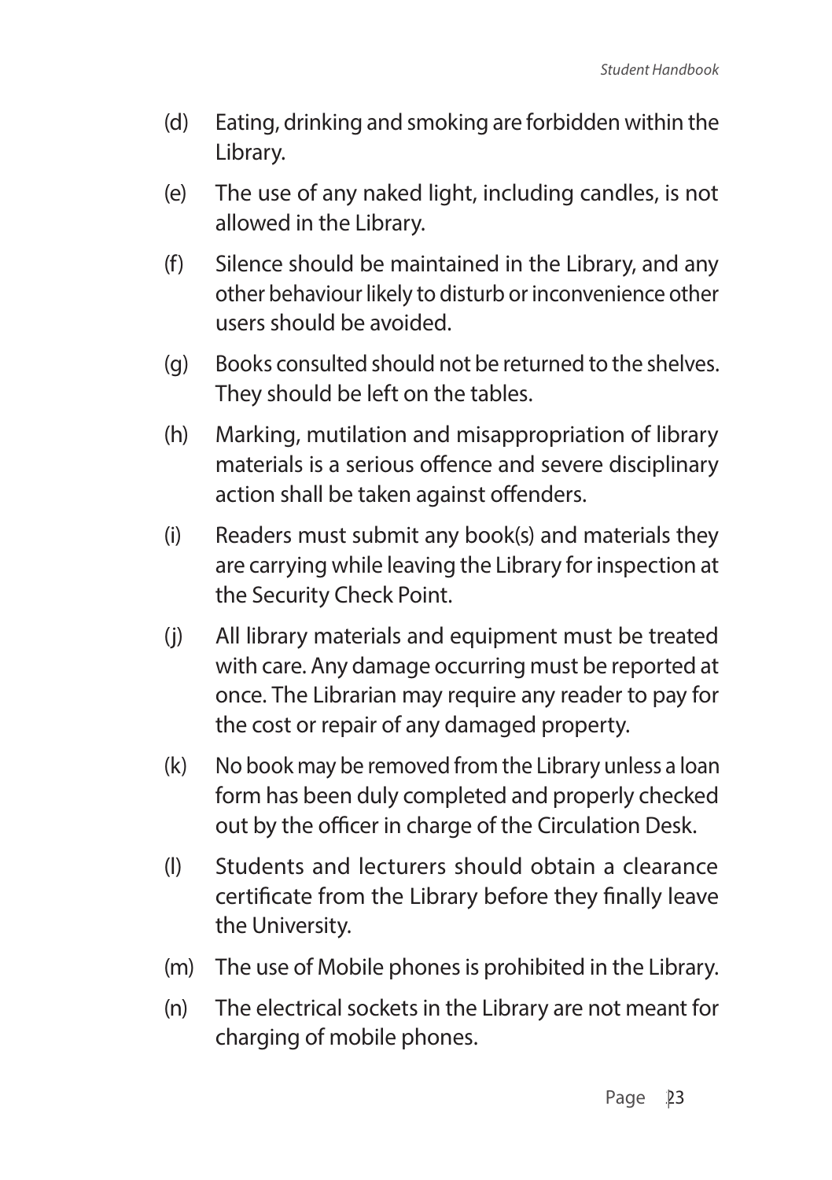(d) Eating, drinking and smoking are forbidden within the Library.

(e) The use of any naked light, including candles, is not allowed in the Library.

(f) Silence should be maintained in the Library, and any other behaviour likely to disturb or inconvenience other users should be avoided.

(g) Books consulted should not be returned to the shelves. They should be left on the tables.

(h) Marking, mutilation and misappropriation of library materials is a serious offence and severe disciplinary action shall be taken against offenders.

(i) Readers must submit any book(s) and materials they are carrying while leaving the Library for inspection at the Security Check Point.

(j) All library materials and equipment must be treated with care. Any damage occurring must be reported at once. The Librarian may require any reader to pay for the cost or repair of any damaged property.

(k) No book may be removed from the Library unless a loan form has been duly completed and properly checked out by the officer in charge of the Circulation Desk.

(l) Students and lecturers should obtain a clearance certificate from the Library before they finally leave the University.

(m) The use of Mobile phones is prohibited in the Library.

(n) The electrical sockets in the Library are not meant for charging of mobile phones.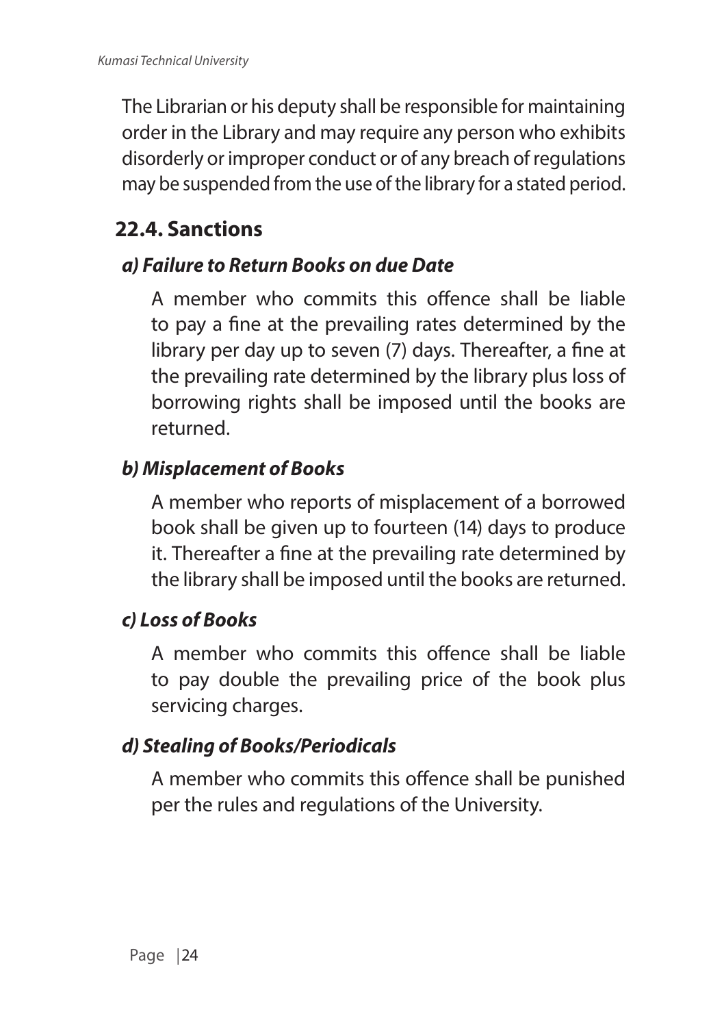The Librarian or his deputy shall be responsible for maintaining order in the Library and may require any person who exhibits disorderly or improper conduct or of any breach of regulations may be suspended from the use of the library for a stated period.

## 22.4. Sanctions

### *a) Failure to Return Books on due Date*

A member who commits this offence shall be liable to pay a fine at the prevailing rates determined by the library per day up to seven (7) days. Thereafter, a fine at the prevailing rate determined by the library plus loss of borrowing rights shall be imposed until the books are returned.

### *b) Misplacement of Books*

A member who reports of misplacement of a borrowed book shall be given up to fourteen (14) days to produce it. Thereafter a fine at the prevailing rate determined by the library shall be imposed until the books are returned.

### *c) Loss of Books*

A member who commits this offence shall be liable to pay double the prevailing price of the book plus servicing charges.

### *d) Stealing of Books/Periodicals*

A member who commits this offence shall be punished per the rules and regulations of the University.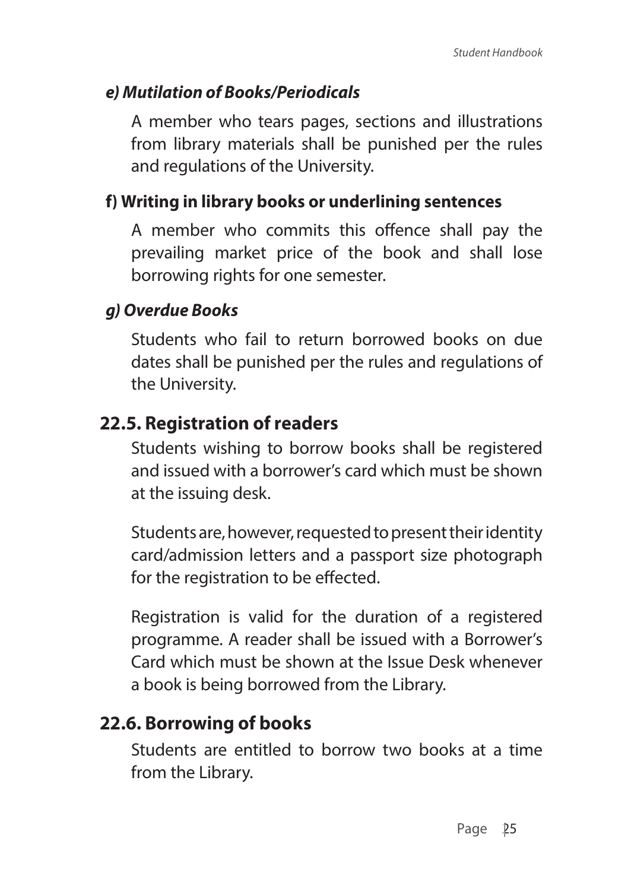***e) Mutilation of Books/Periodicals***

A member who tears pages, sections and illustrations from library materials shall be punished per the rules and regulations of the University.

**f) Writing in library books or underlining sentences**

A member who commits this offence shall pay the prevailing market price of the book and shall lose borrowing rights for one semester.

***g) Overdue Books***

Students who fail to return borrowed books on due dates shall be punished per the rules and regulations of the University.

## 22.5. Registration of readers

Students wishing to borrow books shall be registered and issued with a borrower's card which must be shown at the issuing desk.

Students are, however, requested to present their identity card/admission letters and a passport size photograph for the registration to be effected.

Registration is valid for the duration of a registered programme. A reader shall be issued with a Borrower's Card which must be shown at the Issue Desk whenever a book is being borrowed from the Library.

## 22.6. Borrowing of books

Students are entitled to borrow two books at a time from the Library.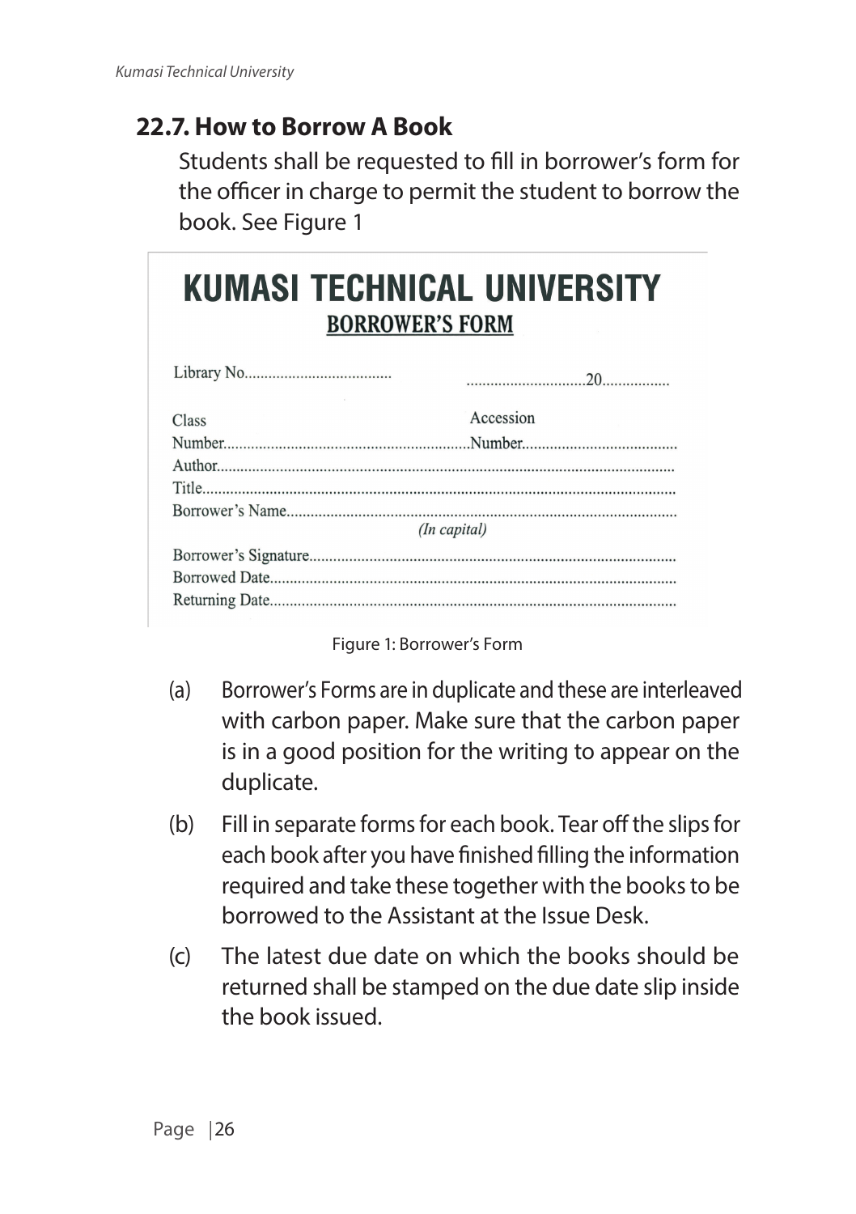## 22.7. How to Borrow A Book

Students shall be requested to fill in borrower's form for the officer in charge to permit the student to borrow the book. See Figure 1

**KUMASI TECHNICAL UNIVERSITY**

**BORROWER'S FORM**

Library No.................................... ..............................20.................

Class Number............................................................ Accession Number......................................

Author.................................................................................................................

Title......................................................................................................................

Borrower's Name.................................................................................................
*(In capital)*

Borrower's Signature...........................................................................................

Borrowed Date.....................................................................................................

Returning Date.....................................................................................................

Figure 1: Borrower's Form

(a) Borrower's Forms are in duplicate and these are interleaved with carbon paper. Make sure that the carbon paper is in a good position for the writing to appear on the duplicate.

(b) Fill in separate forms for each book. Tear off the slips for each book after you have finished filling the information required and take these together with the books to be borrowed to the Assistant at the Issue Desk.

(c) The latest due date on which the books should be returned shall be stamped on the due date slip inside the book issued.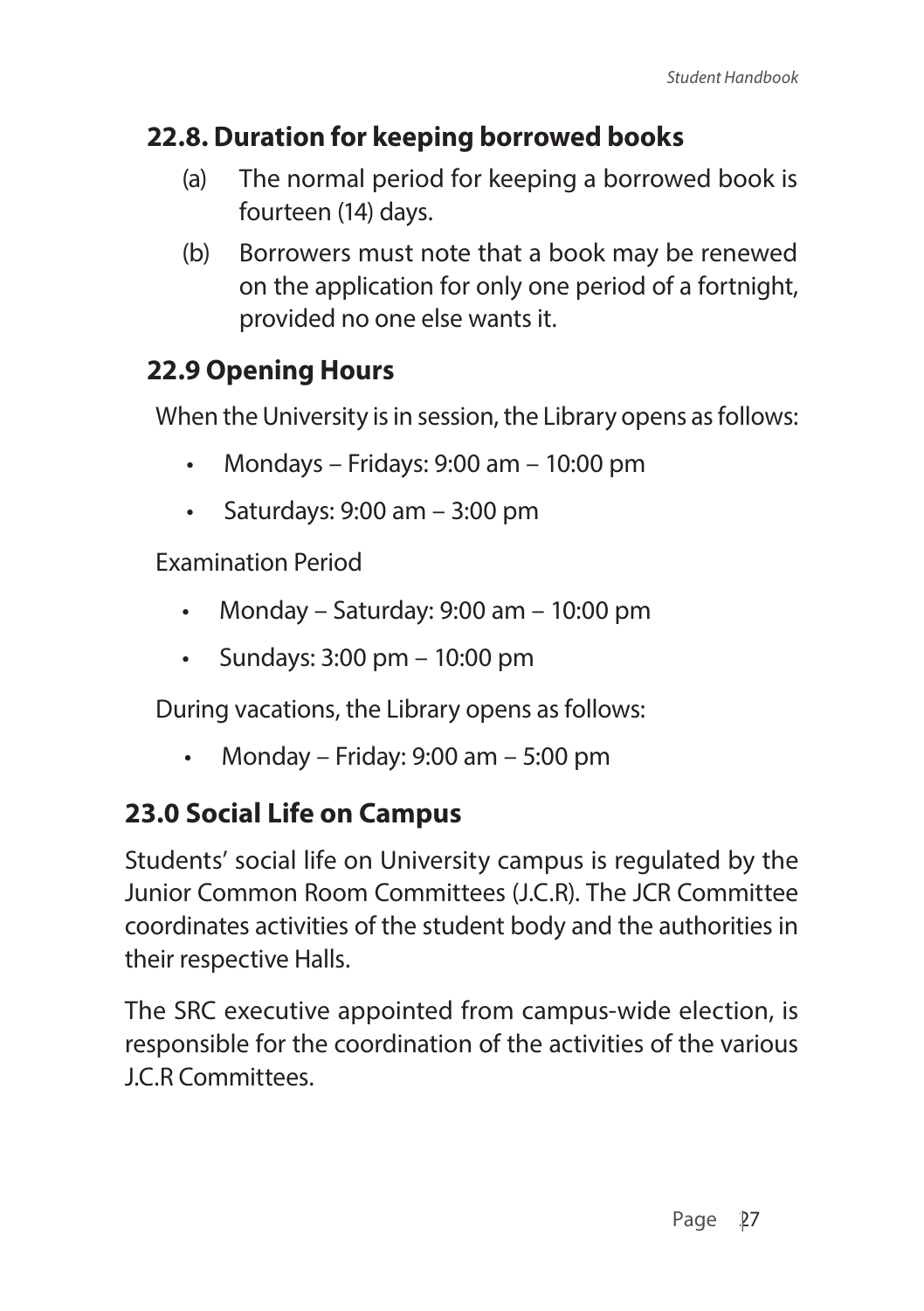## 22.8. Duration for keeping borrowed books

(a) The normal period for keeping a borrowed book is fourteen (14) days.

(b) Borrowers must note that a book may be renewed on the application for only one period of a fortnight, provided no one else wants it.

## 22.9 Opening Hours

When the University is in session, the Library opens as follows:

- Mondays – Fridays: 9:00 am – 10:00 pm
- Saturdays: 9:00 am – 3:00 pm

Examination Period

- Monday – Saturday: 9:00 am – 10:00 pm
- Sundays: 3:00 pm – 10:00 pm

During vacations, the Library opens as follows:

- Monday – Friday: 9:00 am – 5:00 pm

## 23.0 Social Life on Campus

Students' social life on University campus is regulated by the Junior Common Room Committees (J.C.R). The JCR Committee coordinates activities of the student body and the authorities in their respective Halls.

The SRC executive appointed from campus-wide election, is responsible for the coordination of the activities of the various J.C.R Committees.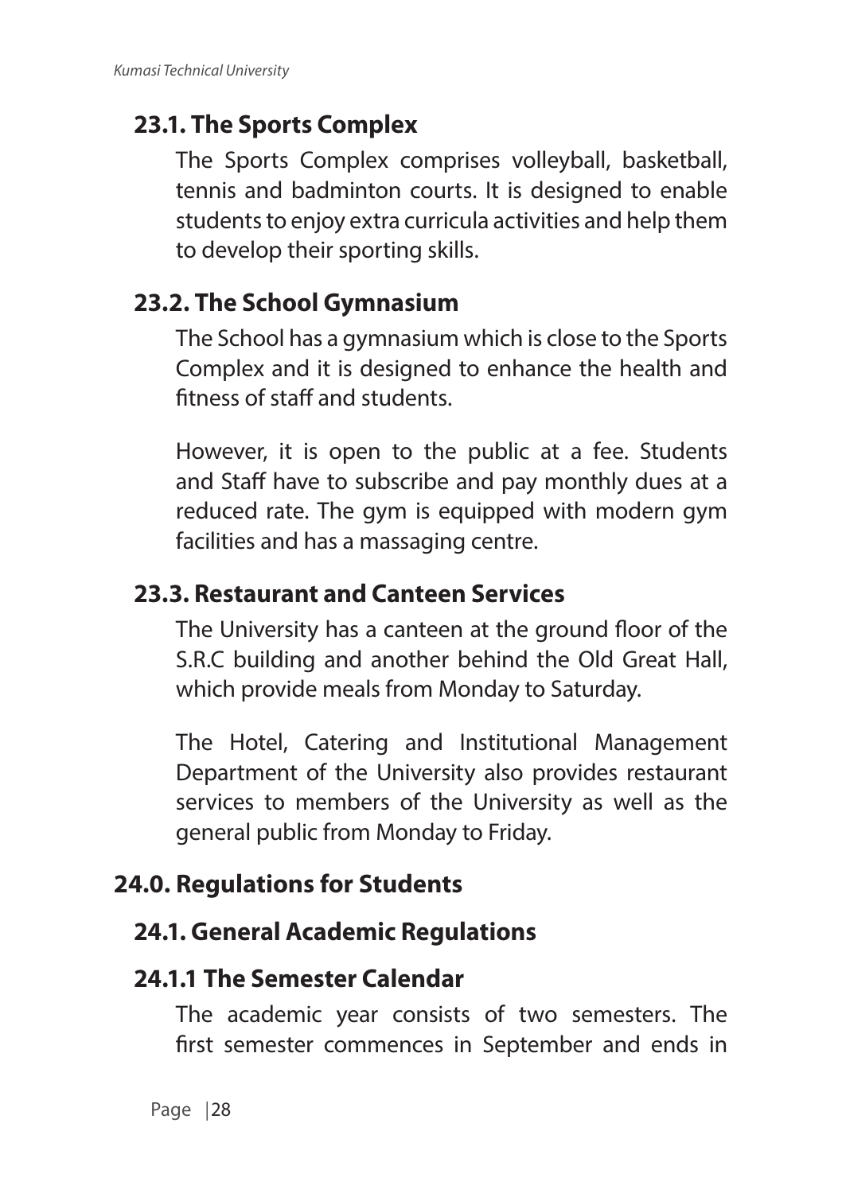### 23.1. The Sports Complex

The Sports Complex comprises volleyball, basketball, tennis and badminton courts. It is designed to enable students to enjoy extra curricula activities and help them to develop their sporting skills.

### 23.2. The School Gymnasium

The School has a gymnasium which is close to the Sports Complex and it is designed to enhance the health and fitness of staff and students.

However, it is open to the public at a fee. Students and Staff have to subscribe and pay monthly dues at a reduced rate. The gym is equipped with modern gym facilities and has a massaging centre.

### 23.3. Restaurant and Canteen Services

The University has a canteen at the ground floor of the S.R.C building and another behind the Old Great Hall, which provide meals from Monday to Saturday.

The Hotel, Catering and Institutional Management Department of the University also provides restaurant services to members of the University as well as the general public from Monday to Friday.

## 24.0. Regulations for Students

### 24.1. General Academic Regulations

### 24.1.1 The Semester Calendar

The academic year consists of two semesters. The first semester commences in September and ends in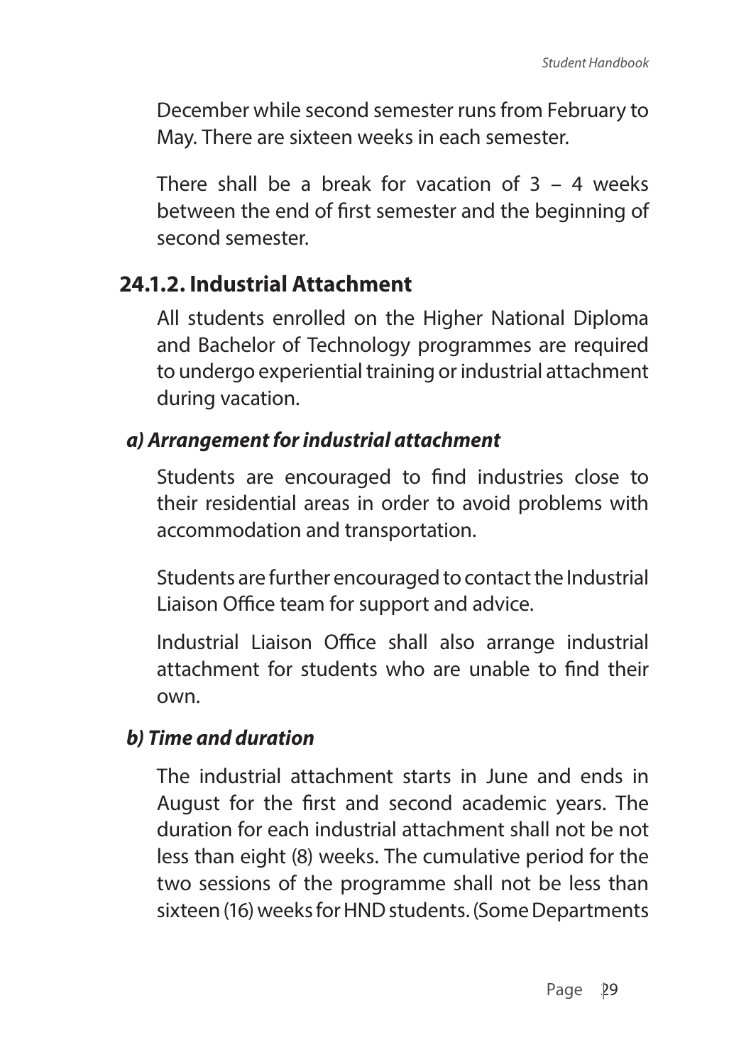December while second semester runs from February to May. There are sixteen weeks in each semester.

There shall be a break for vacation of 3 – 4 weeks between the end of first semester and the beginning of second semester.

### 24.1.2. Industrial Attachment

All students enrolled on the Higher National Diploma and Bachelor of Technology programmes are required to undergo experiential training or industrial attachment during vacation.

#### *a) Arrangement for industrial attachment*

Students are encouraged to find industries close to their residential areas in order to avoid problems with accommodation and transportation.

Students are further encouraged to contact the Industrial Liaison Office team for support and advice.

Industrial Liaison Office shall also arrange industrial attachment for students who are unable to find their own.

#### *b) Time and duration*

The industrial attachment starts in June and ends in August for the first and second academic years. The duration for each industrial attachment shall not be not less than eight (8) weeks. The cumulative period for the two sessions of the programme shall not be less than sixteen (16) weeks for HND students. (Some Departments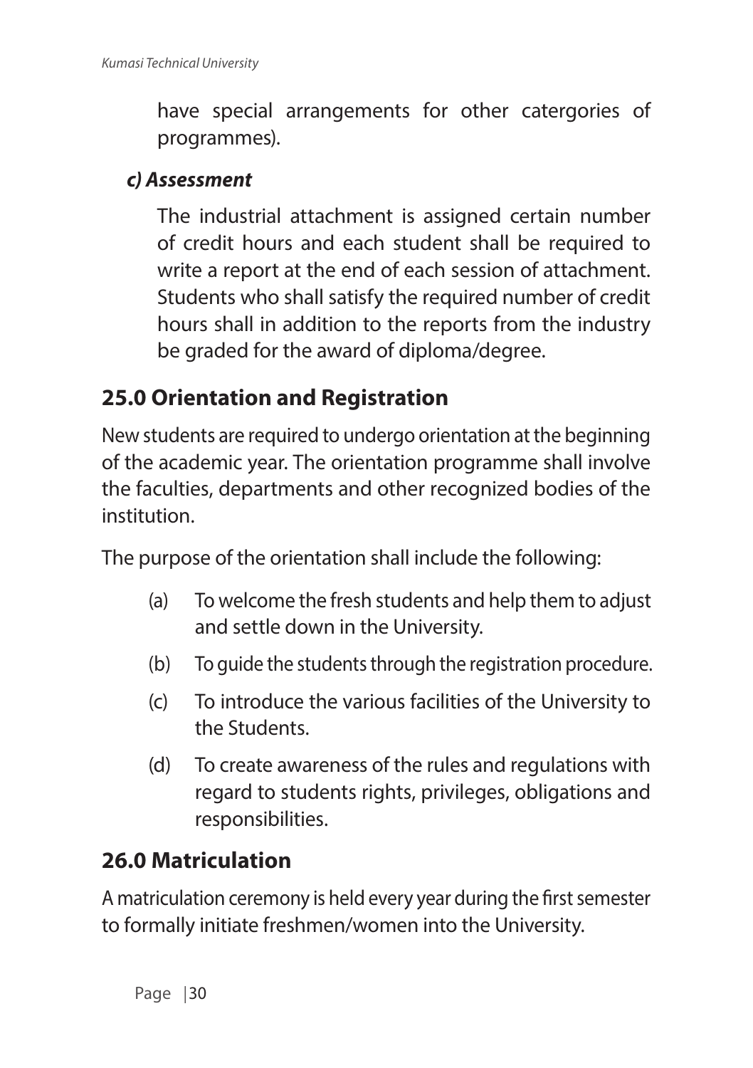have special arrangements for other catergories of programmes).

***c) Assessment***

The industrial attachment is assigned certain number of credit hours and each student shall be required to write a report at the end of each session of attachment. Students who shall satisfy the required number of credit hours shall in addition to the reports from the industry be graded for the award of diploma/degree.

## 25.0 Orientation and Registration

New students are required to undergo orientation at the beginning of the academic year. The orientation programme shall involve the faculties, departments and other recognized bodies of the institution.

The purpose of the orientation shall include the following:

(a) To welcome the fresh students and help them to adjust and settle down in the University.

(b) To guide the students through the registration procedure.

(c) To introduce the various facilities of the University to the Students.

(d) To create awareness of the rules and regulations with regard to students rights, privileges, obligations and responsibilities.

## 26.0 Matriculation

A matriculation ceremony is held every year during the first semester to formally initiate freshmen/women into the University.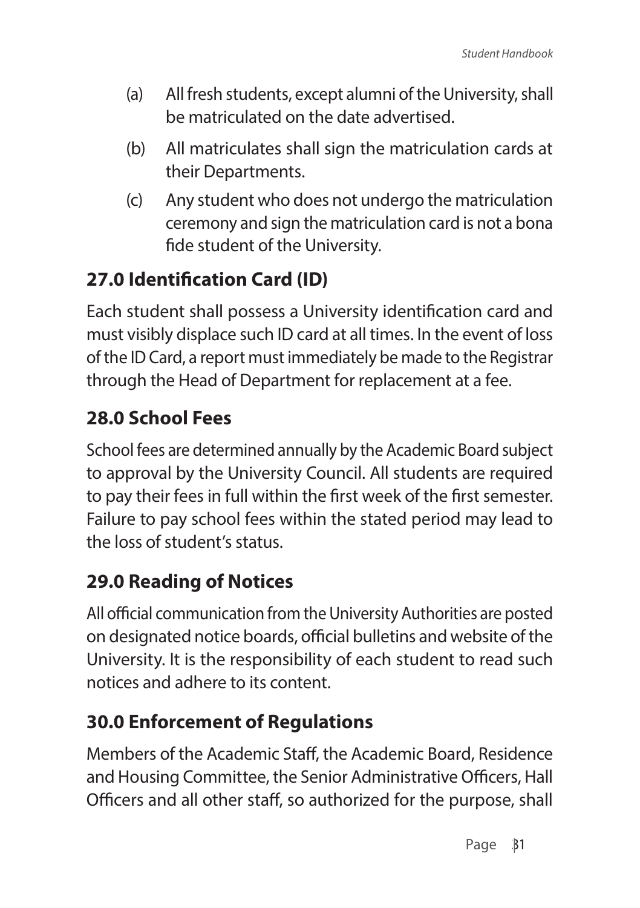(a) All fresh students, except alumni of the University, shall be matriculated on the date advertised.

(b) All matriculates shall sign the matriculation cards at their Departments.

(c) Any student who does not undergo the matriculation ceremony and sign the matriculation card is not a bona fide student of the University.

## 27.0 Identification Card (ID)

Each student shall possess a University identification card and must visibly displace such ID card at all times. In the event of loss of the ID Card, a report must immediately be made to the Registrar through the Head of Department for replacement at a fee.

## 28.0 School Fees

School fees are determined annually by the Academic Board subject to approval by the University Council. All students are required to pay their fees in full within the first week of the first semester. Failure to pay school fees within the stated period may lead to the loss of student's status.

## 29.0 Reading of Notices

All official communication from the University Authorities are posted on designated notice boards, official bulletins and website of the University. It is the responsibility of each student to read such notices and adhere to its content.

## 30.0 Enforcement of Regulations

Members of the Academic Staff, the Academic Board, Residence and Housing Committee, the Senior Administrative Officers, Hall Officers and all other staff, so authorized for the purpose, shall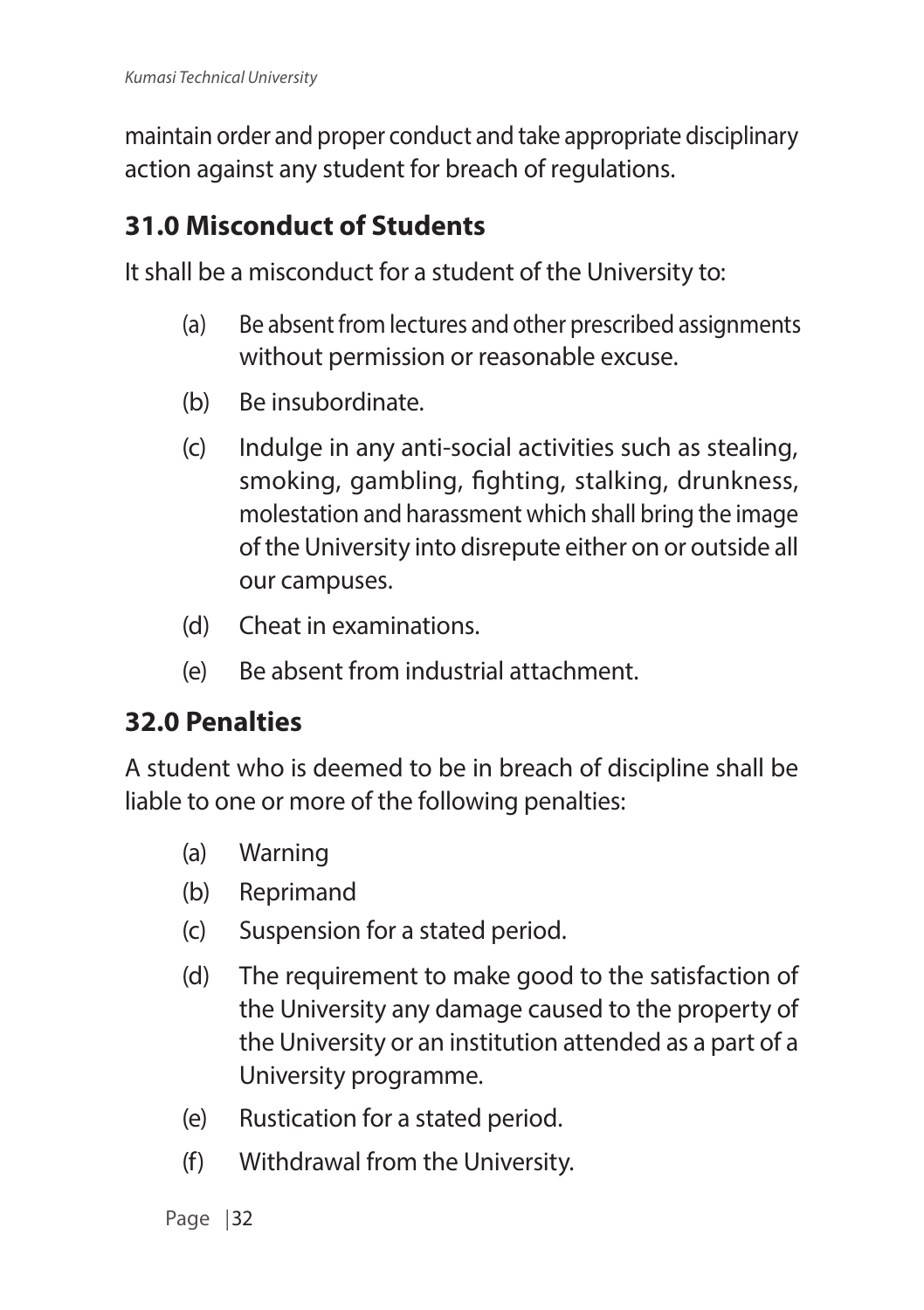maintain order and proper conduct and take appropriate disciplinary action against any student for breach of regulations.

## 31.0 Misconduct of Students

It shall be a misconduct for a student of the University to:

(a) Be absent from lectures and other prescribed assignments without permission or reasonable excuse.

(b) Be insubordinate.

(c) Indulge in any anti-social activities such as stealing, smoking, gambling, fighting, stalking, drunkness, molestation and harassment which shall bring the image of the University into disrepute either on or outside all our campuses.

(d) Cheat in examinations.

(e) Be absent from industrial attachment.

## 32.0 Penalties

A student who is deemed to be in breach of discipline shall be liable to one or more of the following penalties:

(a) Warning

(b) Reprimand

(c) Suspension for a stated period.

(d) The requirement to make good to the satisfaction of the University any damage caused to the property of the University or an institution attended as a part of a University programme.

(e) Rustication for a stated period.

(f) Withdrawal from the University.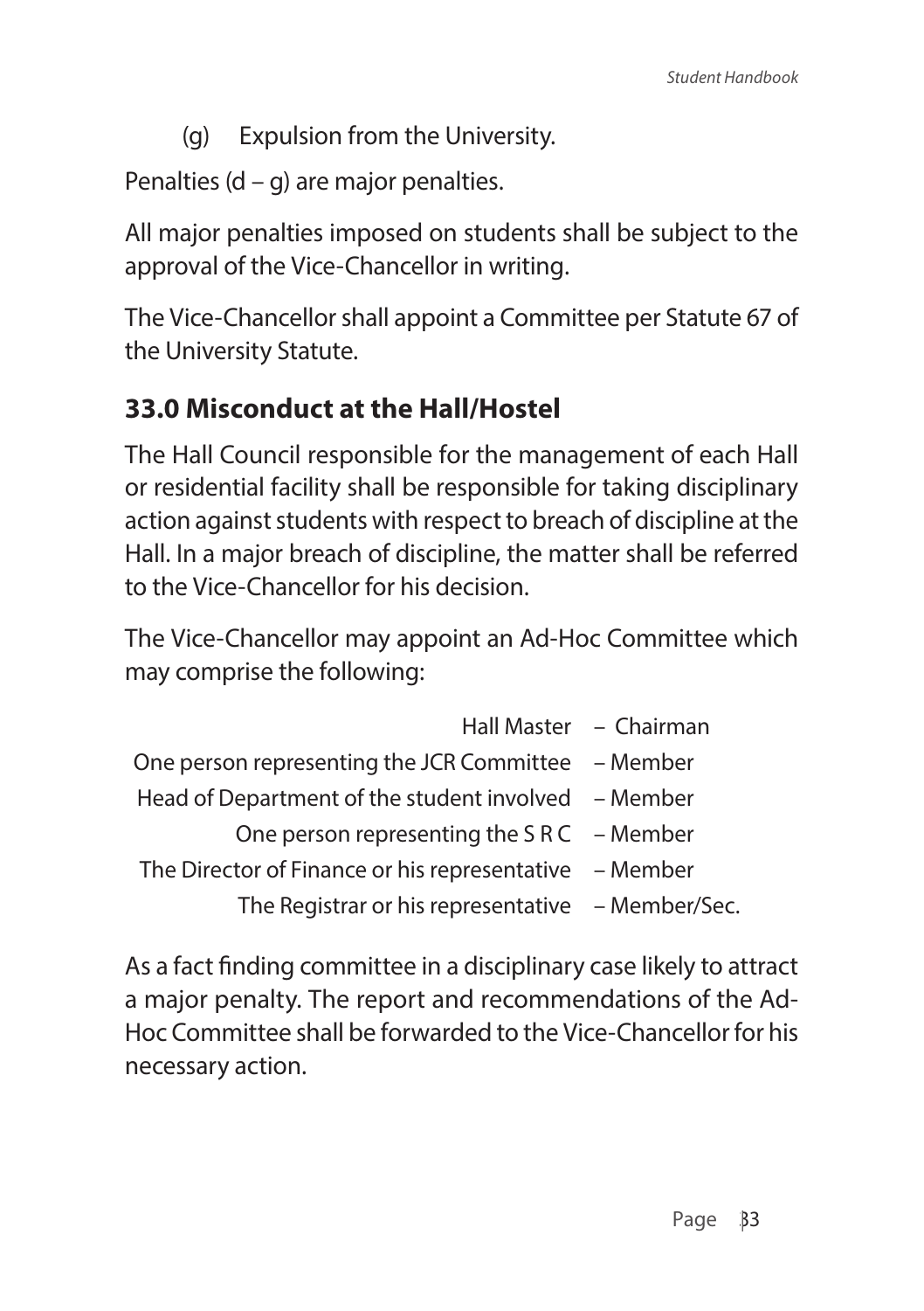(g) Expulsion from the University.

Penalties (d – g) are major penalties.

All major penalties imposed on students shall be subject to the approval of the Vice-Chancellor in writing.

The Vice-Chancellor shall appoint a Committee per Statute 67 of the University Statute.

## 33.0 Misconduct at the Hall/Hostel

The Hall Council responsible for the management of each Hall or residential facility shall be responsible for taking disciplinary action against students with respect to breach of discipline at the Hall. In a major breach of discipline, the matter shall be referred to the Vice-Chancellor for his decision.

The Vice-Chancellor may appoint an Ad-Hoc Committee which may comprise the following:

| | |
|---|---|
| Hall Master | – Chairman |
| One person representing the JCR Committee | – Member |
| Head of Department of the student involved | – Member |
| One person representing the S R C | – Member |
| The Director of Finance or his representative | – Member |
| The Registrar or his representative | – Member/Sec. |

As a fact finding committee in a disciplinary case likely to attract a major penalty. The report and recommendations of the Ad-Hoc Committee shall be forwarded to the Vice-Chancellor for his necessary action.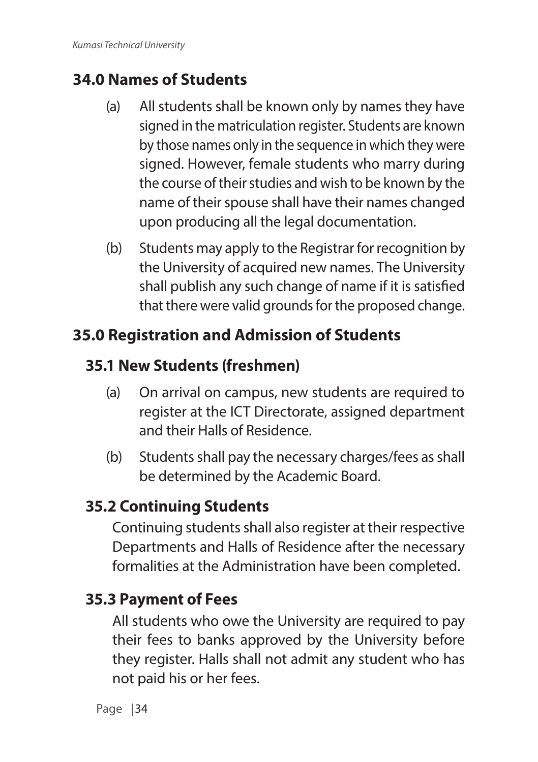## 34.0 Names of Students

(a) All students shall be known only by names they have signed in the matriculation register. Students are known by those names only in the sequence in which they were signed. However, female students who marry during the course of their studies and wish to be known by the name of their spouse shall have their names changed upon producing all the legal documentation.

(b) Students may apply to the Registrar for recognition by the University of acquired new names. The University shall publish any such change of name if it is satisfied that there were valid grounds for the proposed change.

## 35.0 Registration and Admission of Students

### 35.1 New Students (freshmen)

(a) On arrival on campus, new students are required to register at the ICT Directorate, assigned department and their Halls of Residence.

(b) Students shall pay the necessary charges/fees as shall be determined by the Academic Board.

### 35.2 Continuing Students

Continuing students shall also register at their respective Departments and Halls of Residence after the necessary formalities at the Administration have been completed.

### 35.3 Payment of Fees

All students who owe the University are required to pay their fees to banks approved by the University before they register. Halls shall not admit any student who has not paid his or her fees.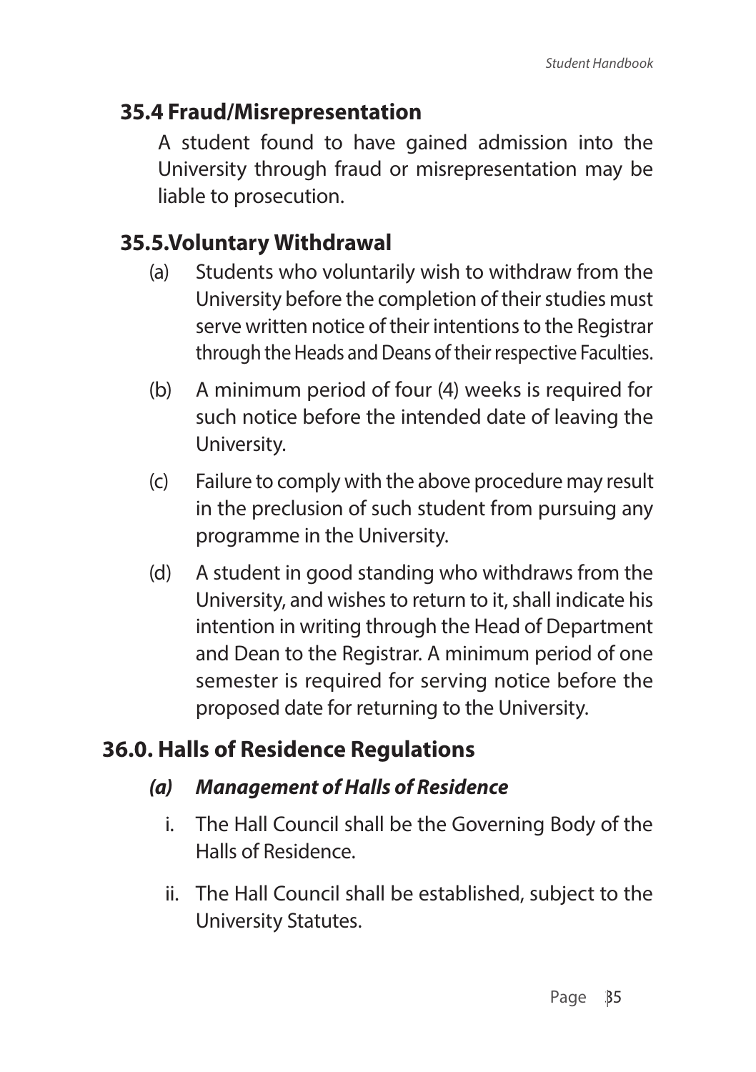## 35.4 Fraud/Misrepresentation

A student found to have gained admission into the University through fraud or misrepresentation may be liable to prosecution.

## 35.5.Voluntary Withdrawal

(a) Students who voluntarily wish to withdraw from the University before the completion of their studies must serve written notice of their intentions to the Registrar through the Heads and Deans of their respective Faculties.

(b) A minimum period of four (4) weeks is required for such notice before the intended date of leaving the University.

(c) Failure to comply with the above procedure may result in the preclusion of such student from pursuing any programme in the University.

(d) A student in good standing who withdraws from the University, and wishes to return to it, shall indicate his intention in writing through the Head of Department and Dean to the Registrar. A minimum period of one semester is required for serving notice before the proposed date for returning to the University.

## 36.0. Halls of Residence Regulations

### *(a) Management of Halls of Residence*

i. The Hall Council shall be the Governing Body of the Halls of Residence.

ii. The Hall Council shall be established, subject to the University Statutes.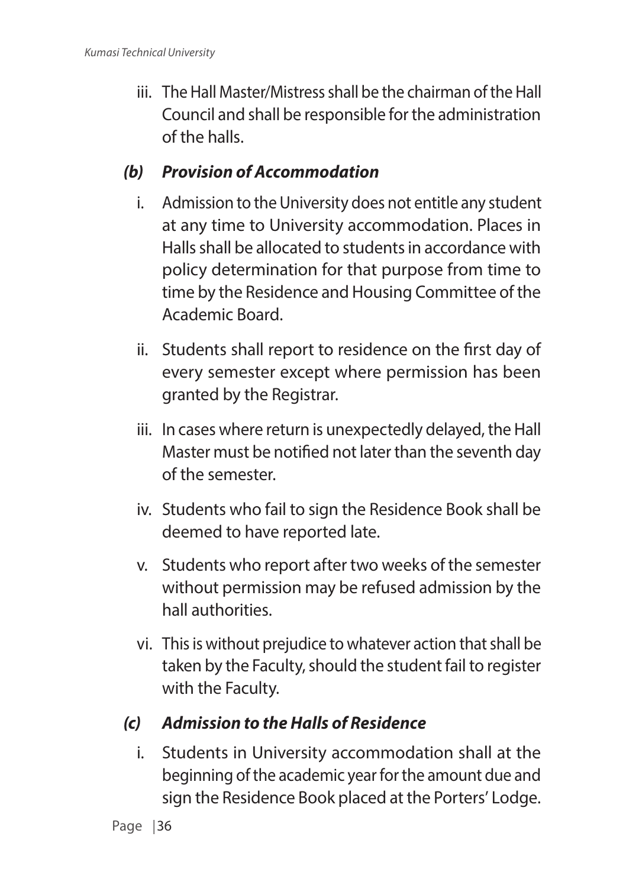iii. The Hall Master/Mistress shall be the chairman of the Hall Council and shall be responsible for the administration of the halls.

### *(b) Provision of Accommodation*

i. Admission to the University does not entitle any student at any time to University accommodation. Places in Halls shall be allocated to students in accordance with policy determination for that purpose from time to time by the Residence and Housing Committee of the Academic Board.

ii. Students shall report to residence on the first day of every semester except where permission has been granted by the Registrar.

iii. In cases where return is unexpectedly delayed, the Hall Master must be notified not later than the seventh day of the semester.

iv. Students who fail to sign the Residence Book shall be deemed to have reported late.

v. Students who report after two weeks of the semester without permission may be refused admission by the hall authorities.

vi. This is without prejudice to whatever action that shall be taken by the Faculty, should the student fail to register with the Faculty.

### *(c) Admission to the Halls of Residence*

i. Students in University accommodation shall at the beginning of the academic year for the amount due and sign the Residence Book placed at the Porters' Lodge.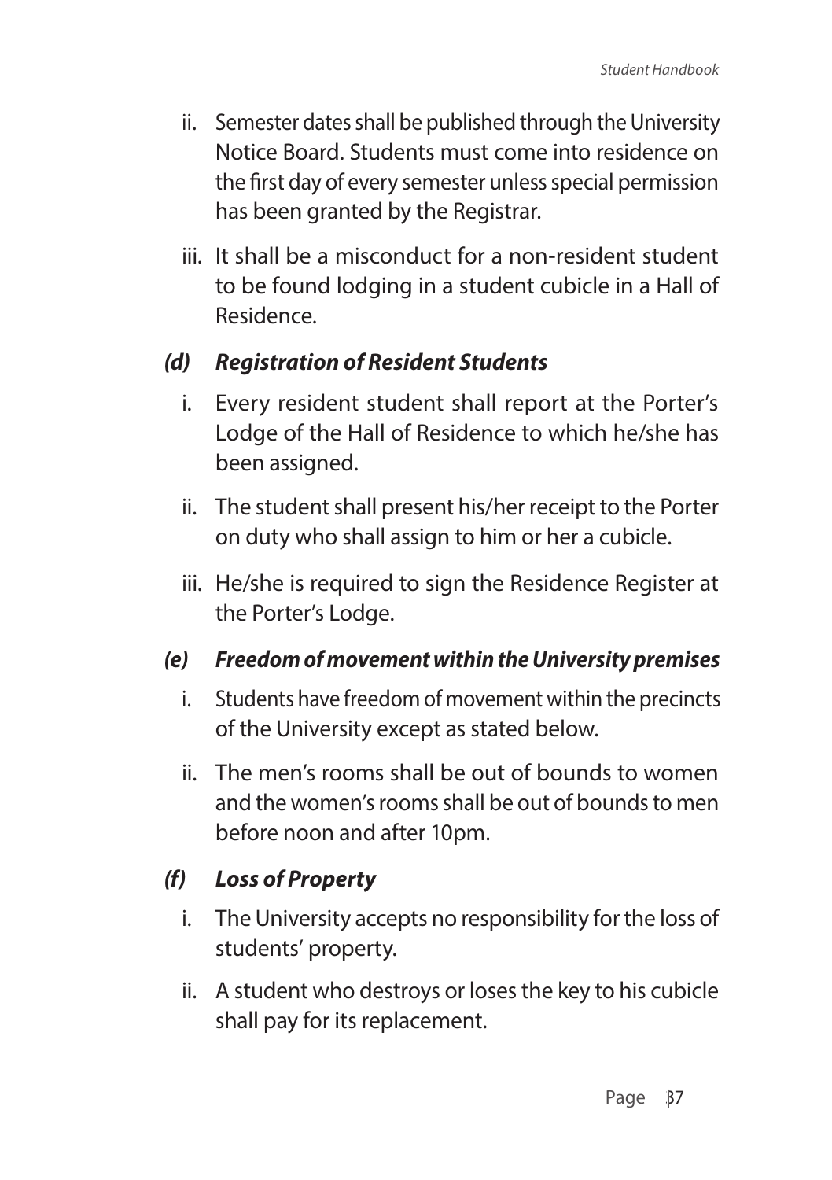ii. Semester dates shall be published through the University Notice Board. Students must come into residence on the first day of every semester unless special permission has been granted by the Registrar.

iii. It shall be a misconduct for a non-resident student to be found lodging in a student cubicle in a Hall of Residence.

### *(d) Registration of Resident Students*

i. Every resident student shall report at the Porter's Lodge of the Hall of Residence to which he/she has been assigned.

ii. The student shall present his/her receipt to the Porter on duty who shall assign to him or her a cubicle.

iii. He/she is required to sign the Residence Register at the Porter's Lodge.

### *(e) Freedom of movement within the University premises*

i. Students have freedom of movement within the precincts of the University except as stated below.

ii. The men's rooms shall be out of bounds to women and the women's rooms shall be out of bounds to men before noon and after 10pm.

### *(f) Loss of Property*

i. The University accepts no responsibility for the loss of students' property.

ii. A student who destroys or loses the key to his cubicle shall pay for its replacement.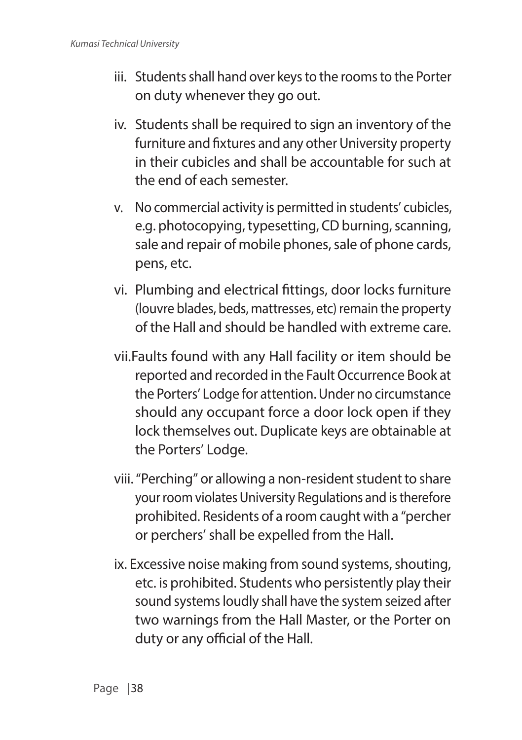iii. Students shall hand over keys to the rooms to the Porter on duty whenever they go out.

iv. Students shall be required to sign an inventory of the furniture and fixtures and any other University property in their cubicles and shall be accountable for such at the end of each semester.

v. No commercial activity is permitted in students' cubicles, e.g. photocopying, typesetting, CD burning, scanning, sale and repair of mobile phones, sale of phone cards, pens, etc.

vi. Plumbing and electrical fittings, door locks furniture (louvre blades, beds, mattresses, etc) remain the property of the Hall and should be handled with extreme care.

vii.Faults found with any Hall facility or item should be reported and recorded in the Fault Occurrence Book at the Porters' Lodge for attention. Under no circumstance should any occupant force a door lock open if they lock themselves out. Duplicate keys are obtainable at the Porters' Lodge.

viii. "Perching" or allowing a non-resident student to share your room violates University Regulations and is therefore prohibited. Residents of a room caught with a "percher or perchers' shall be expelled from the Hall.

ix. Excessive noise making from sound systems, shouting, etc. is prohibited. Students who persistently play their sound systems loudly shall have the system seized after two warnings from the Hall Master, or the Porter on duty or any official of the Hall.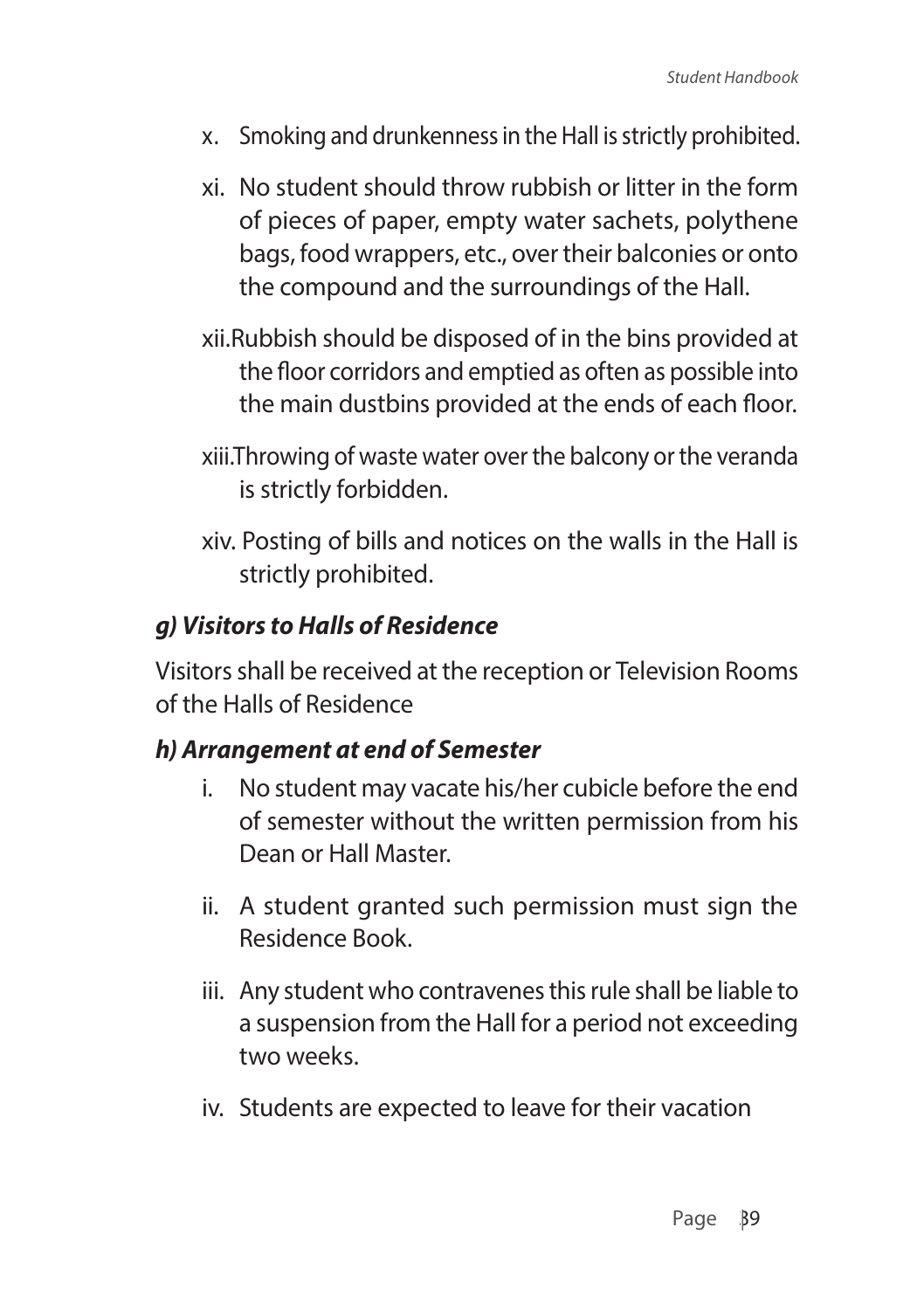x. Smoking and drunkenness in the Hall is strictly prohibited.

xi. No student should throw rubbish or litter in the form of pieces of paper, empty water sachets, polythene bags, food wrappers, etc., over their balconies or onto the compound and the surroundings of the Hall.

xii. Rubbish should be disposed of in the bins provided at the floor corridors and emptied as often as possible into the main dustbins provided at the ends of each floor.

xiii. Throwing of waste water over the balcony or the veranda is strictly forbidden.

xiv. Posting of bills and notices on the walls in the Hall is strictly prohibited.

### *g) Visitors to Halls of Residence*

Visitors shall be received at the reception or Television Rooms of the Halls of Residence

### *h) Arrangement at end of Semester*

i. No student may vacate his/her cubicle before the end of semester without the written permission from his Dean or Hall Master.

ii. A student granted such permission must sign the Residence Book.

iii. Any student who contravenes this rule shall be liable to a suspension from the Hall for a period not exceeding two weeks.

iv. Students are expected to leave for their vacation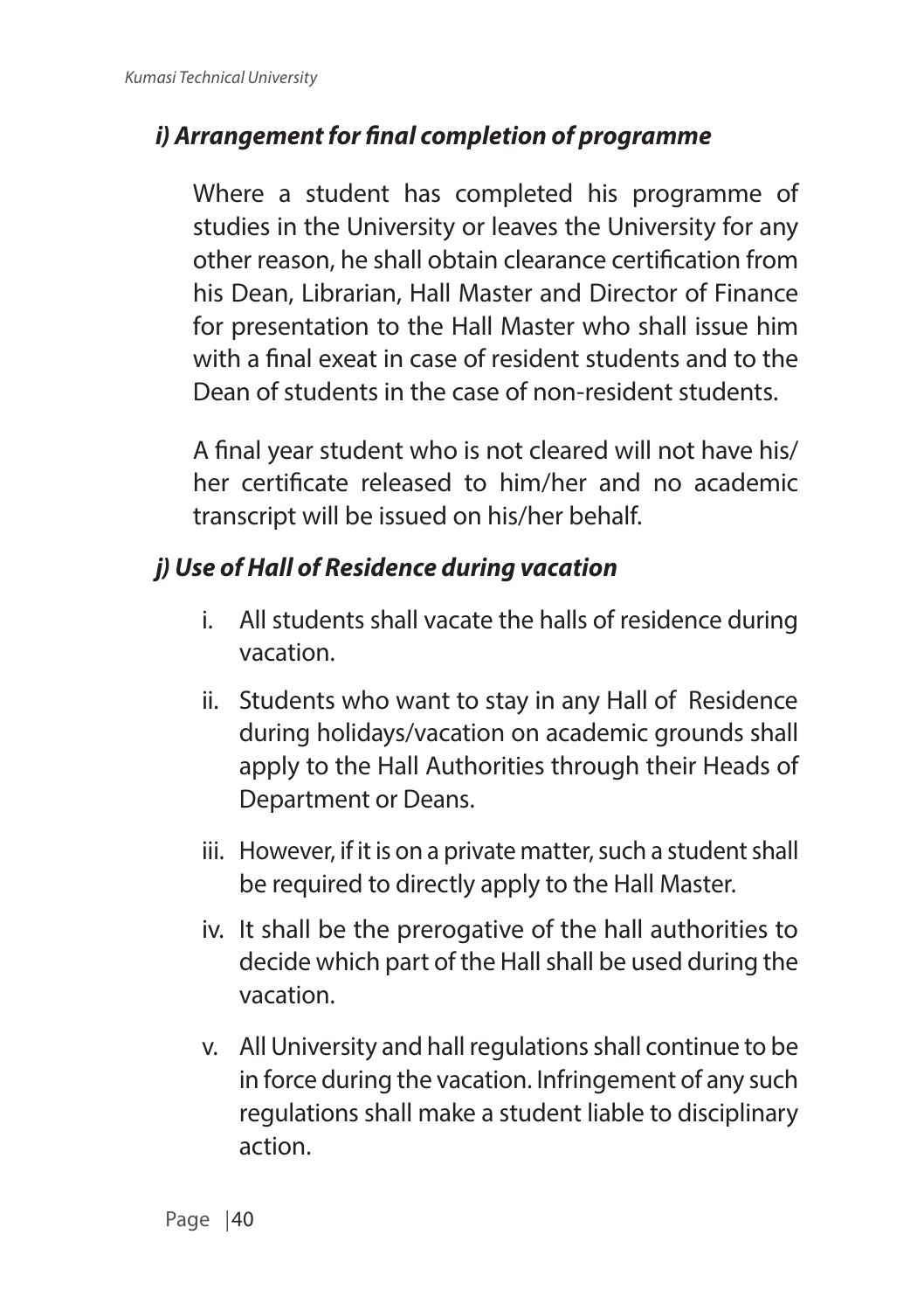### *i) Arrangement for final completion of programme*

Where a student has completed his programme of studies in the University or leaves the University for any other reason, he shall obtain clearance certification from his Dean, Librarian, Hall Master and Director of Finance for presentation to the Hall Master who shall issue him with a final exeat in case of resident students and to the Dean of students in the case of non-resident students.

A final year student who is not cleared will not have his/her certificate released to him/her and no academic transcript will be issued on his/her behalf.

### *j) Use of Hall of Residence during vacation*

i. All students shall vacate the halls of residence during vacation.

ii. Students who want to stay in any Hall of Residence during holidays/vacation on academic grounds shall apply to the Hall Authorities through their Heads of Department or Deans.

iii. However, if it is on a private matter, such a student shall be required to directly apply to the Hall Master.

iv. It shall be the prerogative of the hall authorities to decide which part of the Hall shall be used during the vacation.

v. All University and hall regulations shall continue to be in force during the vacation. Infringement of any such regulations shall make a student liable to disciplinary action.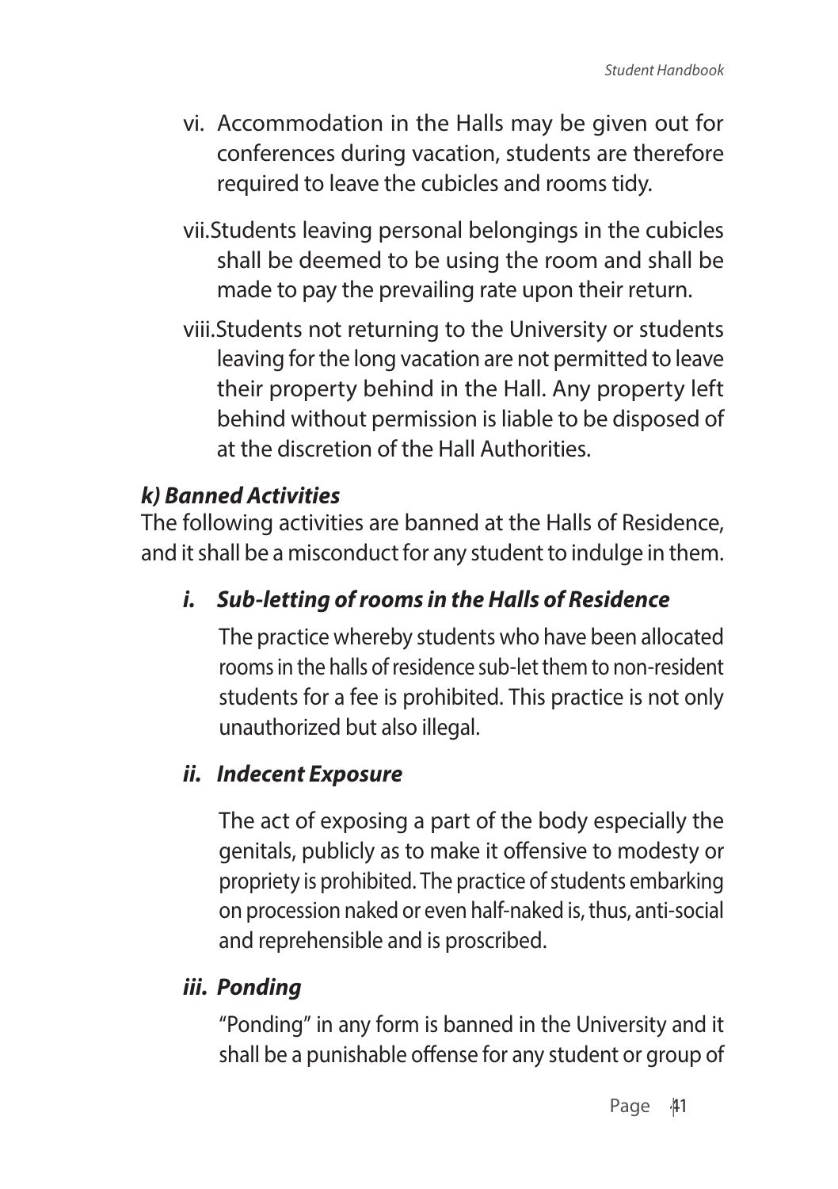vi. Accommodation in the Halls may be given out for conferences during vacation, students are therefore required to leave the cubicles and rooms tidy.

vii. Students leaving personal belongings in the cubicles shall be deemed to be using the room and shall be made to pay the prevailing rate upon their return.

viii. Students not returning to the University or students leaving for the long vacation are not permitted to leave their property behind in the Hall. Any property left behind without permission is liable to be disposed of at the discretion of the Hall Authorities.

***k) Banned Activities***

The following activities are banned at the Halls of Residence, and it shall be a misconduct for any student to indulge in them.

***i. Sub-letting of rooms in the Halls of Residence***

The practice whereby students who have been allocated rooms in the halls of residence sub-let them to non-resident students for a fee is prohibited. This practice is not only unauthorized but also illegal.

***ii. Indecent Exposure***

The act of exposing a part of the body especially the genitals, publicly as to make it offensive to modesty or propriety is prohibited. The practice of students embarking on procession naked or even half-naked is, thus, anti-social and reprehensible and is proscribed.

***iii. Ponding***

"Ponding" in any form is banned in the University and it shall be a punishable offense for any student or group of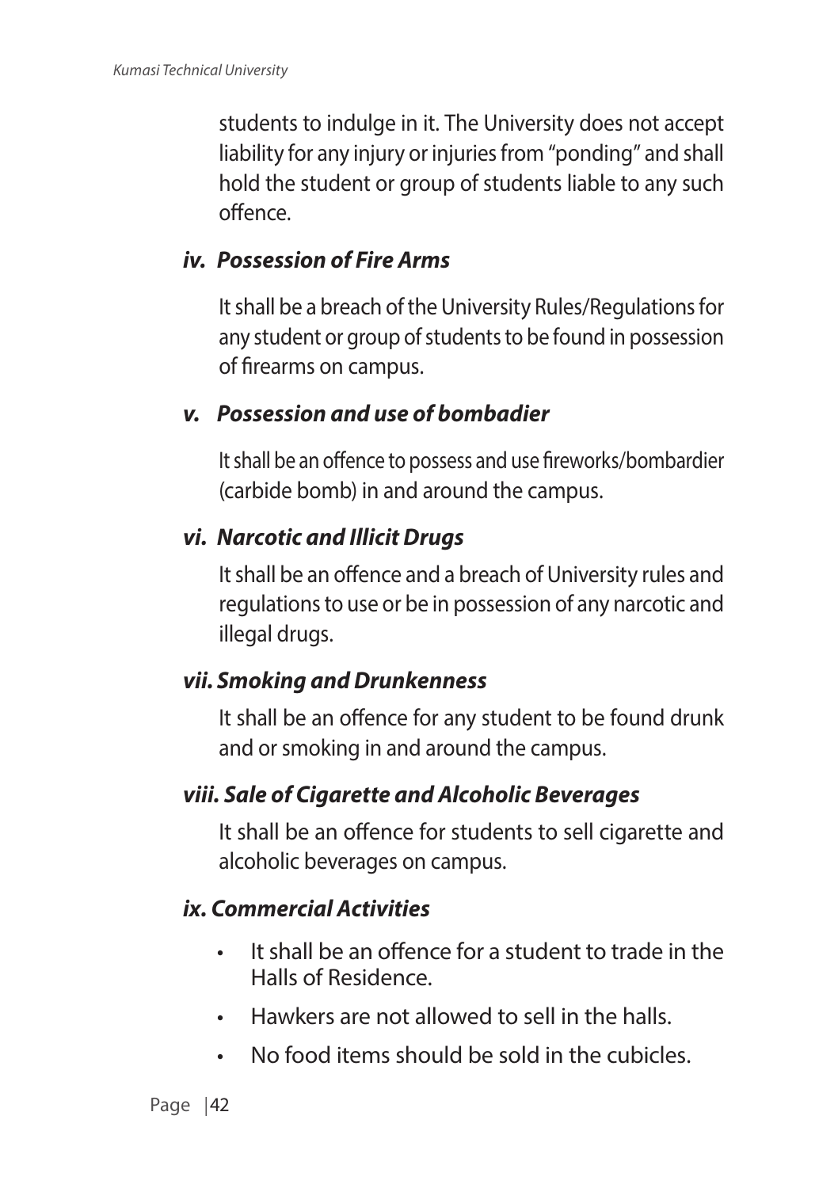students to indulge in it. The University does not accept liability for any injury or injuries from "ponding" and shall hold the student or group of students liable to any such offence.

***iv. Possession of Fire Arms***

It shall be a breach of the University Rules/Regulations for any student or group of students to be found in possession of firearms on campus.

***v. Possession and use of bombadier***

It shall be an offence to possess and use fireworks/bombardier (carbide bomb) in and around the campus.

***vi. Narcotic and Illicit Drugs***

It shall be an offence and a breach of University rules and regulations to use or be in possession of any narcotic and illegal drugs.

***vii. Smoking and Drunkenness***

It shall be an offence for any student to be found drunk and or smoking in and around the campus.

***viii. Sale of Cigarette and Alcoholic Beverages***

It shall be an offence for students to sell cigarette and alcoholic beverages on campus.

***ix. Commercial Activities***

- It shall be an offence for a student to trade in the Halls of Residence.
- Hawkers are not allowed to sell in the halls.
- No food items should be sold in the cubicles.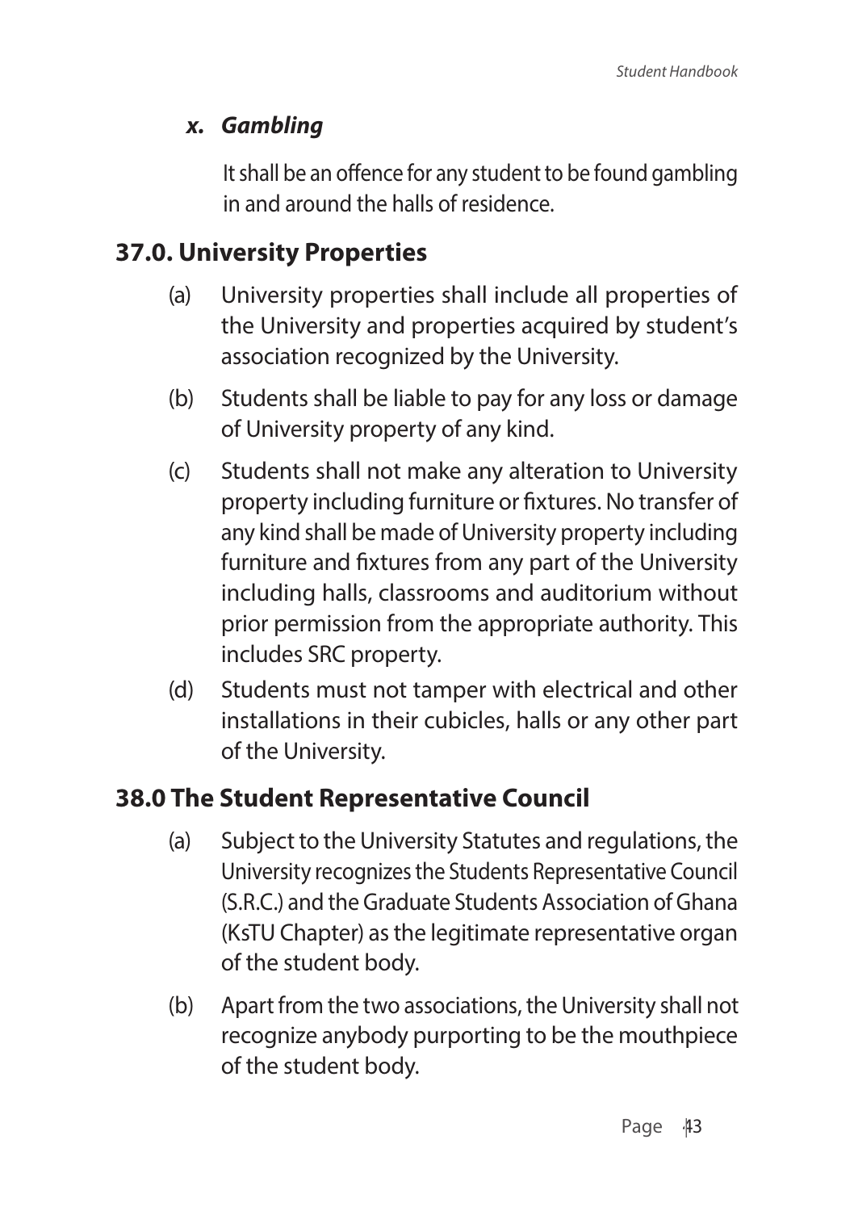### *x. Gambling*

It shall be an offence for any student to be found gambling in and around the halls of residence.

## 37.0. University Properties

(a) University properties shall include all properties of the University and properties acquired by student's association recognized by the University.

(b) Students shall be liable to pay for any loss or damage of University property of any kind.

(c) Students shall not make any alteration to University property including furniture or fixtures. No transfer of any kind shall be made of University property including furniture and fixtures from any part of the University including halls, classrooms and auditorium without prior permission from the appropriate authority. This includes SRC property.

(d) Students must not tamper with electrical and other installations in their cubicles, halls or any other part of the University.

## 38.0 The Student Representative Council

(a) Subject to the University Statutes and regulations, the University recognizes the Students Representative Council (S.R.C.) and the Graduate Students Association of Ghana (KsTU Chapter) as the legitimate representative organ of the student body.

(b) Apart from the two associations, the University shall not recognize anybody purporting to be the mouthpiece of the student body.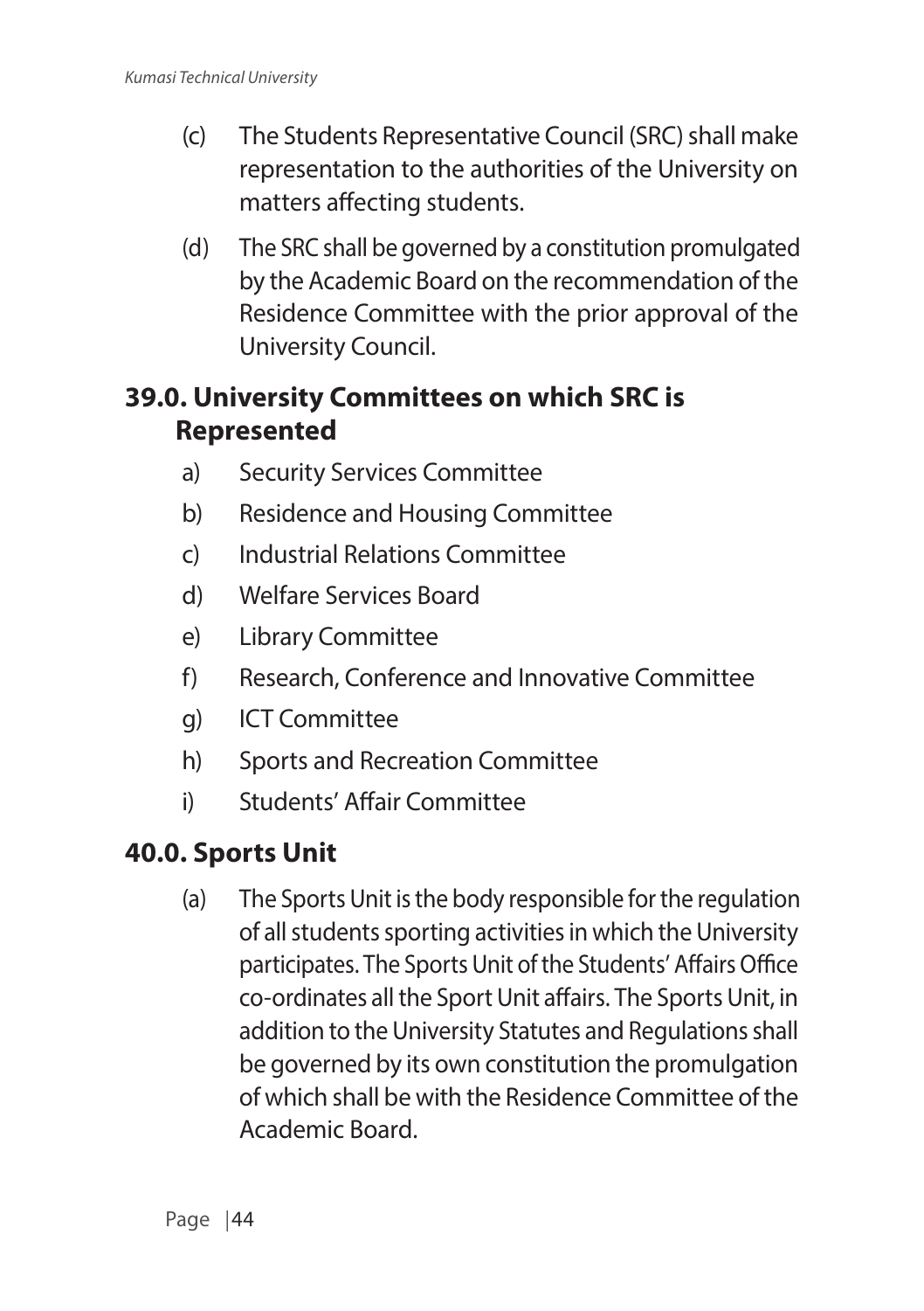(c) The Students Representative Council (SRC) shall make representation to the authorities of the University on matters affecting students.

(d) The SRC shall be governed by a constitution promulgated by the Academic Board on the recommendation of the Residence Committee with the prior approval of the University Council.

## 39.0. University Committees on which SRC is Represented

a) Security Services Committee

b) Residence and Housing Committee

c) Industrial Relations Committee

d) Welfare Services Board

e) Library Committee

f) Research, Conference and Innovative Committee

g) ICT Committee

h) Sports and Recreation Committee

i) Students' Affair Committee

## 40.0. Sports Unit

(a) The Sports Unit is the body responsible for the regulation of all students sporting activities in which the University participates. The Sports Unit of the Students' Affairs Office co-ordinates all the Sport Unit affairs. The Sports Unit, in addition to the University Statutes and Regulations shall be governed by its own constitution the promulgation of which shall be with the Residence Committee of the Academic Board.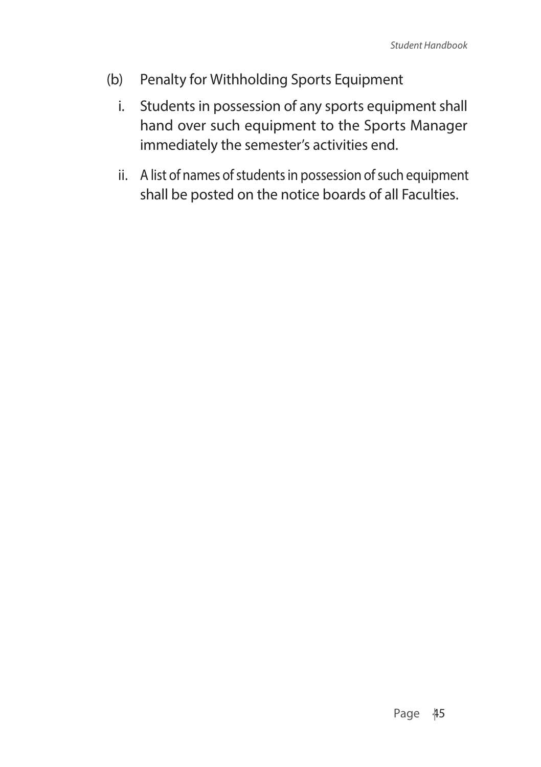(b) Penalty for Withholding Sports Equipment

i. Students in possession of any sports equipment shall hand over such equipment to the Sports Manager immediately the semester's activities end.

ii. A list of names of students in possession of such equipment shall be posted on the notice boards of all Faculties.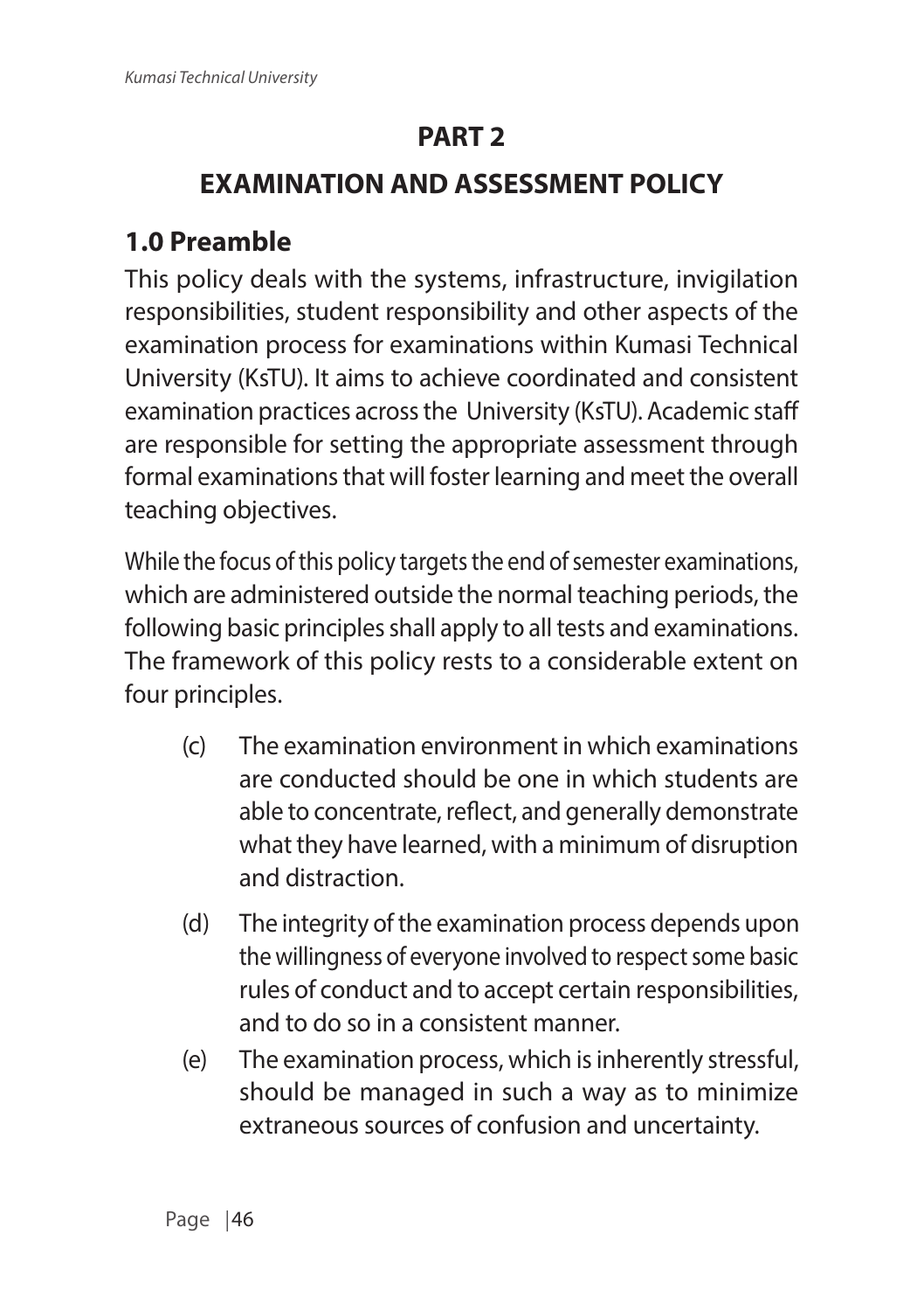# PART 2

# EXAMINATION AND ASSESSMENT POLICY

## 1.0 Preamble

This policy deals with the systems, infrastructure, invigilation responsibilities, student responsibility and other aspects of the examination process for examinations within Kumasi Technical University (KsTU). It aims to achieve coordinated and consistent examination practices across the University (KsTU). Academic staff are responsible for setting the appropriate assessment through formal examinations that will foster learning and meet the overall teaching objectives.

While the focus of this policy targets the end of semester examinations, which are administered outside the normal teaching periods, the following basic principles shall apply to all tests and examinations. The framework of this policy rests to a considerable extent on four principles.

(c) The examination environment in which examinations are conducted should be one in which students are able to concentrate, reflect, and generally demonstrate what they have learned, with a minimum of disruption and distraction.

(d) The integrity of the examination process depends upon the willingness of everyone involved to respect some basic rules of conduct and to accept certain responsibilities, and to do so in a consistent manner.

(e) The examination process, which is inherently stressful, should be managed in such a way as to minimize extraneous sources of confusion and uncertainty.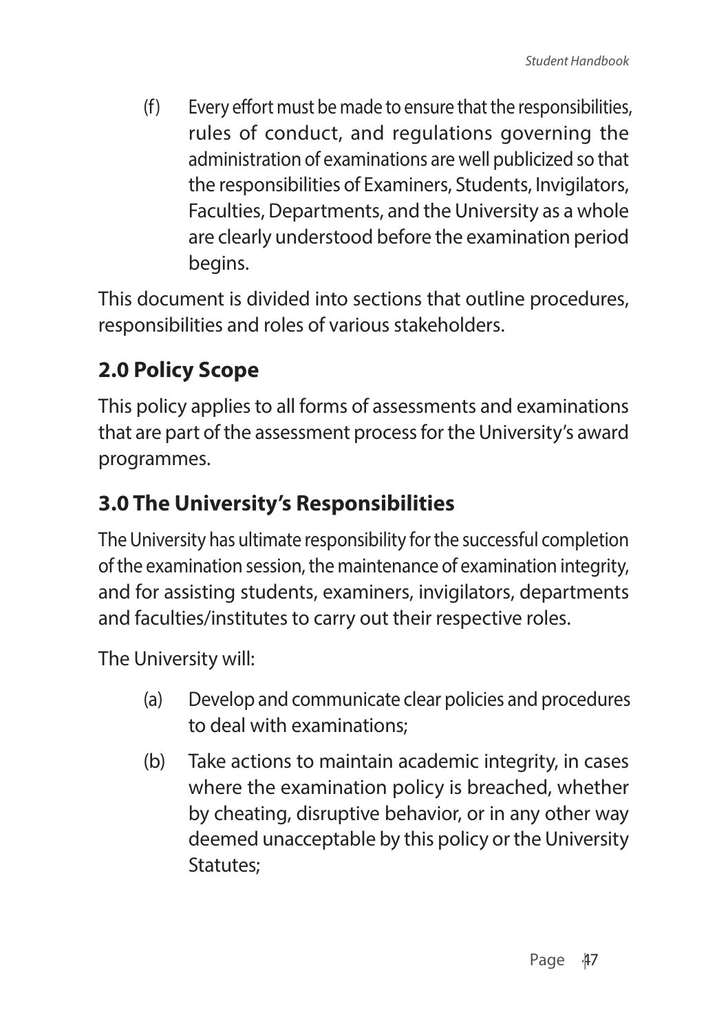(f) Every effort must be made to ensure that the responsibilities, rules of conduct, and regulations governing the administration of examinations are well publicized so that the responsibilities of Examiners, Students, Invigilators, Faculties, Departments, and the University as a whole are clearly understood before the examination period begins.

This document is divided into sections that outline procedures, responsibilities and roles of various stakeholders.

## 2.0 Policy Scope

This policy applies to all forms of assessments and examinations that are part of the assessment process for the University's award programmes.

## 3.0 The University's Responsibilities

The University has ultimate responsibility for the successful completion of the examination session, the maintenance of examination integrity, and for assisting students, examiners, invigilators, departments and faculties/institutes to carry out their respective roles.

The University will:

(a) Develop and communicate clear policies and procedures to deal with examinations;

(b) Take actions to maintain academic integrity, in cases where the examination policy is breached, whether by cheating, disruptive behavior, or in any other way deemed unacceptable by this policy or the University Statutes;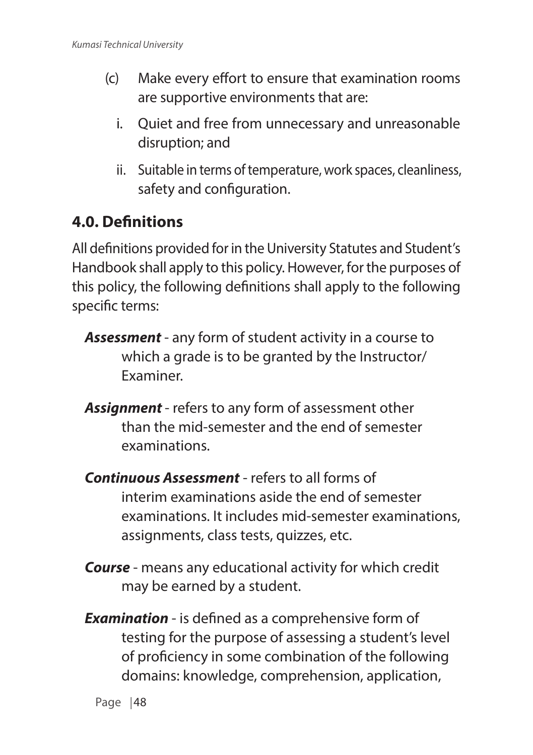(c) Make every effort to ensure that examination rooms are supportive environments that are:

   i. Quiet and free from unnecessary and unreasonable disruption; and

   ii. Suitable in terms of temperature, work spaces, cleanliness, safety and configuration.

## 4.0. Definitions

All definitions provided for in the University Statutes and Student's Handbook shall apply to this policy. However, for the purposes of this policy, the following definitions shall apply to the following specific terms:

***Assessment*** - any form of student activity in a course to which a grade is to be granted by the Instructor/ Examiner.

***Assignment*** - refers to any form of assessment other than the mid-semester and the end of semester examinations.

***Continuous Assessment*** - refers to all forms of interim examinations aside the end of semester examinations. It includes mid-semester examinations, assignments, class tests, quizzes, etc.

***Course*** - means any educational activity for which credit may be earned by a student.

***Examination*** - is defined as a comprehensive form of testing for the purpose of assessing a student's level of proficiency in some combination of the following domains: knowledge, comprehension, application,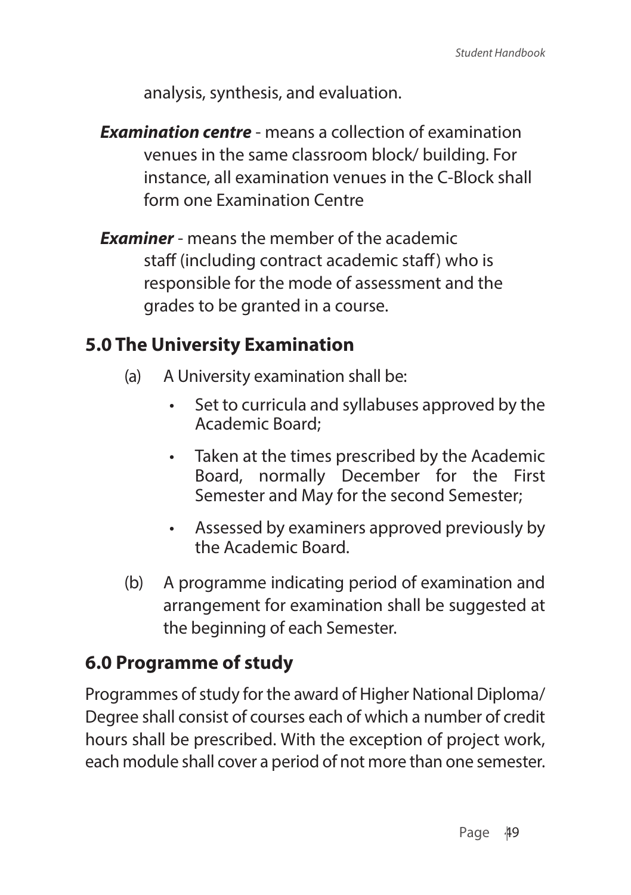analysis, synthesis, and evaluation.

***Examination centre*** - means a collection of examination venues in the same classroom block/ building. For instance, all examination venues in the C-Block shall form one Examination Centre

***Examiner*** - means the member of the academic staff (including contract academic staff) who is responsible for the mode of assessment and the grades to be granted in a course.

## 5.0 The University Examination

(a) A University examination shall be:

- Set to curricula and syllabuses approved by the Academic Board;
- Taken at the times prescribed by the Academic Board, normally December for the First Semester and May for the second Semester;
- Assessed by examiners approved previously by the Academic Board.

(b) A programme indicating period of examination and arrangement for examination shall be suggested at the beginning of each Semester.

## 6.0 Programme of study

Programmes of study for the award of Higher National Diploma/ Degree shall consist of courses each of which a number of credit hours shall be prescribed. With the exception of project work, each module shall cover a period of not more than one semester.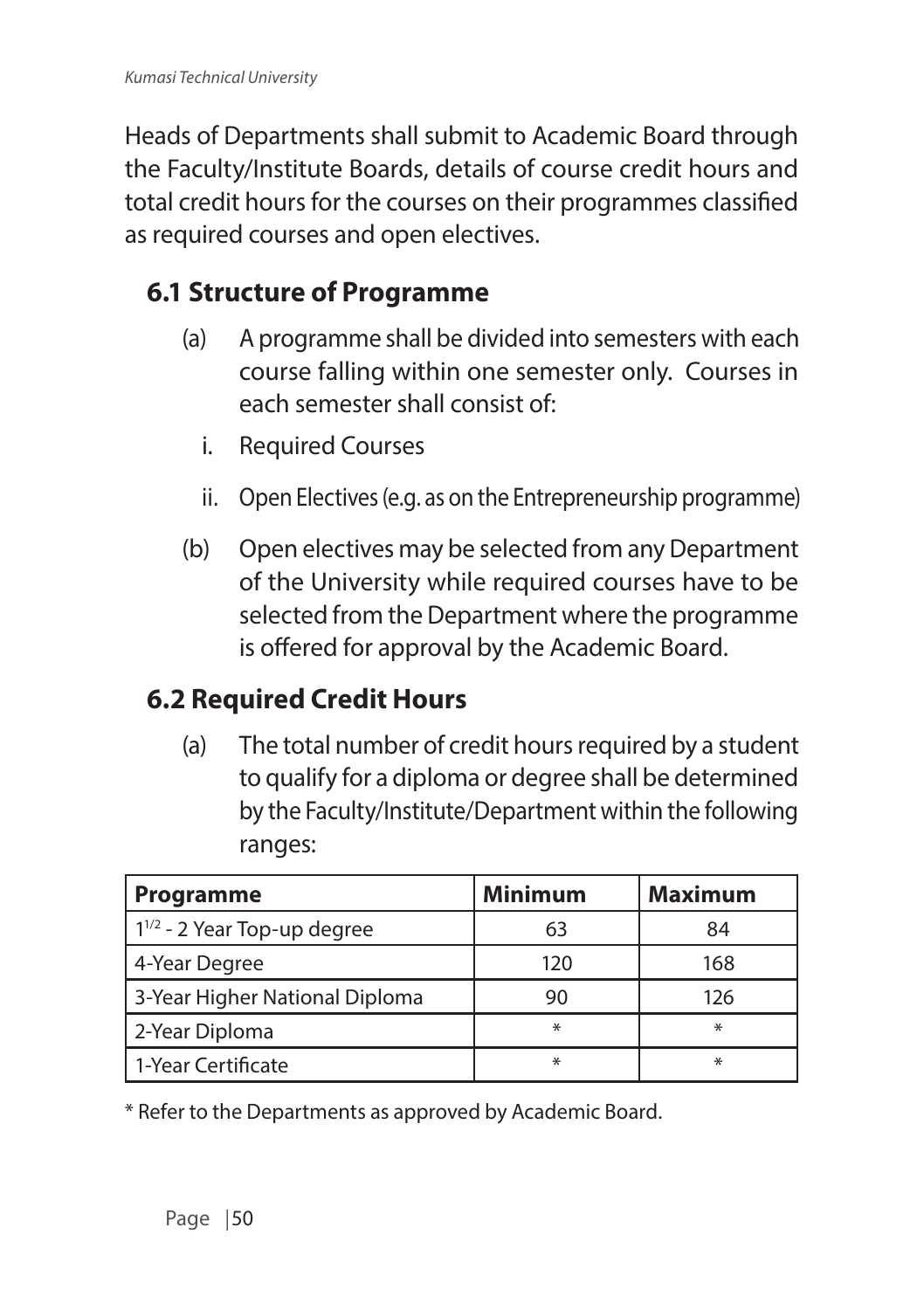Heads of Departments shall submit to Academic Board through the Faculty/Institute Boards, details of course credit hours and total credit hours for the courses on their programmes classified as required courses and open electives.

## 6.1 Structure of Programme

(a) A programme shall be divided into semesters with each course falling within one semester only. Courses in each semester shall consist of:

i. Required Courses

ii. Open Electives (e.g. as on the Entrepreneurship programme)

(b) Open electives may be selected from any Department of the University while required courses have to be selected from the Department where the programme is offered for approval by the Academic Board.

## 6.2 Required Credit Hours

(a) The total number of credit hours required by a student to qualify for a diploma or degree shall be determined by the Faculty/Institute/Department within the following ranges:

| Programme | Minimum | Maximum |
|---|---|---|
| $1^{1/2}$ - 2 Year Top-up degree | 63 | 84 |
| 4-Year Degree | 120 | 168 |
| 3-Year Higher National Diploma | 90 | 126 |
| 2-Year Diploma | * | * |
| 1-Year Certificate | * | * |

* Refer to the Departments as approved by Academic Board.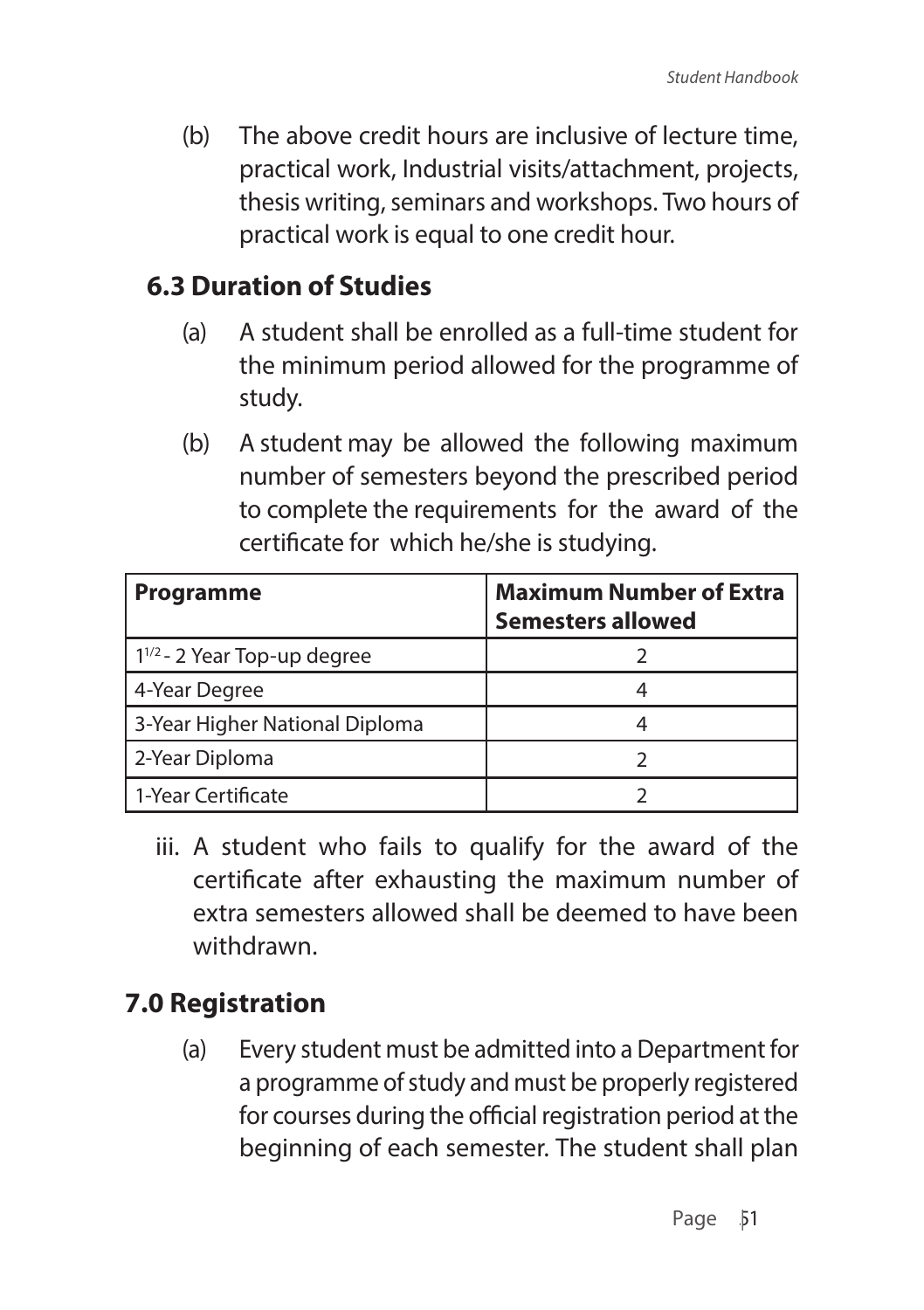(b) The above credit hours are inclusive of lecture time, practical work, Industrial visits/attachment, projects, thesis writing, seminars and workshops. Two hours of practical work is equal to one credit hour.

## 6.3 Duration of Studies

(a) A student shall be enrolled as a full-time student for the minimum period allowed for the programme of study.

(b) A student may be allowed the following maximum number of semesters beyond the prescribed period to complete the requirements for the award of the certificate for which he/she is studying.

| Programme | Maximum Number of Extra Semesters allowed |
|---|---|
| $1^{1/2}$ - 2 Year Top-up degree | 2 |
| 4-Year Degree | 4 |
| 3-Year Higher National Diploma | 4 |
| 2-Year Diploma | 2 |
| 1-Year Certificate | 2 |

iii. A student who fails to qualify for the award of the certificate after exhausting the maximum number of extra semesters allowed shall be deemed to have been withdrawn.

## 7.0 Registration

(a) Every student must be admitted into a Department for a programme of study and must be properly registered for courses during the official registration period at the beginning of each semester. The student shall plan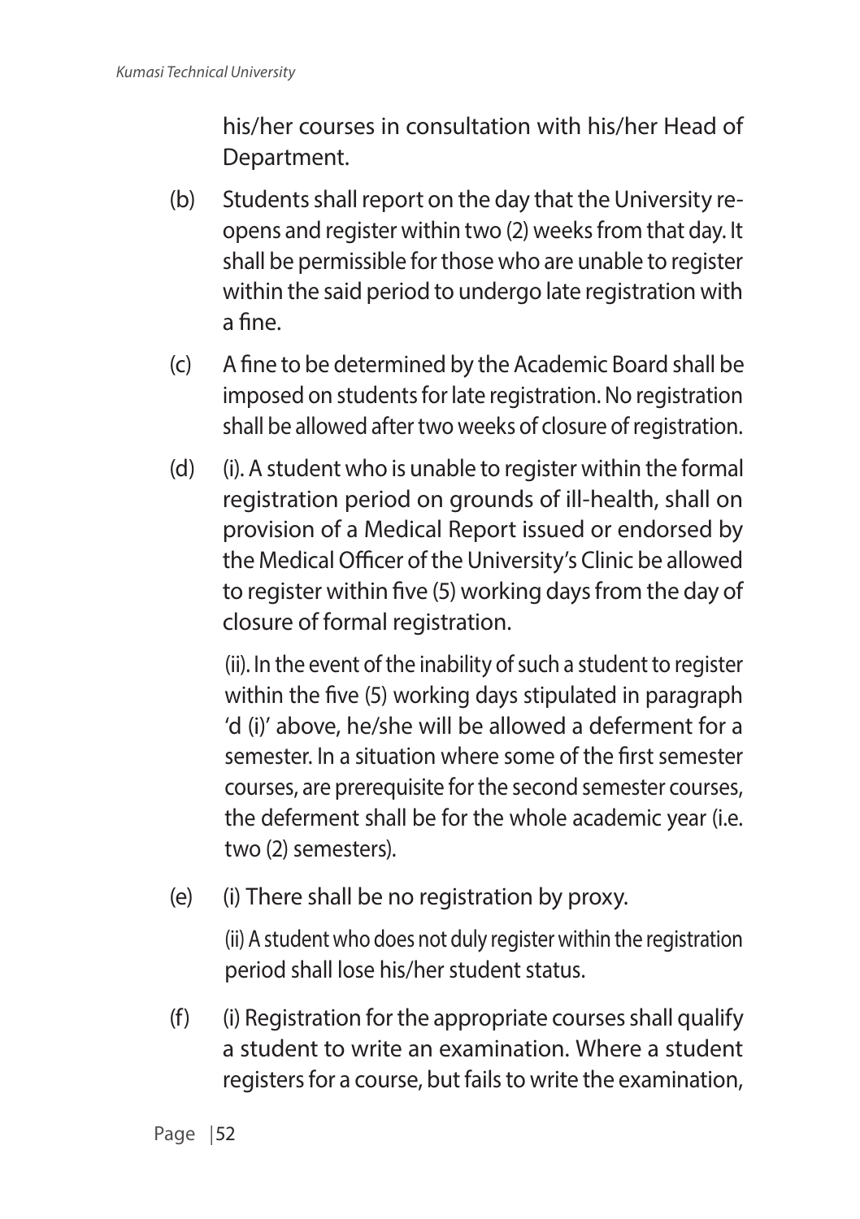his/her courses in consultation with his/her Head of Department.

(b) Students shall report on the day that the University re-opens and register within two (2) weeks from that day. It shall be permissible for those who are unable to register within the said period to undergo late registration with a fine.

(c) A fine to be determined by the Academic Board shall be imposed on students for late registration. No registration shall be allowed after two weeks of closure of registration.

(d) (i). A student who is unable to register within the formal registration period on grounds of ill-health, shall on provision of a Medical Report issued or endorsed by the Medical Officer of the University's Clinic be allowed to register within five (5) working days from the day of closure of formal registration.

(ii). In the event of the inability of such a student to register within the five (5) working days stipulated in paragraph 'd (i)' above, he/she will be allowed a deferment for a semester. In a situation where some of the first semester courses, are prerequisite for the second semester courses, the deferment shall be for the whole academic year (i.e. two (2) semesters).

(e) (i) There shall be no registration by proxy.

(ii) A student who does not duly register within the registration period shall lose his/her student status.

(f) (i) Registration for the appropriate courses shall qualify a student to write an examination. Where a student registers for a course, but fails to write the examination,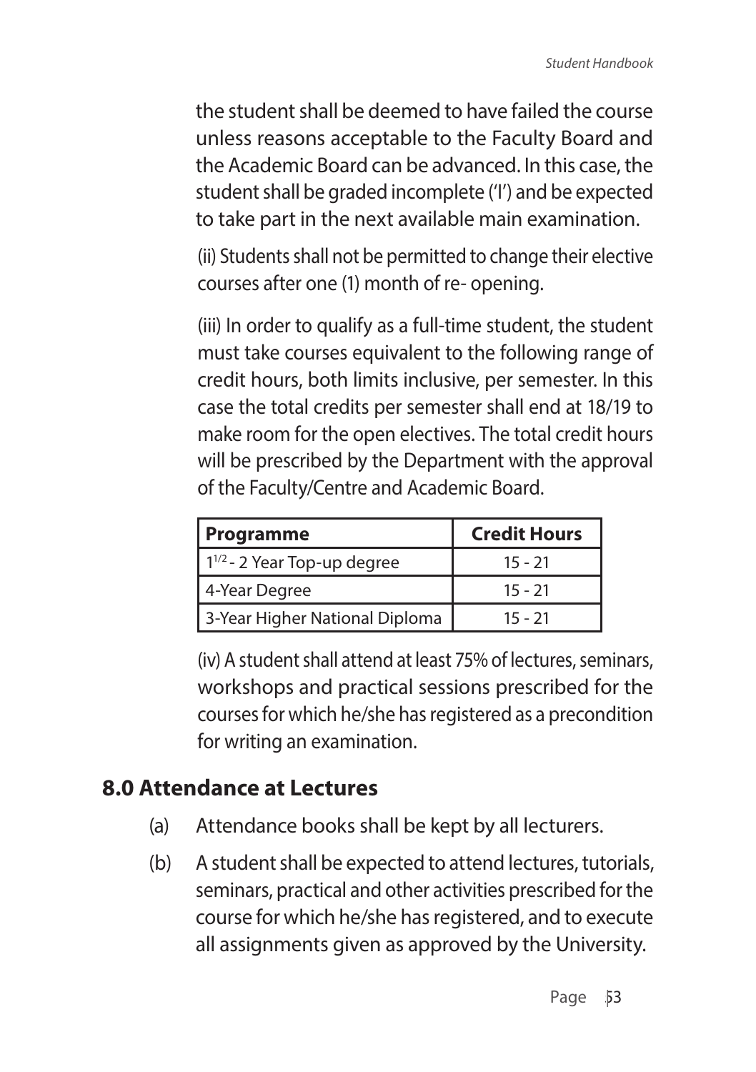the student shall be deemed to have failed the course unless reasons acceptable to the Faculty Board and the Academic Board can be advanced. In this case, the student shall be graded incomplete ('I') and be expected to take part in the next available main examination.

(ii) Students shall not be permitted to change their elective courses after one (1) month of re- opening.

(iii) In order to qualify as a full-time student, the student must take courses equivalent to the following range of credit hours, both limits inclusive, per semester. In this case the total credits per semester shall end at 18/19 to make room for the open electives. The total credit hours will be prescribed by the Department with the approval of the Faculty/Centre and Academic Board.

| **Programme** | **Credit Hours** |
|---|---|
| $1^{1/2}$ - 2 Year Top-up degree | 15 - 21 |
| 4-Year Degree | 15 - 21 |
| 3-Year Higher National Diploma | 15 - 21 |

(iv) A student shall attend at least 75% of lectures, seminars, workshops and practical sessions prescribed for the courses for which he/she has registered as a precondition for writing an examination.

## 8.0 Attendance at Lectures

(a) Attendance books shall be kept by all lecturers.

(b) A student shall be expected to attend lectures, tutorials, seminars, practical and other activities prescribed for the course for which he/she has registered, and to execute all assignments given as approved by the University.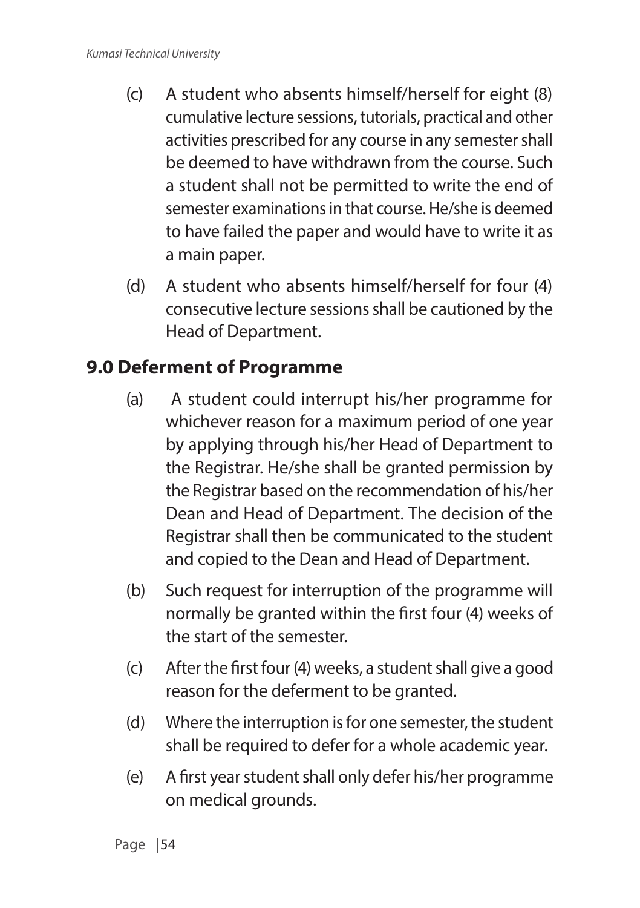(c) A student who absents himself/herself for eight (8) cumulative lecture sessions, tutorials, practical and other activities prescribed for any course in any semester shall be deemed to have withdrawn from the course. Such a student shall not be permitted to write the end of semester examinations in that course. He/she is deemed to have failed the paper and would have to write it as a main paper.

(d) A student who absents himself/herself for four (4) consecutive lecture sessions shall be cautioned by the Head of Department.

## 9.0 Deferment of Programme

(a) A student could interrupt his/her programme for whichever reason for a maximum period of one year by applying through his/her Head of Department to the Registrar. He/she shall be granted permission by the Registrar based on the recommendation of his/her Dean and Head of Department. The decision of the Registrar shall then be communicated to the student and copied to the Dean and Head of Department.

(b) Such request for interruption of the programme will normally be granted within the first four (4) weeks of the start of the semester.

(c) After the first four (4) weeks, a student shall give a good reason for the deferment to be granted.

(d) Where the interruption is for one semester, the student shall be required to defer for a whole academic year.

(e) A first year student shall only defer his/her programme on medical grounds.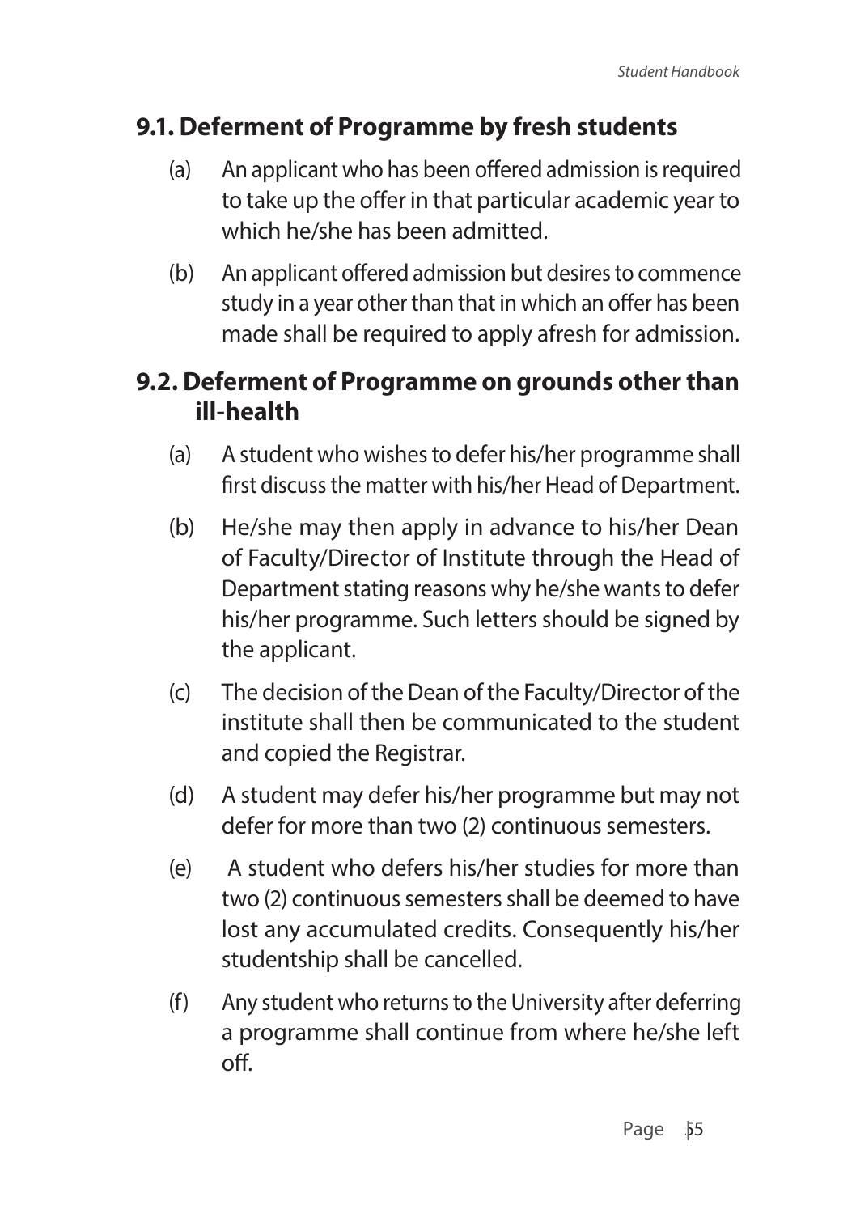## 9.1. Deferment of Programme by fresh students

(a) An applicant who has been offered admission is required to take up the offer in that particular academic year to which he/she has been admitted.

(b) An applicant offered admission but desires to commence study in a year other than that in which an offer has been made shall be required to apply afresh for admission.

## 9.2. Deferment of Programme on grounds other than ill-health

(a) A student who wishes to defer his/her programme shall first discuss the matter with his/her Head of Department.

(b) He/she may then apply in advance to his/her Dean of Faculty/Director of Institute through the Head of Department stating reasons why he/she wants to defer his/her programme. Such letters should be signed by the applicant.

(c) The decision of the Dean of the Faculty/Director of the institute shall then be communicated to the student and copied the Registrar.

(d) A student may defer his/her programme but may not defer for more than two (2) continuous semesters.

(e) A student who defers his/her studies for more than two (2) continuous semesters shall be deemed to have lost any accumulated credits. Consequently his/her studentship shall be cancelled.

(f) Any student who returns to the University after deferring a programme shall continue from where he/she left off.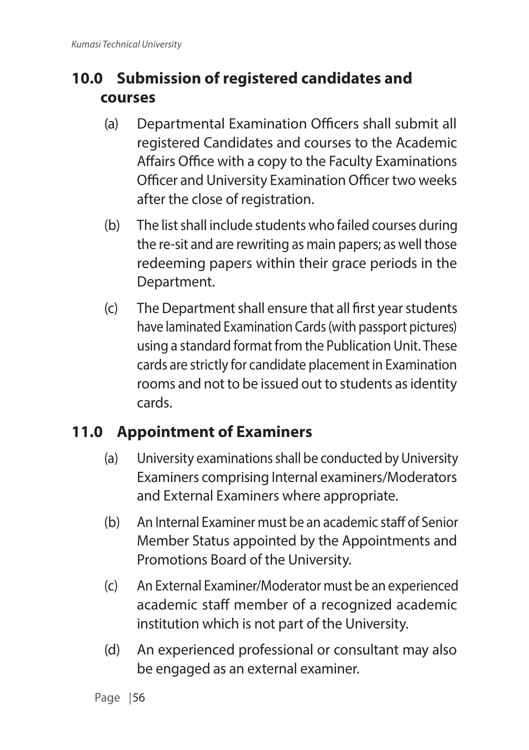## 10.0 Submission of registered candidates and courses

(a) Departmental Examination Officers shall submit all registered Candidates and courses to the Academic Affairs Office with a copy to the Faculty Examinations Officer and University Examination Officer two weeks after the close of registration.

(b) The list shall include students who failed courses during the re-sit and are rewriting as main papers; as well those redeeming papers within their grace periods in the Department.

(c) The Department shall ensure that all first year students have laminated Examination Cards (with passport pictures) using a standard format from the Publication Unit. These cards are strictly for candidate placement in Examination rooms and not to be issued out to students as identity cards.

## 11.0 Appointment of Examiners

(a) University examinations shall be conducted by University Examiners comprising Internal examiners/Moderators and External Examiners where appropriate.

(b) An Internal Examiner must be an academic staff of Senior Member Status appointed by the Appointments and Promotions Board of the University.

(c) An External Examiner/Moderator must be an experienced academic staff member of a recognized academic institution which is not part of the University.

(d) An experienced professional or consultant may also be engaged as an external examiner.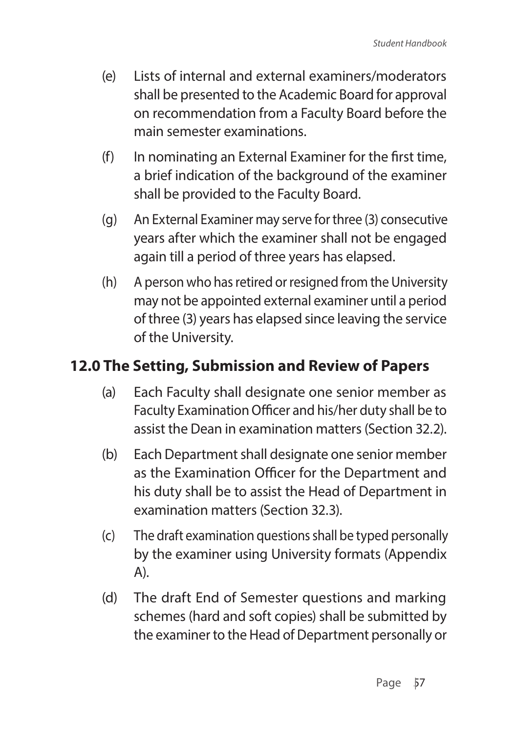(e) Lists of internal and external examiners/moderators shall be presented to the Academic Board for approval on recommendation from a Faculty Board before the main semester examinations.

(f) In nominating an External Examiner for the first time, a brief indication of the background of the examiner shall be provided to the Faculty Board.

(g) An External Examiner may serve for three (3) consecutive years after which the examiner shall not be engaged again till a period of three years has elapsed.

(h) A person who has retired or resigned from the University may not be appointed external examiner until a period of three (3) years has elapsed since leaving the service of the University.

## 12.0 The Setting, Submission and Review of Papers

(a) Each Faculty shall designate one senior member as Faculty Examination Officer and his/her duty shall be to assist the Dean in examination matters (Section 32.2).

(b) Each Department shall designate one senior member as the Examination Officer for the Department and his duty shall be to assist the Head of Department in examination matters (Section 32.3).

(c) The draft examination questions shall be typed personally by the examiner using University formats (Appendix A).

(d) The draft End of Semester questions and marking schemes (hard and soft copies) shall be submitted by the examiner to the Head of Department personally or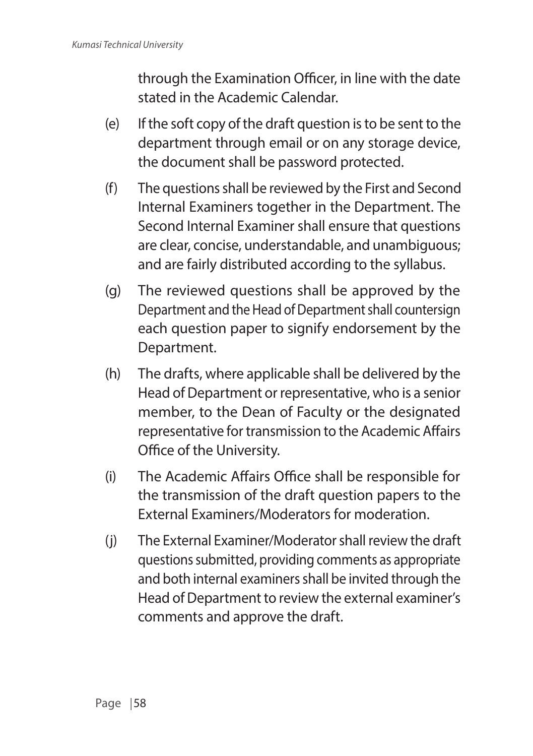through the Examination Officer, in line with the date stated in the Academic Calendar.

(e) If the soft copy of the draft question is to be sent to the department through email or on any storage device, the document shall be password protected.

(f) The questions shall be reviewed by the First and Second Internal Examiners together in the Department. The Second Internal Examiner shall ensure that questions are clear, concise, understandable, and unambiguous; and are fairly distributed according to the syllabus.

(g) The reviewed questions shall be approved by the Department and the Head of Department shall countersign each question paper to signify endorsement by the Department.

(h) The drafts, where applicable shall be delivered by the Head of Department or representative, who is a senior member, to the Dean of Faculty or the designated representative for transmission to the Academic Affairs Office of the University.

(i) The Academic Affairs Office shall be responsible for the transmission of the draft question papers to the External Examiners/Moderators for moderation.

(j) The External Examiner/Moderator shall review the draft questions submitted, providing comments as appropriate and both internal examiners shall be invited through the Head of Department to review the external examiner's comments and approve the draft.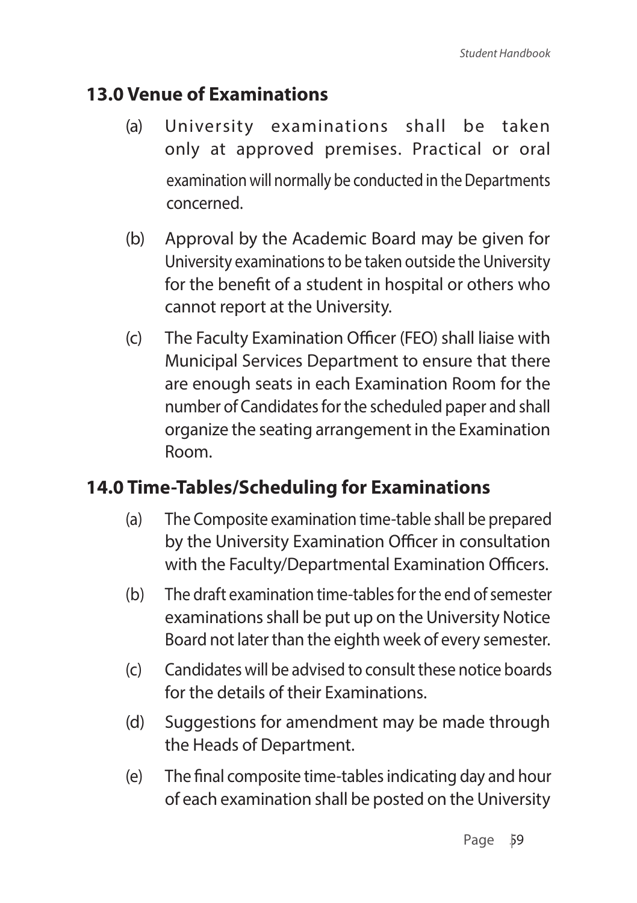## 13.0 Venue of Examinations

(a) University examinations shall be taken only at approved premises. Practical or oral examination will normally be conducted in the Departments concerned.

(b) Approval by the Academic Board may be given for University examinations to be taken outside the University for the benefit of a student in hospital or others who cannot report at the University.

(c) The Faculty Examination Officer (FEO) shall liaise with Municipal Services Department to ensure that there are enough seats in each Examination Room for the number of Candidates for the scheduled paper and shall organize the seating arrangement in the Examination Room.

## 14.0 Time-Tables/Scheduling for Examinations

(a) The Composite examination time-table shall be prepared by the University Examination Officer in consultation with the Faculty/Departmental Examination Officers.

(b) The draft examination time-tables for the end of semester examinations shall be put up on the University Notice Board not later than the eighth week of every semester.

(c) Candidates will be advised to consult these notice boards for the details of their Examinations.

(d) Suggestions for amendment may be made through the Heads of Department.

(e) The final composite time-tables indicating day and hour of each examination shall be posted on the University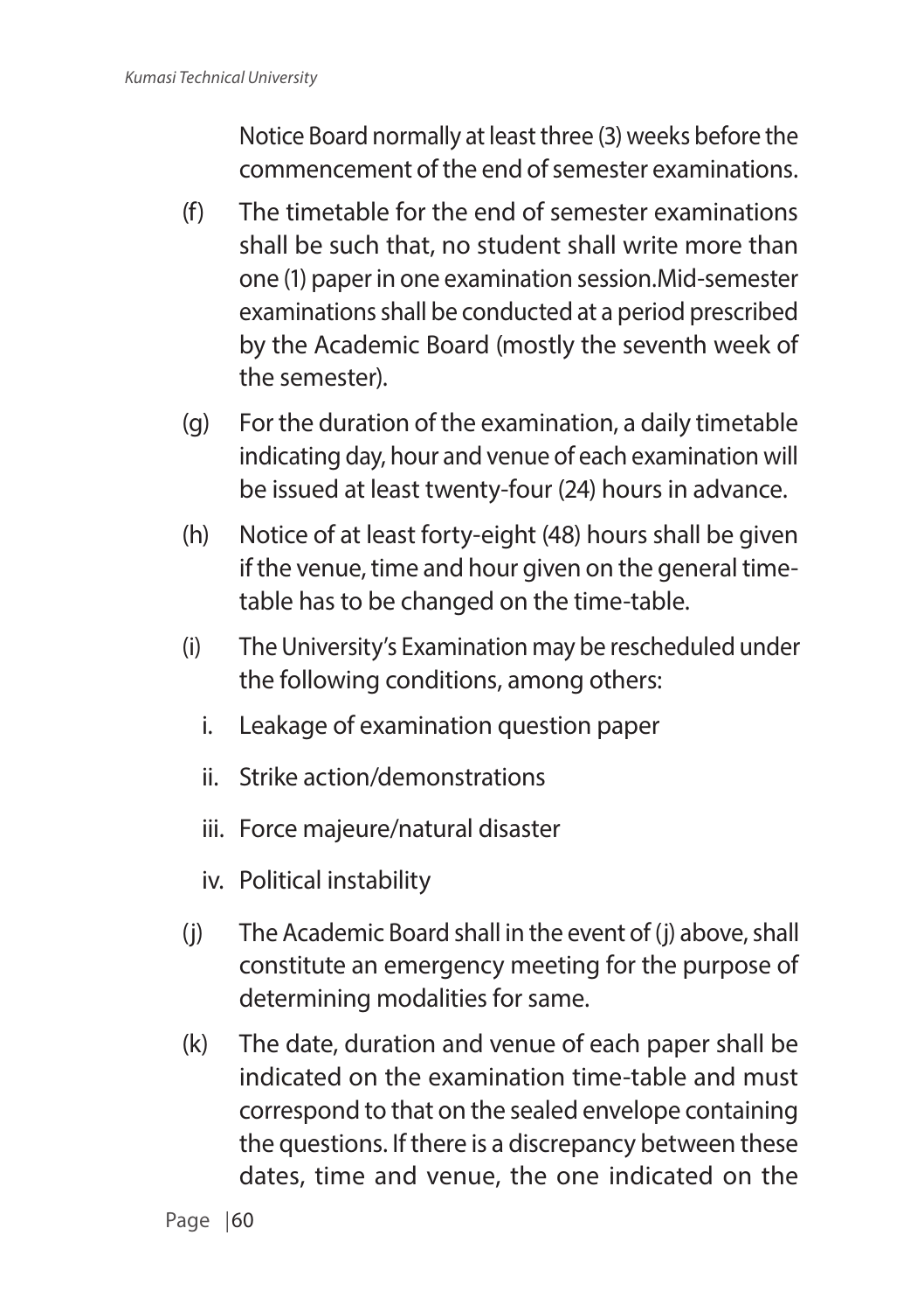Notice Board normally at least three (3) weeks before the commencement of the end of semester examinations.

(f) The timetable for the end of semester examinations shall be such that, no student shall write more than one (1) paper in one examination session.Mid-semester examinations shall be conducted at a period prescribed by the Academic Board (mostly the seventh week of the semester).

(g) For the duration of the examination, a daily timetable indicating day, hour and venue of each examination will be issued at least twenty-four (24) hours in advance.

(h) Notice of at least forty-eight (48) hours shall be given if the venue, time and hour given on the general time-table has to be changed on the time-table.

(i) The University's Examination may be rescheduled under the following conditions, among others:

   i. Leakage of examination question paper

   ii. Strike action/demonstrations

   iii. Force majeure/natural disaster

   iv. Political instability

(j) The Academic Board shall in the event of (j) above, shall constitute an emergency meeting for the purpose of determining modalities for same.

(k) The date, duration and venue of each paper shall be indicated on the examination time-table and must correspond to that on the sealed envelope containing the questions. If there is a discrepancy between these dates, time and venue, the one indicated on the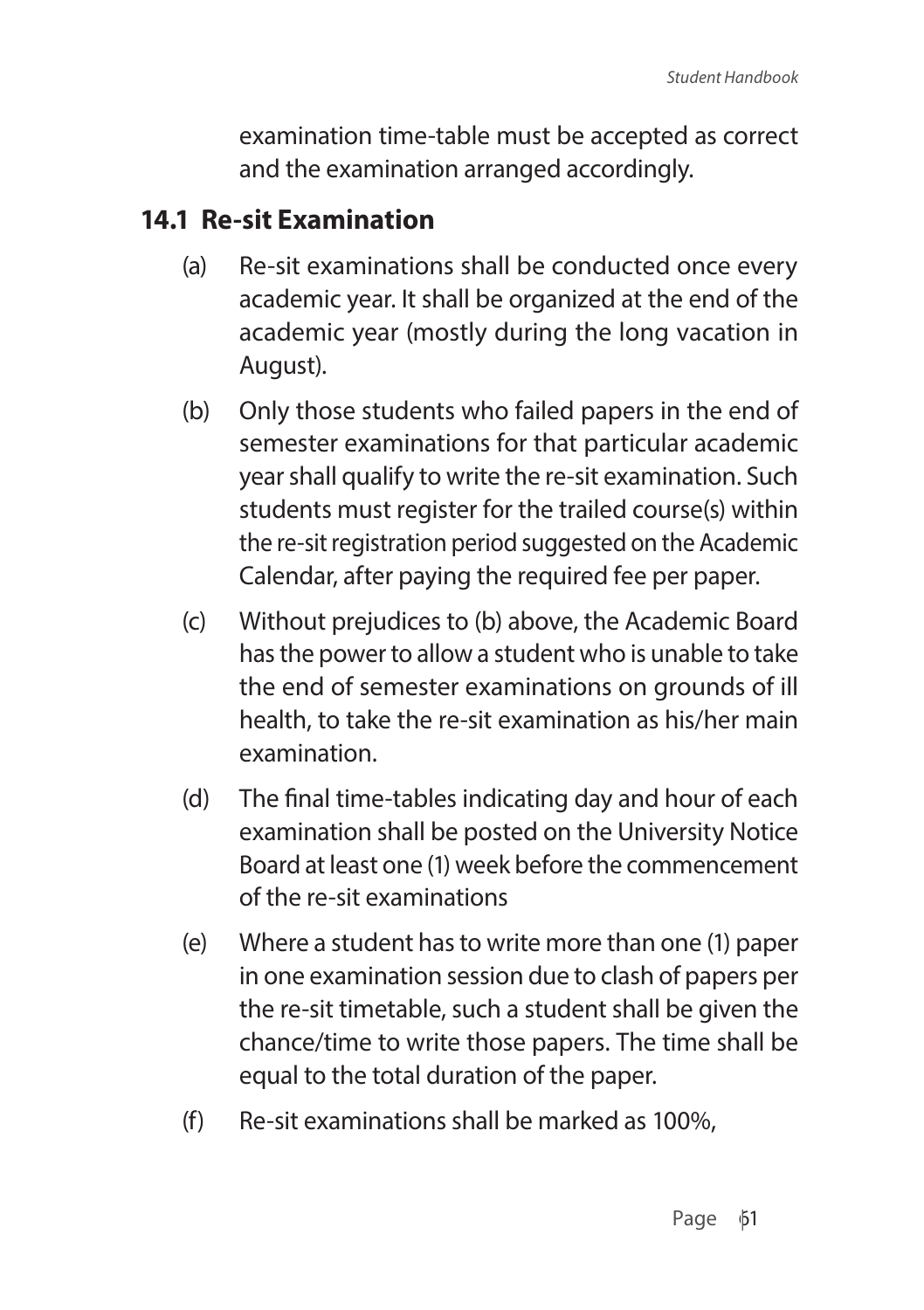examination time-table must be accepted as correct and the examination arranged accordingly.

## 14.1 Re-sit Examination

(a) Re-sit examinations shall be conducted once every academic year. It shall be organized at the end of the academic year (mostly during the long vacation in August).

(b) Only those students who failed papers in the end of semester examinations for that particular academic year shall qualify to write the re-sit examination. Such students must register for the trailed course(s) within the re-sit registration period suggested on the Academic Calendar, after paying the required fee per paper.

(c) Without prejudices to (b) above, the Academic Board has the power to allow a student who is unable to take the end of semester examinations on grounds of ill health, to take the re-sit examination as his/her main examination.

(d) The final time-tables indicating day and hour of each examination shall be posted on the University Notice Board at least one (1) week before the commencement of the re-sit examinations

(e) Where a student has to write more than one (1) paper in one examination session due to clash of papers per the re-sit timetable, such a student shall be given the chance/time to write those papers. The time shall be equal to the total duration of the paper.

(f) Re-sit examinations shall be marked as 100%,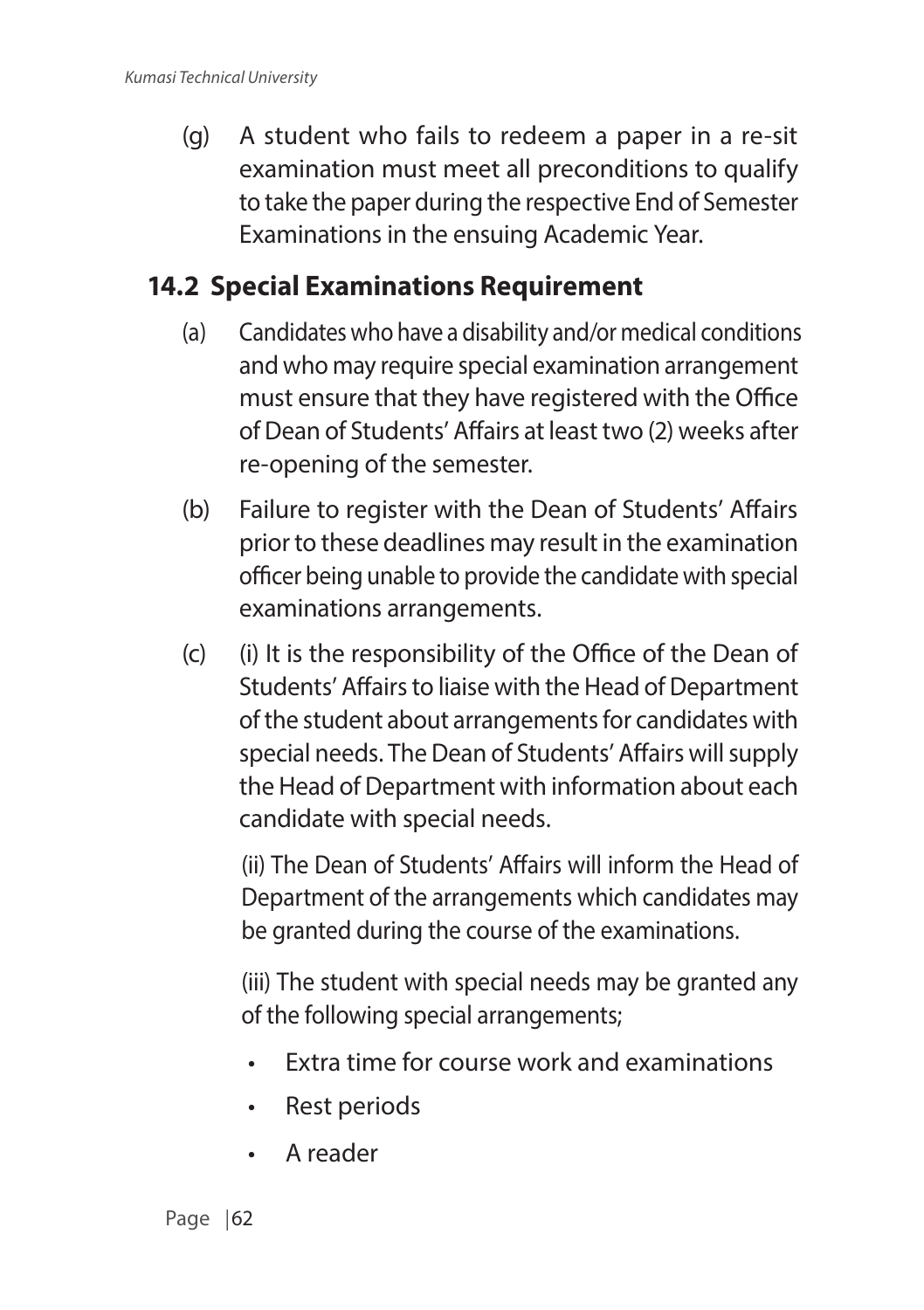(g) A student who fails to redeem a paper in a re-sit examination must meet all preconditions to qualify to take the paper during the respective End of Semester Examinations in the ensuing Academic Year.

## 14.2 Special Examinations Requirement

(a) Candidates who have a disability and/or medical conditions and who may require special examination arrangement must ensure that they have registered with the Office of Dean of Students' Affairs at least two (2) weeks after re-opening of the semester.

(b) Failure to register with the Dean of Students' Affairs prior to these deadlines may result in the examination officer being unable to provide the candidate with special examinations arrangements.

(c) (i) It is the responsibility of the Office of the Dean of Students' Affairs to liaise with the Head of Department of the student about arrangements for candidates with special needs. The Dean of Students' Affairs will supply the Head of Department with information about each candidate with special needs.

(ii) The Dean of Students' Affairs will inform the Head of Department of the arrangements which candidates may be granted during the course of the examinations.

(iii) The student with special needs may be granted any of the following special arrangements;

- Extra time for course work and examinations
- Rest periods
- A reader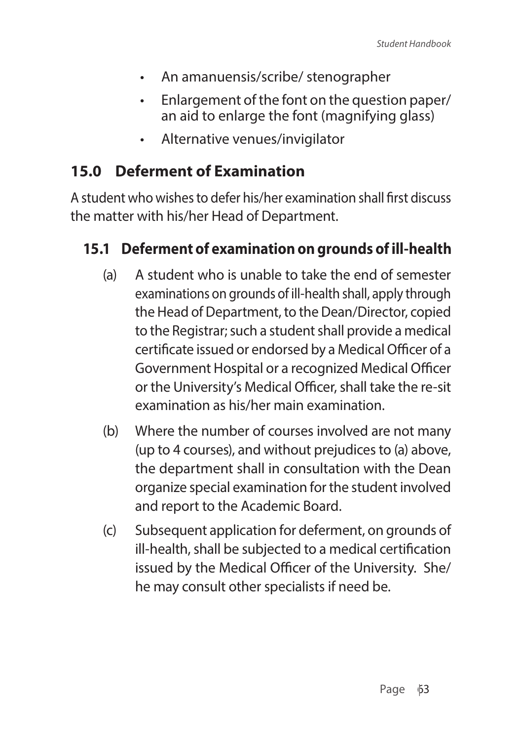- An amanuensis/scribe/ stenographer
- Enlargement of the font on the question paper/ an aid to enlarge the font (magnifying glass)
- Alternative venues/invigilator

## 15.0 Deferment of Examination

A student who wishes to defer his/her examination shall first discuss the matter with his/her Head of Department.

### 15.1 Deferment of examination on grounds of ill-health

(a) A student who is unable to take the end of semester examinations on grounds of ill-health shall, apply through the Head of Department, to the Dean/Director, copied to the Registrar; such a student shall provide a medical certificate issued or endorsed by a Medical Officer of a Government Hospital or a recognized Medical Officer or the University's Medical Officer, shall take the re-sit examination as his/her main examination.

(b) Where the number of courses involved are not many (up to 4 courses), and without prejudices to (a) above, the department shall in consultation with the Dean organize special examination for the student involved and report to the Academic Board.

(c) Subsequent application for deferment, on grounds of ill-health, shall be subjected to a medical certification issued by the Medical Officer of the University. She/ he may consult other specialists if need be.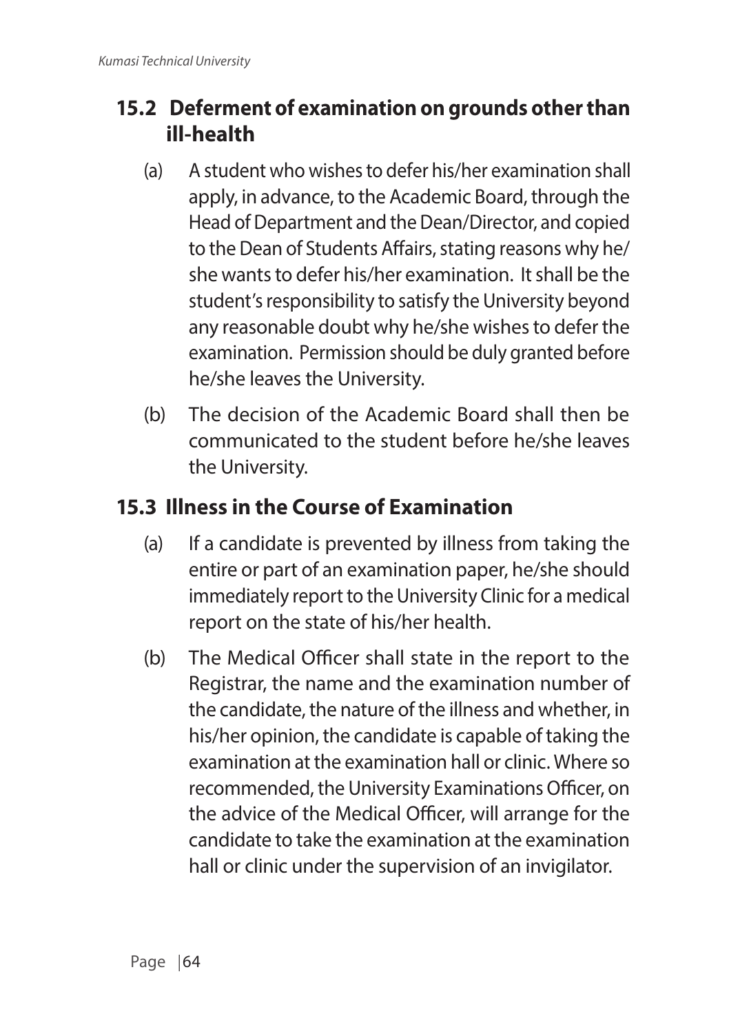## 15.2 Deferment of examination on grounds other than ill-health

(a) A student who wishes to defer his/her examination shall apply, in advance, to the Academic Board, through the Head of Department and the Dean/Director, and copied to the Dean of Students Affairs, stating reasons why he/she wants to defer his/her examination. It shall be the student's responsibility to satisfy the University beyond any reasonable doubt why he/she wishes to defer the examination. Permission should be duly granted before he/she leaves the University.

(b) The decision of the Academic Board shall then be communicated to the student before he/she leaves the University.

## 15.3 Illness in the Course of Examination

(a) If a candidate is prevented by illness from taking the entire or part of an examination paper, he/she should immediately report to the University Clinic for a medical report on the state of his/her health.

(b) The Medical Officer shall state in the report to the Registrar, the name and the examination number of the candidate, the nature of the illness and whether, in his/her opinion, the candidate is capable of taking the examination at the examination hall or clinic. Where so recommended, the University Examinations Officer, on the advice of the Medical Officer, will arrange for the candidate to take the examination at the examination hall or clinic under the supervision of an invigilator.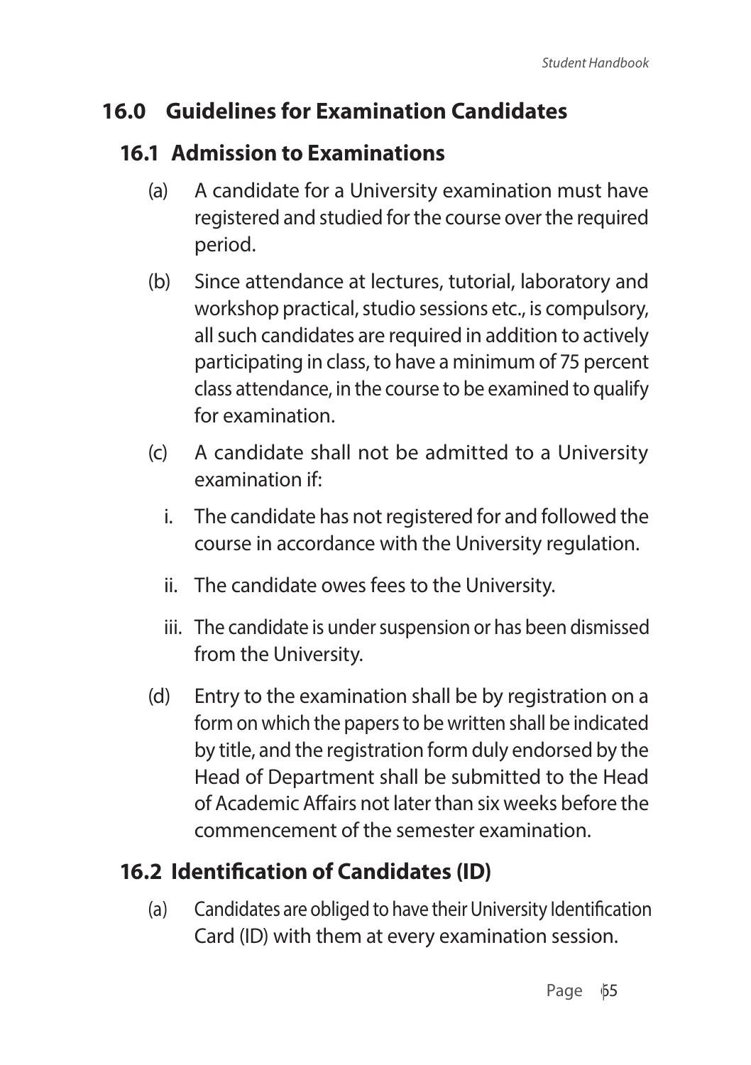## 16.0 Guidelines for Examination Candidates

### 16.1 Admission to Examinations

(a) A candidate for a University examination must have registered and studied for the course over the required period.

(b) Since attendance at lectures, tutorial, laboratory and workshop practical, studio sessions etc., is compulsory, all such candidates are required in addition to actively participating in class, to have a minimum of 75 percent class attendance, in the course to be examined to qualify for examination.

(c) A candidate shall not be admitted to a University examination if:

i. The candidate has not registered for and followed the course in accordance with the University regulation.

ii. The candidate owes fees to the University.

iii. The candidate is under suspension or has been dismissed from the University.

(d) Entry to the examination shall be by registration on a form on which the papers to be written shall be indicated by title, and the registration form duly endorsed by the Head of Department shall be submitted to the Head of Academic Affairs not later than six weeks before the commencement of the semester examination.

### 16.2 Identification of Candidates (ID)

(a) Candidates are obliged to have their University Identification Card (ID) with them at every examination session.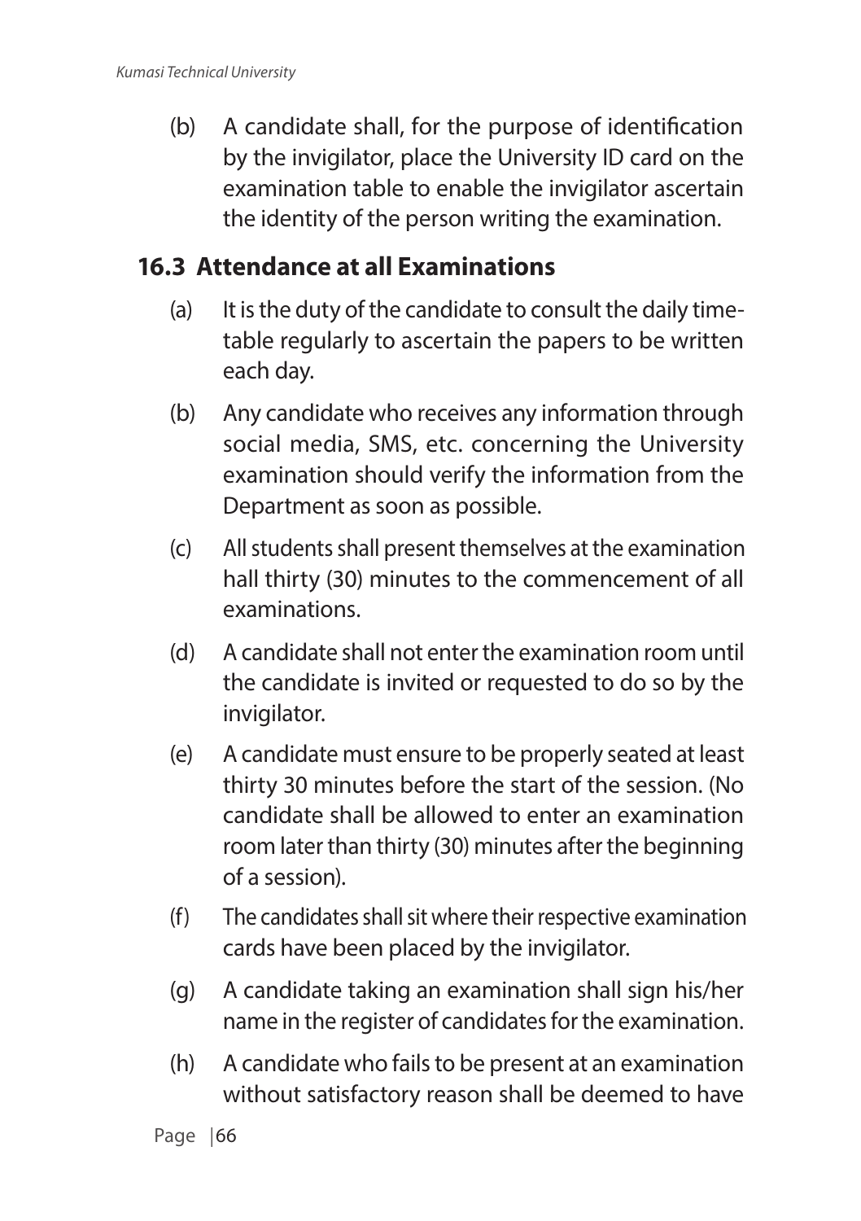(b) A candidate shall, for the purpose of identification by the invigilator, place the University ID card on the examination table to enable the invigilator ascertain the identity of the person writing the examination.

## 16.3 Attendance at all Examinations

(a) It is the duty of the candidate to consult the daily time-table regularly to ascertain the papers to be written each day.

(b) Any candidate who receives any information through social media, SMS, etc. concerning the University examination should verify the information from the Department as soon as possible.

(c) All students shall present themselves at the examination hall thirty (30) minutes to the commencement of all examinations.

(d) A candidate shall not enter the examination room until the candidate is invited or requested to do so by the invigilator.

(e) A candidate must ensure to be properly seated at least thirty 30 minutes before the start of the session. (No candidate shall be allowed to enter an examination room later than thirty (30) minutes after the beginning of a session).

(f) The candidates shall sit where their respective examination cards have been placed by the invigilator.

(g) A candidate taking an examination shall sign his/her name in the register of candidates for the examination.

(h) A candidate who fails to be present at an examination without satisfactory reason shall be deemed to have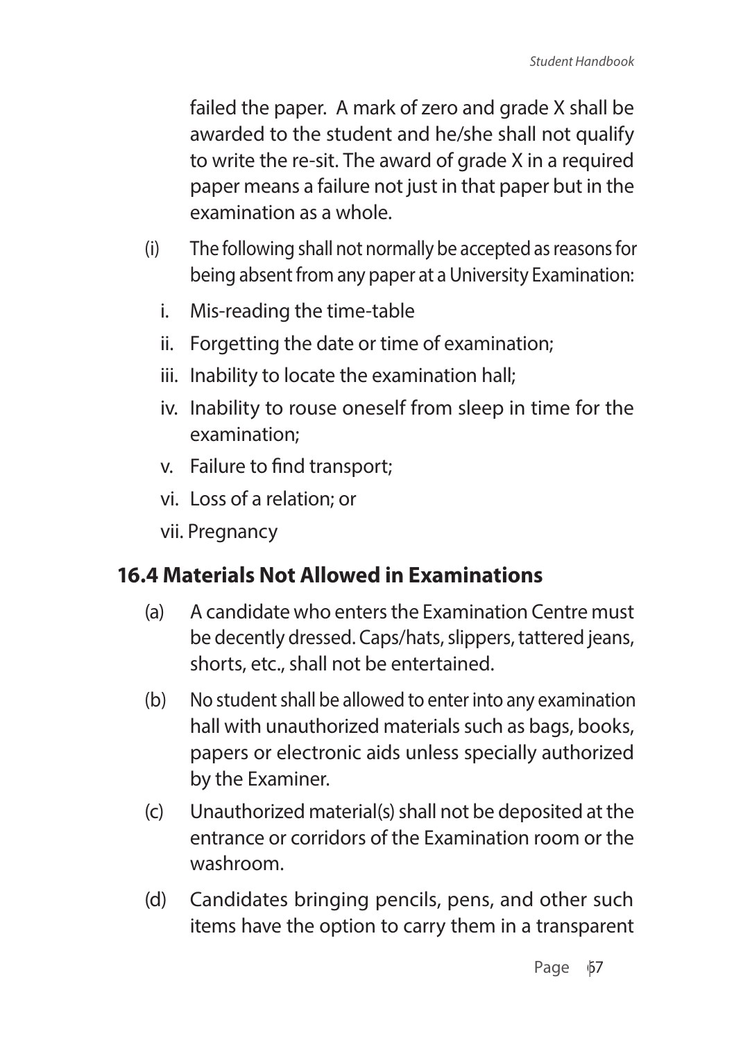failed the paper. A mark of zero and grade X shall be awarded to the student and he/she shall not qualify to write the re-sit. The award of grade X in a required paper means a failure not just in that paper but in the examination as a whole.

(i) The following shall not normally be accepted as reasons for being absent from any paper at a University Examination:

i. Mis-reading the time-table

ii. Forgetting the date or time of examination;

iii. Inability to locate the examination hall;

iv. Inability to rouse oneself from sleep in time for the examination;

v. Failure to find transport;

vi. Loss of a relation; or

vii. Pregnancy

## 16.4 Materials Not Allowed in Examinations

(a) A candidate who enters the Examination Centre must be decently dressed. Caps/hats, slippers, tattered jeans, shorts, etc., shall not be entertained.

(b) No student shall be allowed to enter into any examination hall with unauthorized materials such as bags, books, papers or electronic aids unless specially authorized by the Examiner.

(c) Unauthorized material(s) shall not be deposited at the entrance or corridors of the Examination room or the washroom.

(d) Candidates bringing pencils, pens, and other such items have the option to carry them in a transparent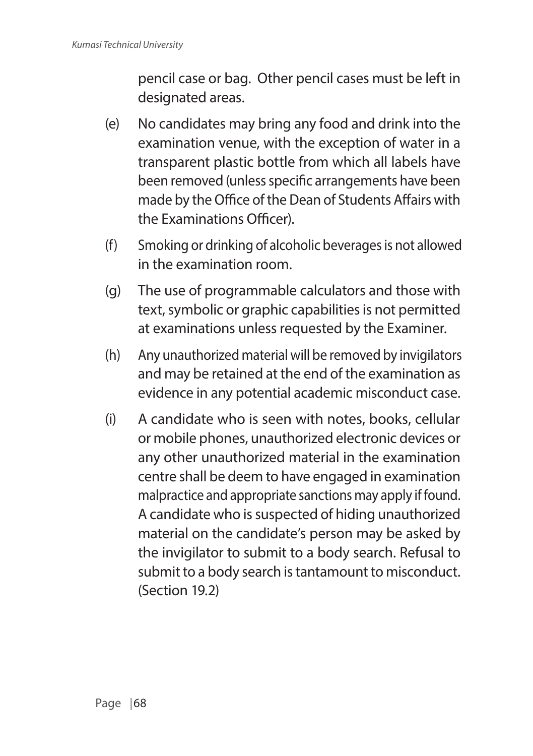pencil case or bag. Other pencil cases must be left in designated areas.

(e) No candidates may bring any food and drink into the examination venue, with the exception of water in a transparent plastic bottle from which all labels have been removed (unless specific arrangements have been made by the Office of the Dean of Students Affairs with the Examinations Officer).

(f) Smoking or drinking of alcoholic beverages is not allowed in the examination room.

(g) The use of programmable calculators and those with text, symbolic or graphic capabilities is not permitted at examinations unless requested by the Examiner.

(h) Any unauthorized material will be removed by invigilators and may be retained at the end of the examination as evidence in any potential academic misconduct case.

(i) A candidate who is seen with notes, books, cellular or mobile phones, unauthorized electronic devices or any other unauthorized material in the examination centre shall be deem to have engaged in examination malpractice and appropriate sanctions may apply if found. A candidate who is suspected of hiding unauthorized material on the candidate's person may be asked by the invigilator to submit to a body search. Refusal to submit to a body search is tantamount to misconduct. (Section 19.2)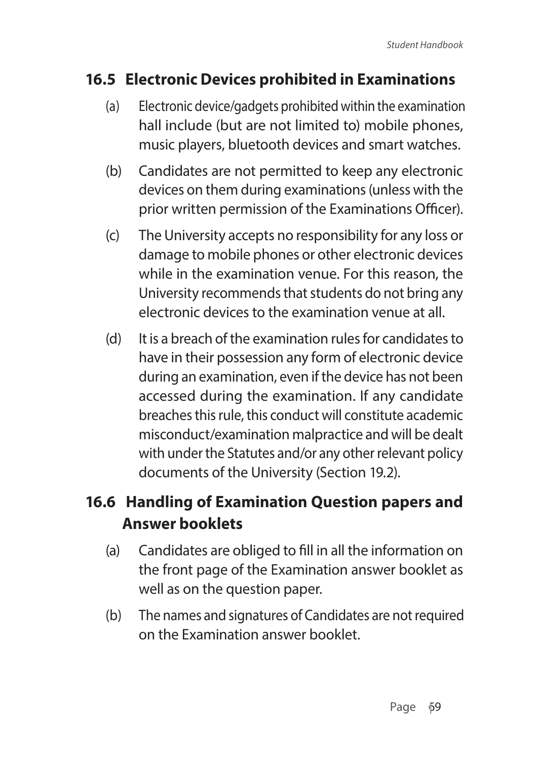## 16.5 Electronic Devices prohibited in Examinations

(a) Electronic device/gadgets prohibited within the examination hall include (but are not limited to) mobile phones, music players, bluetooth devices and smart watches.

(b) Candidates are not permitted to keep any electronic devices on them during examinations (unless with the prior written permission of the Examinations Officer).

(c) The University accepts no responsibility for any loss or damage to mobile phones or other electronic devices while in the examination venue. For this reason, the University recommends that students do not bring any electronic devices to the examination venue at all.

(d) It is a breach of the examination rules for candidates to have in their possession any form of electronic device during an examination, even if the device has not been accessed during the examination. If any candidate breaches this rule, this conduct will constitute academic misconduct/examination malpractice and will be dealt with under the Statutes and/or any other relevant policy documents of the University (Section 19.2).

## 16.6 Handling of Examination Question papers and Answer booklets

(a) Candidates are obliged to fill in all the information on the front page of the Examination answer booklet as well as on the question paper.

(b) The names and signatures of Candidates are not required on the Examination answer booklet.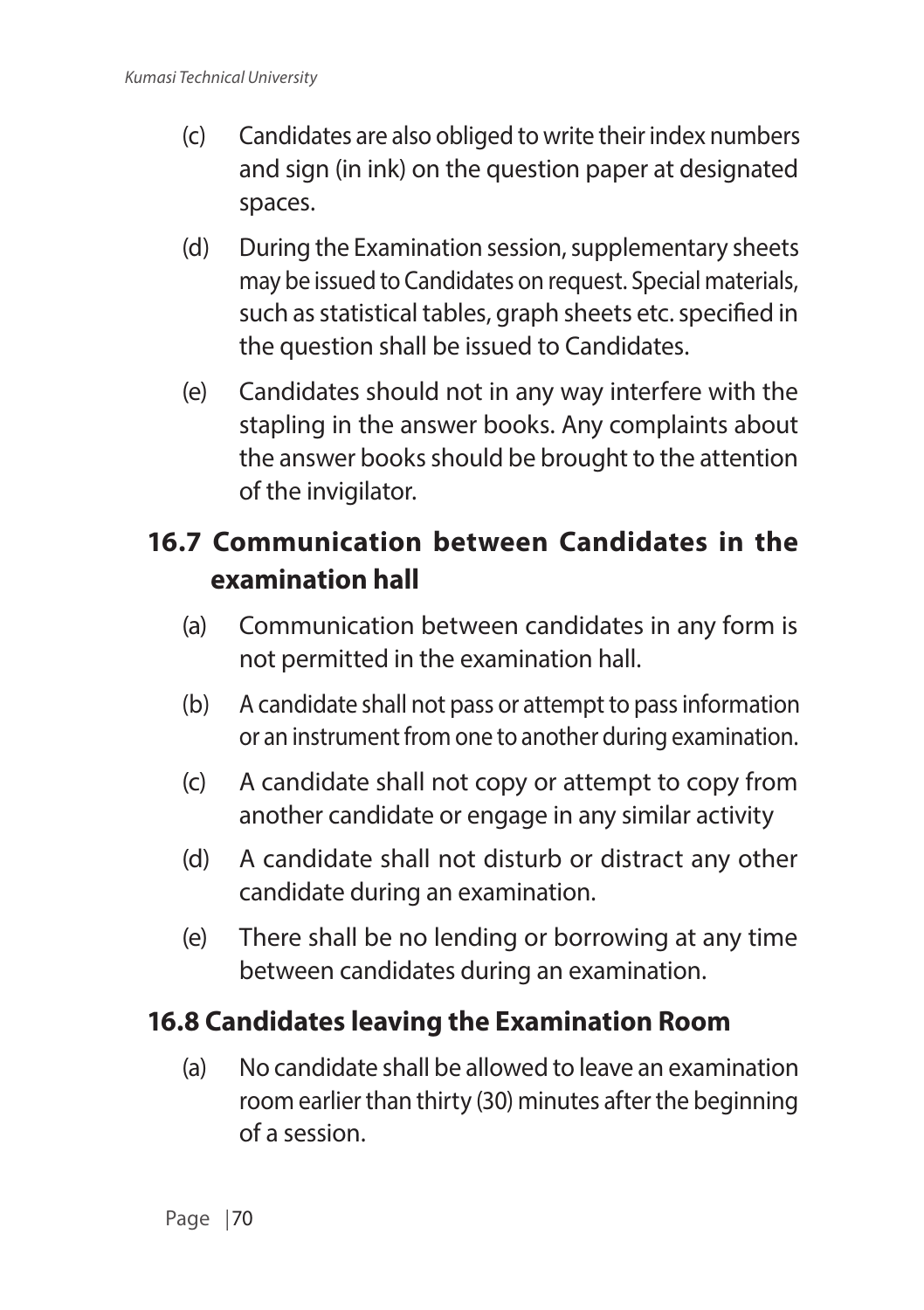(c) Candidates are also obliged to write their index numbers and sign (in ink) on the question paper at designated spaces.

(d) During the Examination session, supplementary sheets may be issued to Candidates on request. Special materials, such as statistical tables, graph sheets etc. specified in the question shall be issued to Candidates.

(e) Candidates should not in any way interfere with the stapling in the answer books. Any complaints about the answer books should be brought to the attention of the invigilator.

## 16.7 Communication between Candidates in the examination hall

(a) Communication between candidates in any form is not permitted in the examination hall.

(b) A candidate shall not pass or attempt to pass information or an instrument from one to another during examination.

(c) A candidate shall not copy or attempt to copy from another candidate or engage in any similar activity

(d) A candidate shall not disturb or distract any other candidate during an examination.

(e) There shall be no lending or borrowing at any time between candidates during an examination.

## 16.8 Candidates leaving the Examination Room

(a) No candidate shall be allowed to leave an examination room earlier than thirty (30) minutes after the beginning of a session.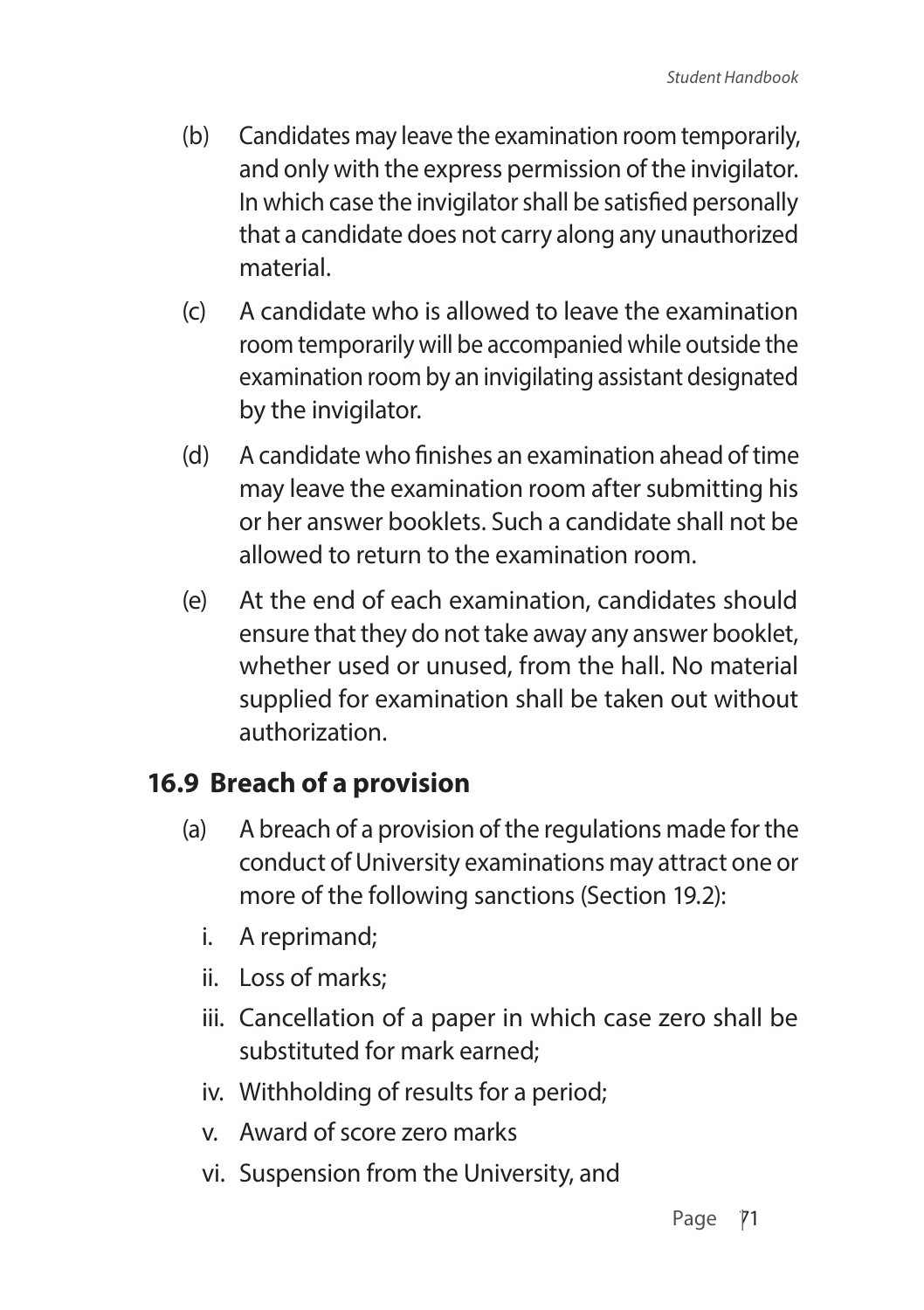(b) Candidates may leave the examination room temporarily, and only with the express permission of the invigilator. In which case the invigilator shall be satisfied personally that a candidate does not carry along any unauthorized material.

(c) A candidate who is allowed to leave the examination room temporarily will be accompanied while outside the examination room by an invigilating assistant designated by the invigilator.

(d) A candidate who finishes an examination ahead of time may leave the examination room after submitting his or her answer booklets. Such a candidate shall not be allowed to return to the examination room.

(e) At the end of each examination, candidates should ensure that they do not take away any answer booklet, whether used or unused, from the hall. No material supplied for examination shall be taken out without authorization.

### 16.9 Breach of a provision

(a) A breach of a provision of the regulations made for the conduct of University examinations may attract one or more of the following sanctions (Section 19.2):

i. A reprimand;
ii. Loss of marks;
iii. Cancellation of a paper in which case zero shall be substituted for mark earned;
iv. Withholding of results for a period;
v. Award of score zero marks
vi. Suspension from the University, and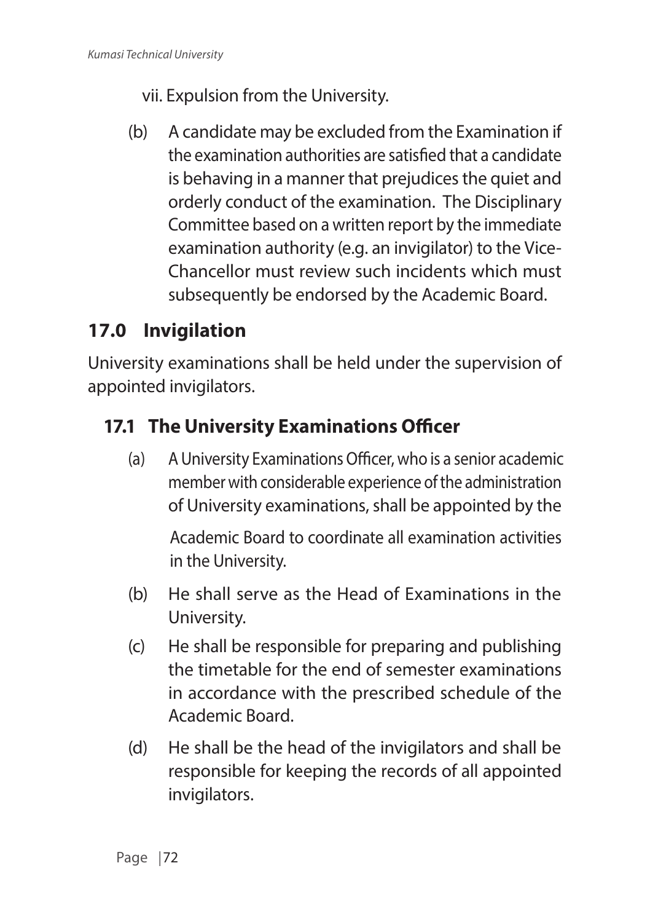vii. Expulsion from the University.

(b) A candidate may be excluded from the Examination if the examination authorities are satisfied that a candidate is behaving in a manner that prejudices the quiet and orderly conduct of the examination. The Disciplinary Committee based on a written report by the immediate examination authority (e.g. an invigilator) to the Vice-Chancellor must review such incidents which must subsequently be endorsed by the Academic Board.

## 17.0 Invigilation

University examinations shall be held under the supervision of appointed invigilators.

### 17.1 The University Examinations Officer

(a) A University Examinations Officer, who is a senior academic member with considerable experience of the administration of University examinations, shall be appointed by the Academic Board to coordinate all examination activities in the University.

(b) He shall serve as the Head of Examinations in the University.

(c) He shall be responsible for preparing and publishing the timetable for the end of semester examinations in accordance with the prescribed schedule of the Academic Board.

(d) He shall be the head of the invigilators and shall be responsible for keeping the records of all appointed invigilators.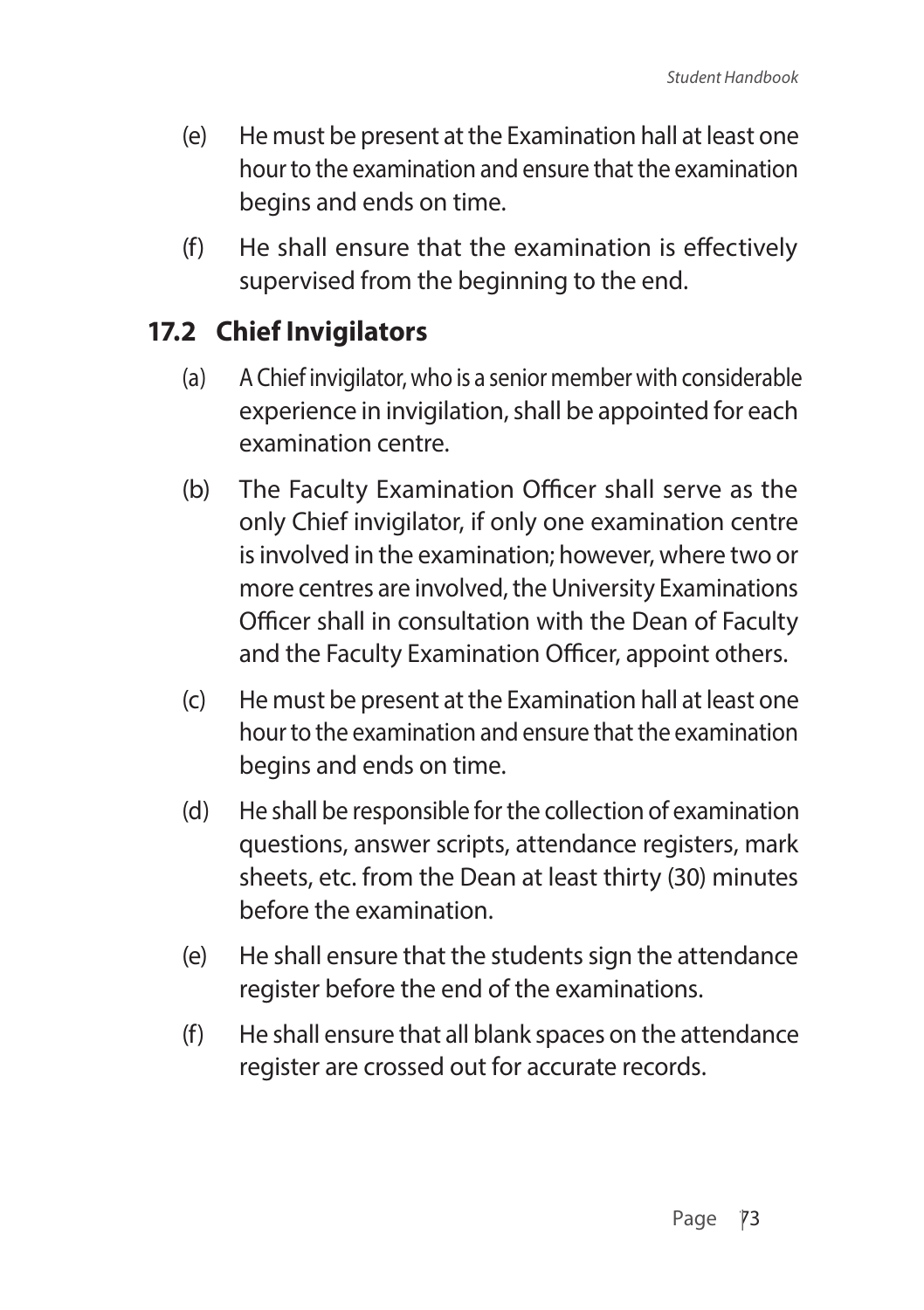(e) He must be present at the Examination hall at least one hour to the examination and ensure that the examination begins and ends on time.

(f) He shall ensure that the examination is effectively supervised from the beginning to the end.

## 17.2 Chief Invigilators

(a) A Chief invigilator, who is a senior member with considerable experience in invigilation, shall be appointed for each examination centre.

(b) The Faculty Examination Officer shall serve as the only Chief invigilator, if only one examination centre is involved in the examination; however, where two or more centres are involved, the University Examinations Officer shall in consultation with the Dean of Faculty and the Faculty Examination Officer, appoint others.

(c) He must be present at the Examination hall at least one hour to the examination and ensure that the examination begins and ends on time.

(d) He shall be responsible for the collection of examination questions, answer scripts, attendance registers, mark sheets, etc. from the Dean at least thirty (30) minutes before the examination.

(e) He shall ensure that the students sign the attendance register before the end of the examinations.

(f) He shall ensure that all blank spaces on the attendance register are crossed out for accurate records.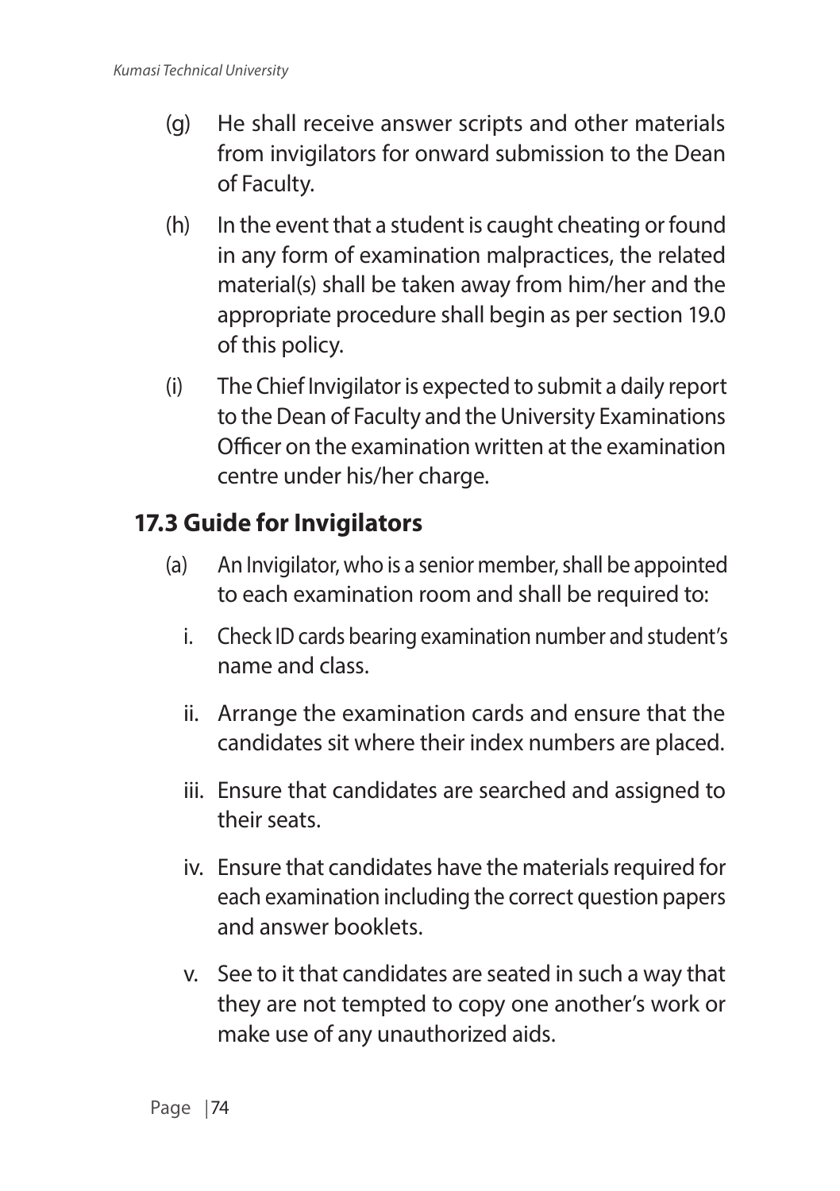(g) He shall receive answer scripts and other materials from invigilators for onward submission to the Dean of Faculty.

(h) In the event that a student is caught cheating or found in any form of examination malpractices, the related material(s) shall be taken away from him/her and the appropriate procedure shall begin as per section 19.0 of this policy.

(i) The Chief Invigilator is expected to submit a daily report to the Dean of Faculty and the University Examinations Officer on the examination written at the examination centre under his/her charge.

### 17.3 Guide for Invigilators

(a) An Invigilator, who is a senior member, shall be appointed to each examination room and shall be required to:

i. Check ID cards bearing examination number and student's name and class.

ii. Arrange the examination cards and ensure that the candidates sit where their index numbers are placed.

iii. Ensure that candidates are searched and assigned to their seats.

iv. Ensure that candidates have the materials required for each examination including the correct question papers and answer booklets.

v. See to it that candidates are seated in such a way that they are not tempted to copy one another's work or make use of any unauthorized aids.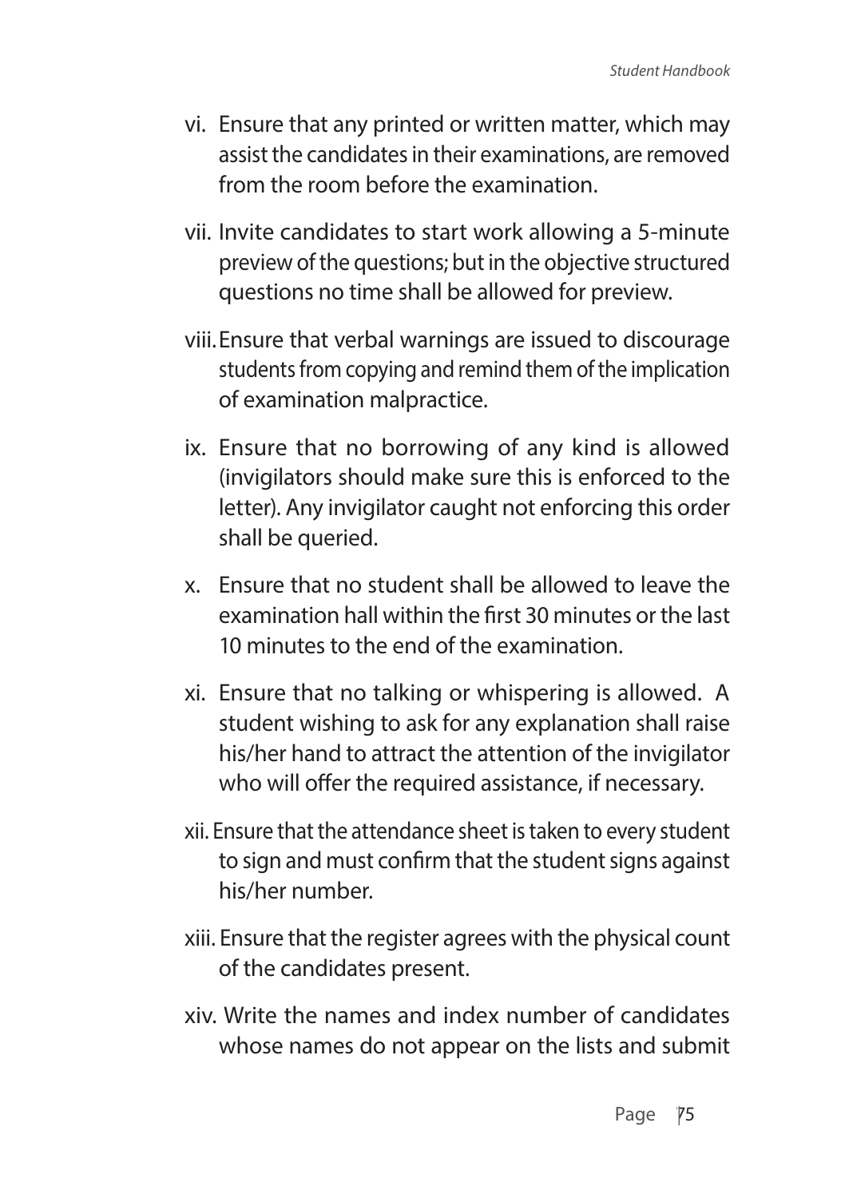vi. Ensure that any printed or written matter, which may assist the candidates in their examinations, are removed from the room before the examination.

vii. Invite candidates to start work allowing a 5-minute preview of the questions; but in the objective structured questions no time shall be allowed for preview.

viii. Ensure that verbal warnings are issued to discourage students from copying and remind them of the implication of examination malpractice.

ix. Ensure that no borrowing of any kind is allowed (invigilators should make sure this is enforced to the letter). Any invigilator caught not enforcing this order shall be queried.

x. Ensure that no student shall be allowed to leave the examination hall within the first 30 minutes or the last 10 minutes to the end of the examination.

xi. Ensure that no talking or whispering is allowed. A student wishing to ask for any explanation shall raise his/her hand to attract the attention of the invigilator who will offer the required assistance, if necessary.

xii. Ensure that the attendance sheet is taken to every student to sign and must confirm that the student signs against his/her number.

xiii. Ensure that the register agrees with the physical count of the candidates present.

xiv. Write the names and index number of candidates whose names do not appear on the lists and submit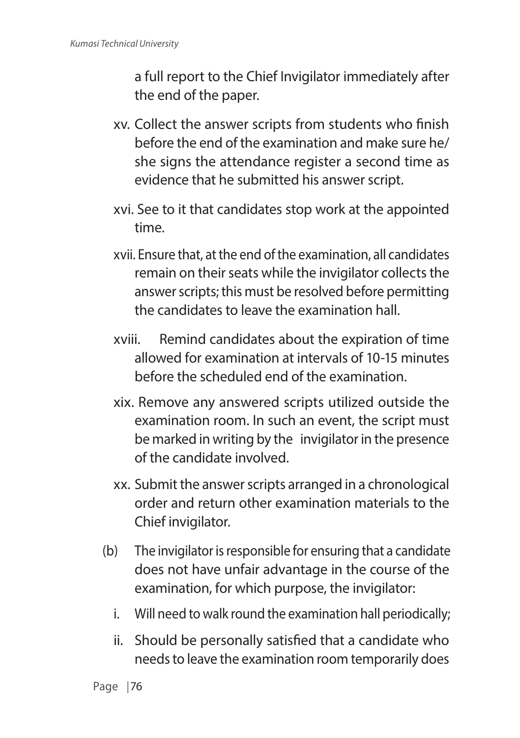a full report to the Chief Invigilator immediately after the end of the paper.

xv. Collect the answer scripts from students who finish before the end of the examination and make sure he/ she signs the attendance register a second time as evidence that he submitted his answer script.

xvi. See to it that candidates stop work at the appointed time.

xvii. Ensure that, at the end of the examination, all candidates remain on their seats while the invigilator collects the answer scripts; this must be resolved before permitting the candidates to leave the examination hall.

xviii. Remind candidates about the expiration of time allowed for examination at intervals of 10-15 minutes before the scheduled end of the examination.

xix. Remove any answered scripts utilized outside the examination room. In such an event, the script must be marked in writing by the invigilator in the presence of the candidate involved.

xx. Submit the answer scripts arranged in a chronological order and return other examination materials to the Chief invigilator.

(b) The invigilator is responsible for ensuring that a candidate does not have unfair advantage in the course of the examination, for which purpose, the invigilator:

i. Will need to walk round the examination hall periodically;

ii. Should be personally satisfied that a candidate who needs to leave the examination room temporarily does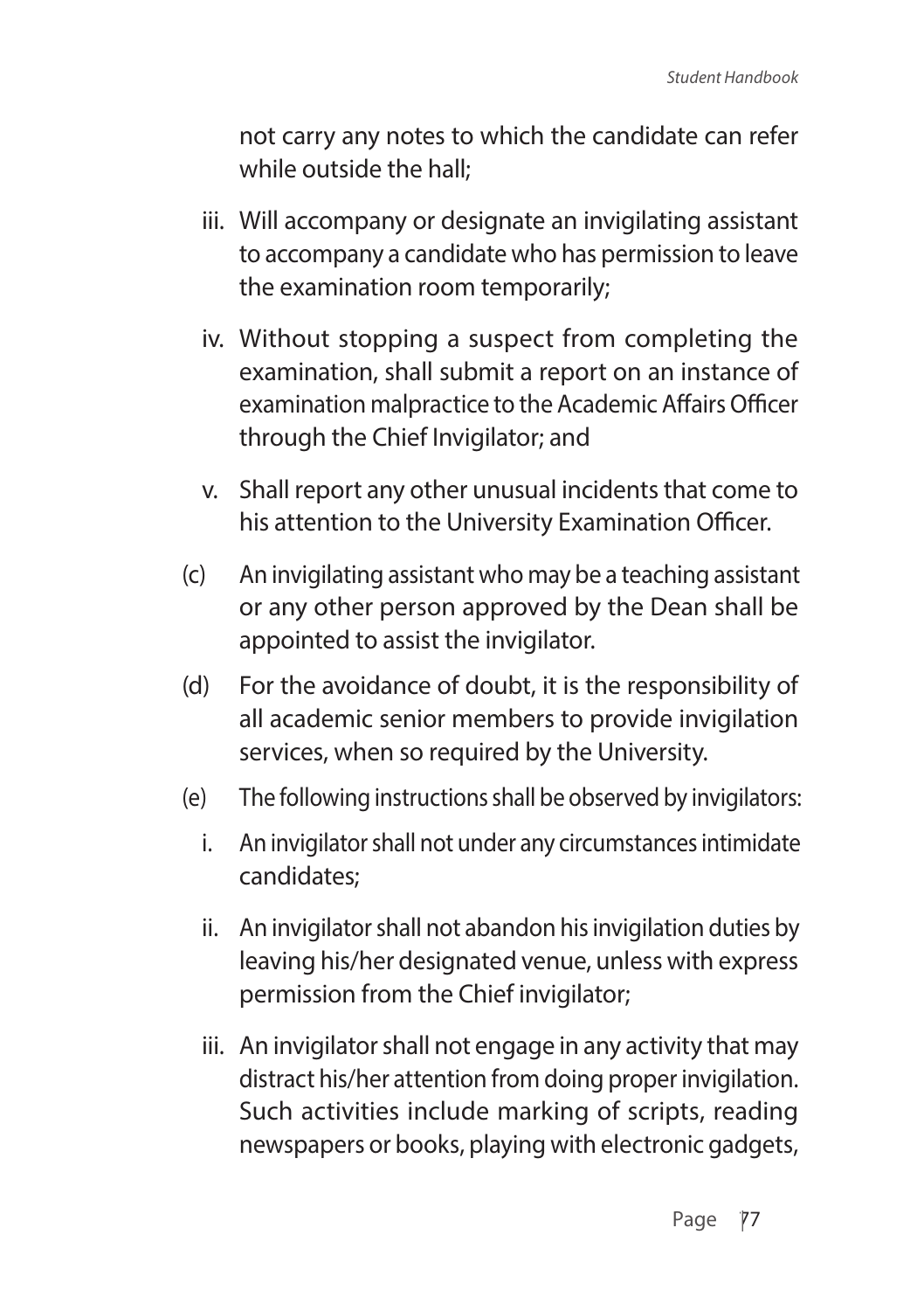not carry any notes to which the candidate can refer while outside the hall;

iii. Will accompany or designate an invigilating assistant to accompany a candidate who has permission to leave the examination room temporarily;

iv. Without stopping a suspect from completing the examination, shall submit a report on an instance of examination malpractice to the Academic Affairs Officer through the Chief Invigilator; and

v. Shall report any other unusual incidents that come to his attention to the University Examination Officer.

(c) An invigilating assistant who may be a teaching assistant or any other person approved by the Dean shall be appointed to assist the invigilator.

(d) For the avoidance of doubt, it is the responsibility of all academic senior members to provide invigilation services, when so required by the University.

(e) The following instructions shall be observed by invigilators:

i. An invigilator shall not under any circumstances intimidate candidates;

ii. An invigilator shall not abandon his invigilation duties by leaving his/her designated venue, unless with express permission from the Chief invigilator;

iii. An invigilator shall not engage in any activity that may distract his/her attention from doing proper invigilation. Such activities include marking of scripts, reading newspapers or books, playing with electronic gadgets,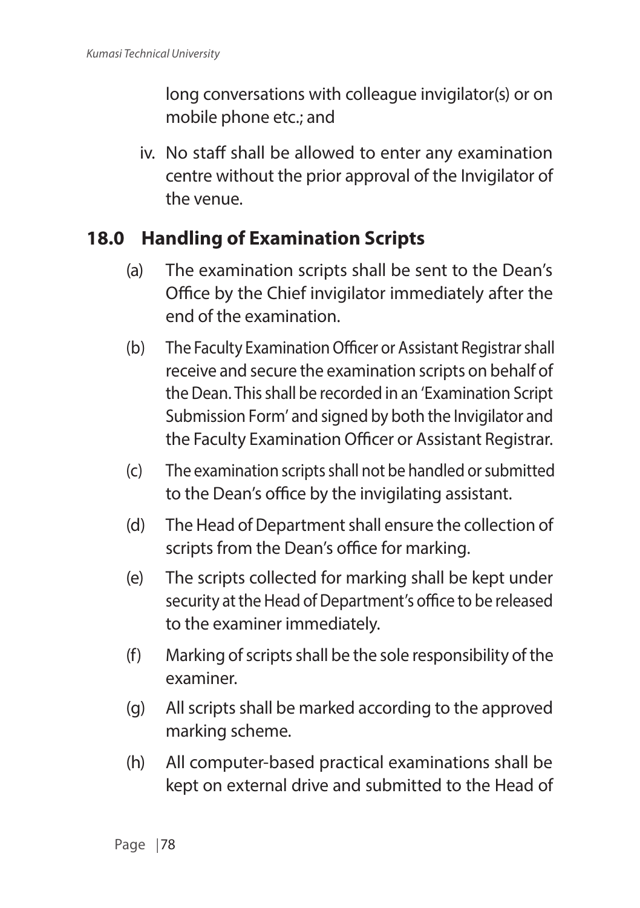long conversations with colleague invigilator(s) or on mobile phone etc.; and

iv. No staff shall be allowed to enter any examination centre without the prior approval of the Invigilator of the venue.

## 18.0 Handling of Examination Scripts

(a) The examination scripts shall be sent to the Dean's Office by the Chief invigilator immediately after the end of the examination.

(b) The Faculty Examination Officer or Assistant Registrar shall receive and secure the examination scripts on behalf of the Dean. This shall be recorded in an 'Examination Script Submission Form' and signed by both the Invigilator and the Faculty Examination Officer or Assistant Registrar.

(c) The examination scripts shall not be handled or submitted to the Dean's office by the invigilating assistant.

(d) The Head of Department shall ensure the collection of scripts from the Dean's office for marking.

(e) The scripts collected for marking shall be kept under security at the Head of Department's office to be released to the examiner immediately.

(f) Marking of scripts shall be the sole responsibility of the examiner.

(g) All scripts shall be marked according to the approved marking scheme.

(h) All computer-based practical examinations shall be kept on external drive and submitted to the Head of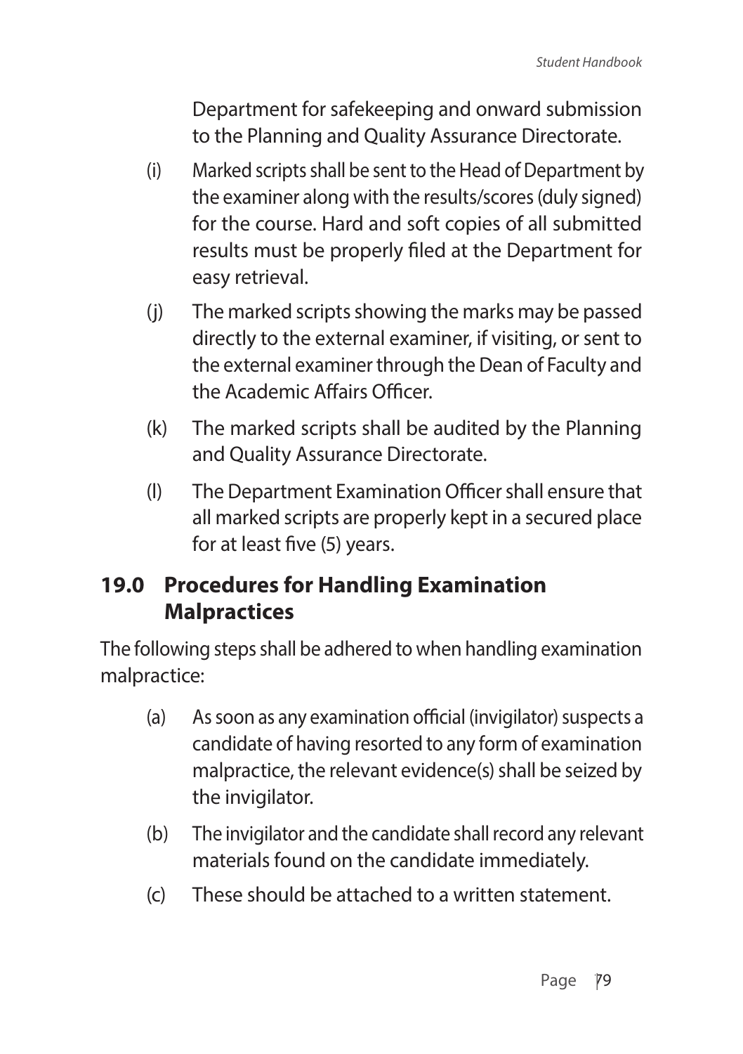Department for safekeeping and onward submission to the Planning and Quality Assurance Directorate.

(i) Marked scripts shall be sent to the Head of Department by the examiner along with the results/scores (duly signed) for the course. Hard and soft copies of all submitted results must be properly filed at the Department for easy retrieval.

(j) The marked scripts showing the marks may be passed directly to the external examiner, if visiting, or sent to the external examiner through the Dean of Faculty and the Academic Affairs Officer.

(k) The marked scripts shall be audited by the Planning and Quality Assurance Directorate.

(l) The Department Examination Officer shall ensure that all marked scripts are properly kept in a secured place for at least five (5) years.

## 19.0 Procedures for Handling Examination Malpractices

The following steps shall be adhered to when handling examination malpractice:

(a) As soon as any examination official (invigilator) suspects a candidate of having resorted to any form of examination malpractice, the relevant evidence(s) shall be seized by the invigilator.

(b) The invigilator and the candidate shall record any relevant materials found on the candidate immediately.

(c) These should be attached to a written statement.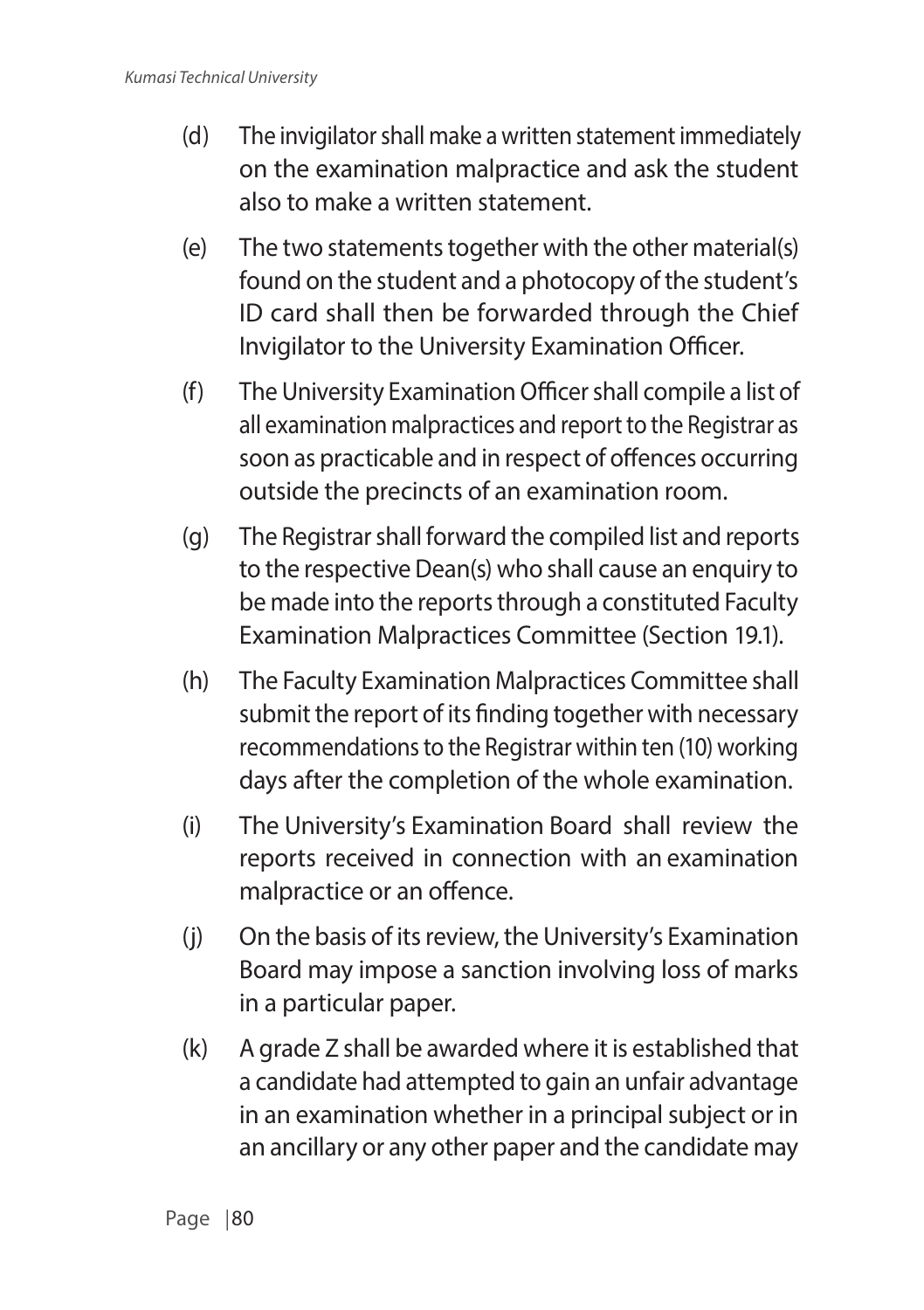(d) The invigilator shall make a written statement immediately on the examination malpractice and ask the student also to make a written statement.

(e) The two statements together with the other material(s) found on the student and a photocopy of the student's ID card shall then be forwarded through the Chief Invigilator to the University Examination Officer.

(f) The University Examination Officer shall compile a list of all examination malpractices and report to the Registrar as soon as practicable and in respect of offences occurring outside the precincts of an examination room.

(g) The Registrar shall forward the compiled list and reports to the respective Dean(s) who shall cause an enquiry to be made into the reports through a constituted Faculty Examination Malpractices Committee (Section 19.1).

(h) The Faculty Examination Malpractices Committee shall submit the report of its finding together with necessary recommendations to the Registrar within ten (10) working days after the completion of the whole examination.

(i) The University's Examination Board shall review the reports received in connection with an examination malpractice or an offence.

(j) On the basis of its review, the University's Examination Board may impose a sanction involving loss of marks in a particular paper.

(k) A grade Z shall be awarded where it is established that a candidate had attempted to gain an unfair advantage in an examination whether in a principal subject or in an ancillary or any other paper and the candidate may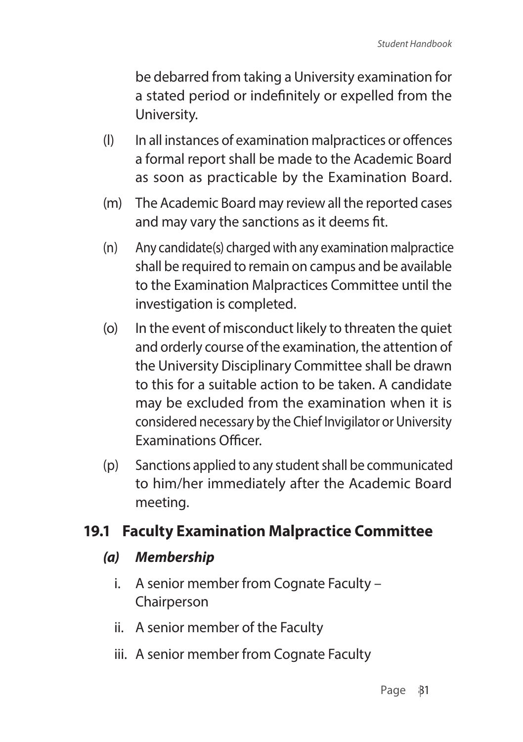be debarred from taking a University examination for a stated period or indefinitely or expelled from the University.

(l) In all instances of examination malpractices or offences a formal report shall be made to the Academic Board as soon as practicable by the Examination Board.

(m) The Academic Board may review all the reported cases and may vary the sanctions as it deems fit.

(n) Any candidate(s) charged with any examination malpractice shall be required to remain on campus and be available to the Examination Malpractices Committee until the investigation is completed.

(o) In the event of misconduct likely to threaten the quiet and orderly course of the examination, the attention of the University Disciplinary Committee shall be drawn to this for a suitable action to be taken. A candidate may be excluded from the examination when it is considered necessary by the Chief Invigilator or University Examinations Officer.

(p) Sanctions applied to any student shall be communicated to him/her immediately after the Academic Board meeting.

## 19.1 Faculty Examination Malpractice Committee

### *(a) Membership*

i. A senior member from Cognate Faculty – Chairperson

ii. A senior member of the Faculty

iii. A senior member from Cognate Faculty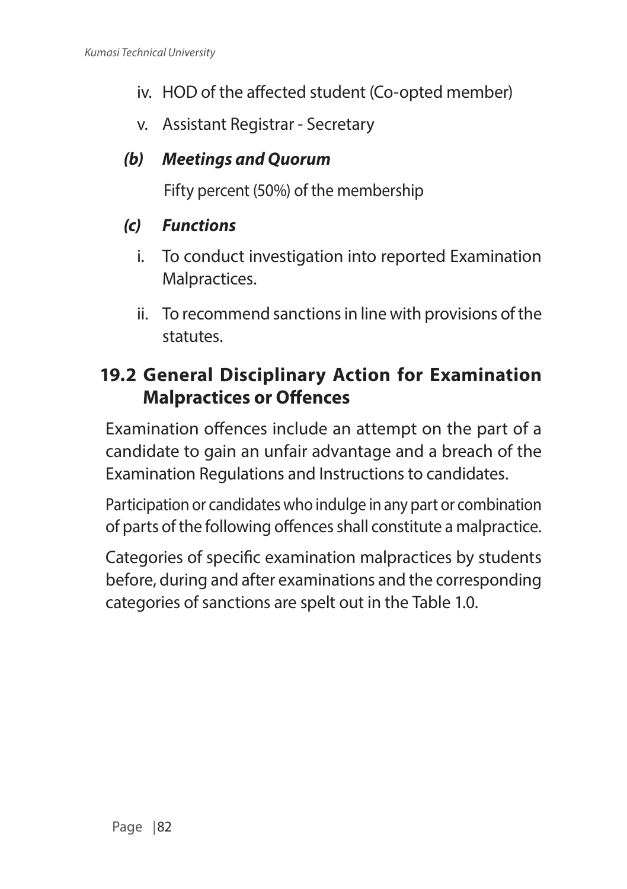iv. HOD of the affected student (Co-opted member)

v. Assistant Registrar - Secretary

**(b) Meetings and Quorum**

Fifty percent (50%) of the membership

**(c) Functions**

i. To conduct investigation into reported Examination Malpractices.

ii. To recommend sanctions in line with provisions of the statutes.

## 19.2 General Disciplinary Action for Examination Malpractices or Offences

Examination offences include an attempt on the part of a candidate to gain an unfair advantage and a breach of the Examination Regulations and Instructions to candidates.

Participation or candidates who indulge in any part or combination of parts of the following offences shall constitute a malpractice.

Categories of specific examination malpractices by students before, during and after examinations and the corresponding categories of sanctions are spelt out in the Table 1.0.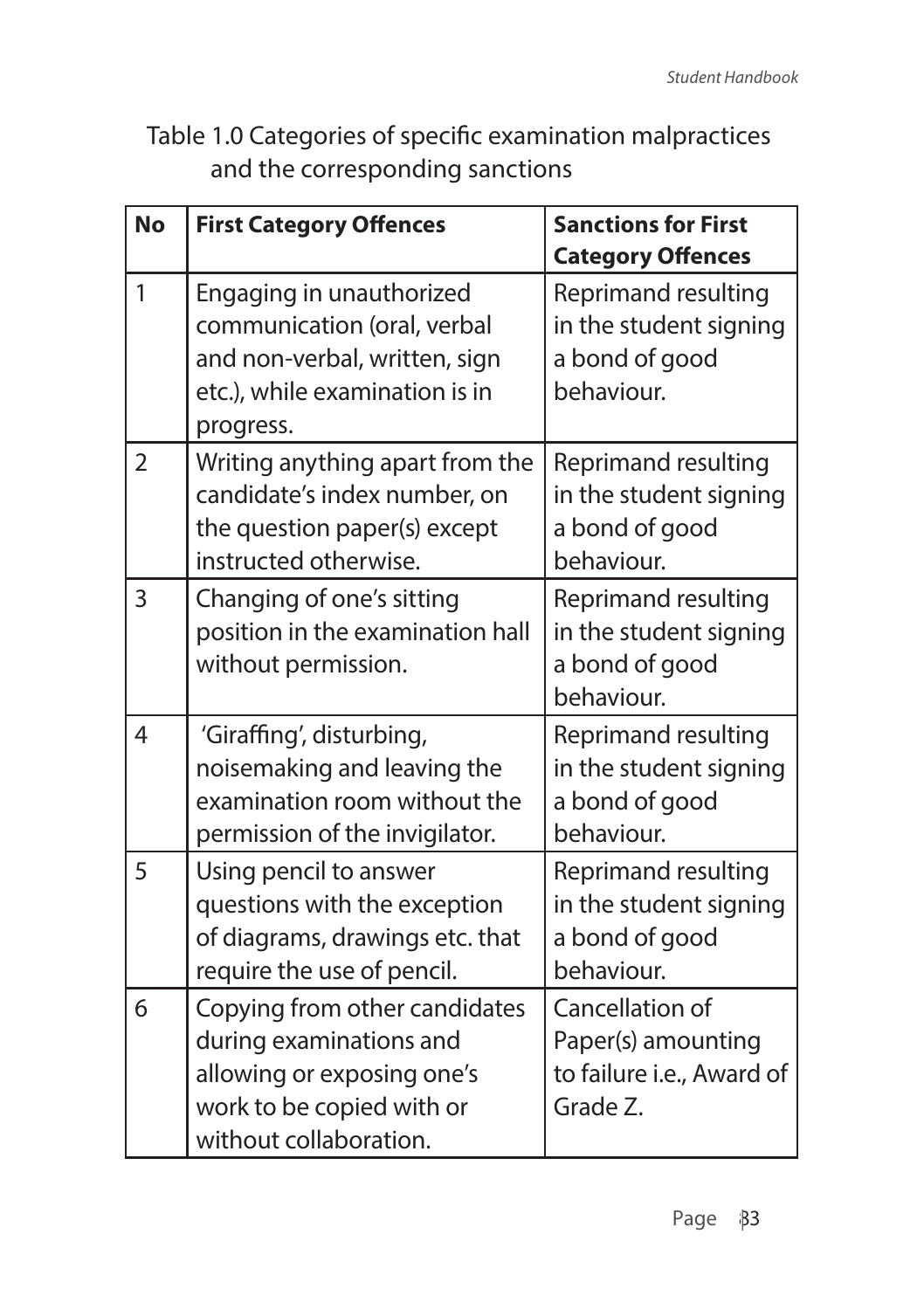Table 1.0 Categories of specific examination malpractices and the corresponding sanctions

| No | First Category Offences | Sanctions for First Category Offences |
|---|---|---|
| 1 | Engaging in unauthorized communication (oral, verbal and non-verbal, written, sign etc.), while examination is in progress. | Reprimand resulting in the student signing a bond of good behaviour. |
| 2 | Writing anything apart from the candidate's index number, on the question paper(s) except instructed otherwise. | Reprimand resulting in the student signing a bond of good behaviour. |
| 3 | Changing of one's sitting position in the examination hall without permission. | Reprimand resulting in the student signing a bond of good behaviour. |
| 4 | 'Giraffing', disturbing, noisemaking and leaving the examination room without the permission of the invigilator. | Reprimand resulting in the student signing a bond of good behaviour. |
| 5 | Using pencil to answer questions with the exception of diagrams, drawings etc. that require the use of pencil. | Reprimand resulting in the student signing a bond of good behaviour. |
| 6 | Copying from other candidates during examinations and allowing or exposing one's work to be copied with or without collaboration. | Cancellation of Paper(s) amounting to failure i.e., Award of Grade Z. |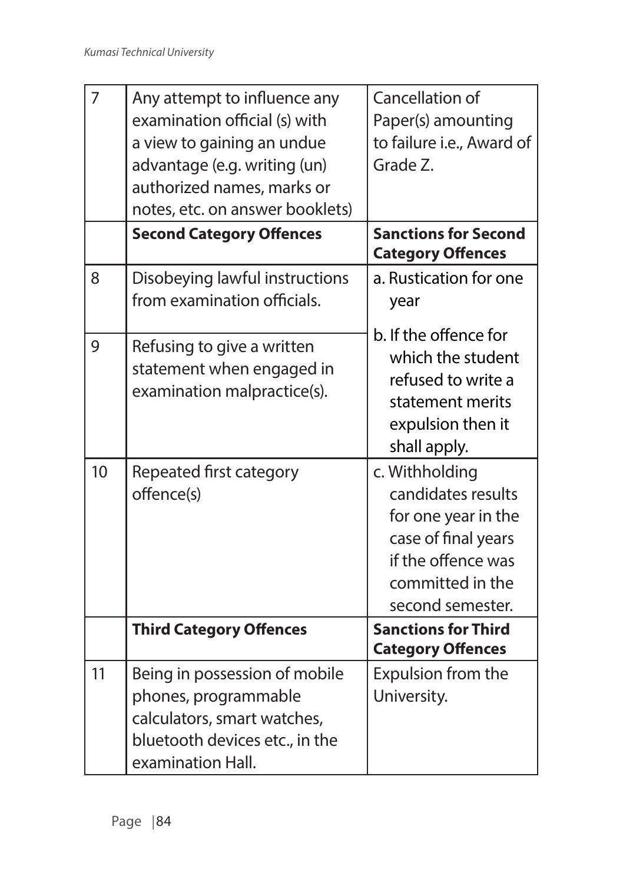| 7 | Any attempt to influence any examination official (s) with a view to gaining an undue advantage (e.g. writing (un) authorized names, marks or notes, etc. on answer booklets) | Cancellation of Paper(s) amounting to failure i.e., Award of Grade Z. |
|---|---|---|
| | **Second Category Offences** | **Sanctions for Second Category Offences** |
| 8 | Disobeying lawful instructions from examination officials. | a. Rustication for one year |
| 9 | Refusing to give a written statement when engaged in examination malpractice(s). | b. If the offence for which the student refused to write a statement merits expulsion then it shall apply. |
| 10 | Repeated first category offence(s) | c. Withholding candidates results for one year in the case of final years if the offence was committed in the second semester. |
| | **Third Category Offences** | **Sanctions for Third Category Offences** |
| 11 | Being in possession of mobile phones, programmable calculators, smart watches, bluetooth devices etc., in the examination Hall. | Expulsion from the University. |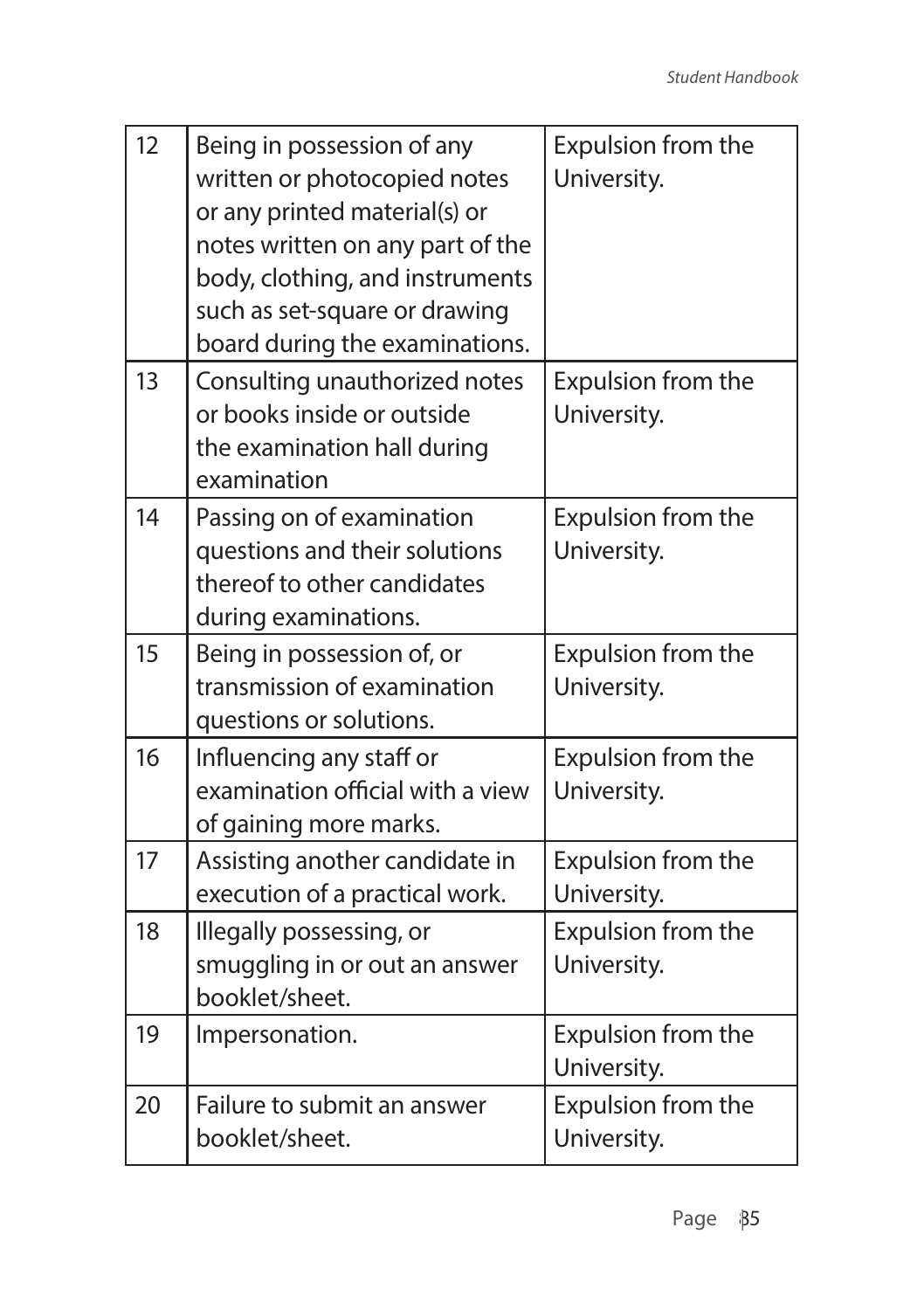| 12 | Being in possession of any written or photocopied notes or any printed material(s) or notes written on any part of the body, clothing, and instruments such as set-square or drawing board during the examinations. | Expulsion from the University. |
|---|---|---|
| 13 | Consulting unauthorized notes or books inside or outside the examination hall during examination | Expulsion from the University. |
| 14 | Passing on of examination questions and their solutions thereof to other candidates during examinations. | Expulsion from the University. |
| 15 | Being in possession of, or transmission of examination questions or solutions. | Expulsion from the University. |
| 16 | Influencing any staff or examination official with a view of gaining more marks. | Expulsion from the University. |
| 17 | Assisting another candidate in execution of a practical work. | Expulsion from the University. |
| 18 | Illegally possessing, or smuggling in or out an answer booklet/sheet. | Expulsion from the University. |
| 19 | Impersonation. | Expulsion from the University. |
| 20 | Failure to submit an answer booklet/sheet. | Expulsion from the University. |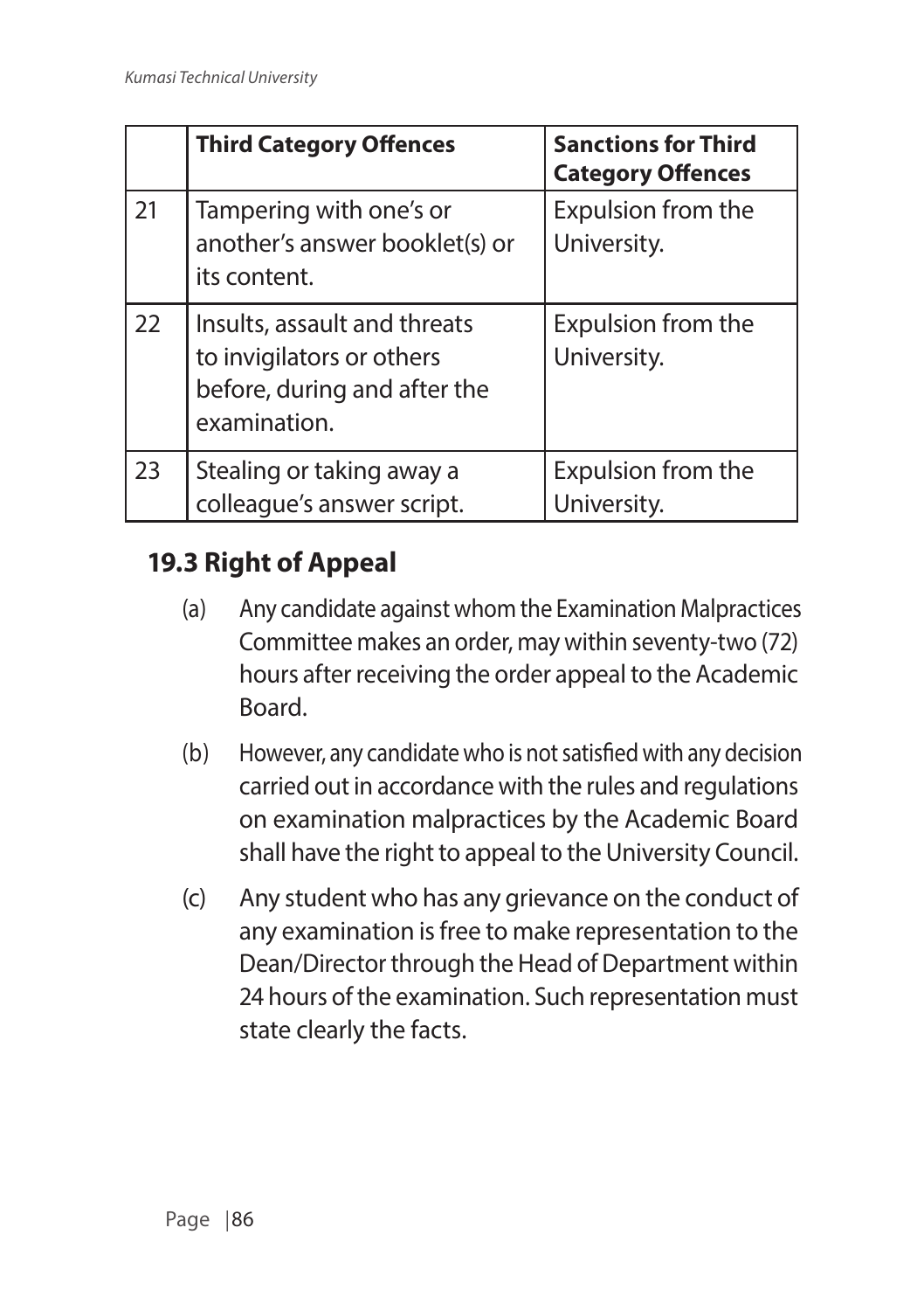| | **Third Category Offences** | **Sanctions for Third Category Offences** |
|---|---|---|
| 21 | Tampering with one's or another's answer booklet(s) or its content. | Expulsion from the University. |
| 22 | Insults, assault and threats to invigilators or others before, during and after the examination. | Expulsion from the University. |
| 23 | Stealing or taking away a colleague's answer script. | Expulsion from the University. |

## 19.3 Right of Appeal

(a) Any candidate against whom the Examination Malpractices Committee makes an order, may within seventy-two (72) hours after receiving the order appeal to the Academic Board.

(b) However, any candidate who is not satisfied with any decision carried out in accordance with the rules and regulations on examination malpractices by the Academic Board shall have the right to appeal to the University Council.

(c) Any student who has any grievance on the conduct of any examination is free to make representation to the Dean/Director through the Head of Department within 24 hours of the examination. Such representation must state clearly the facts.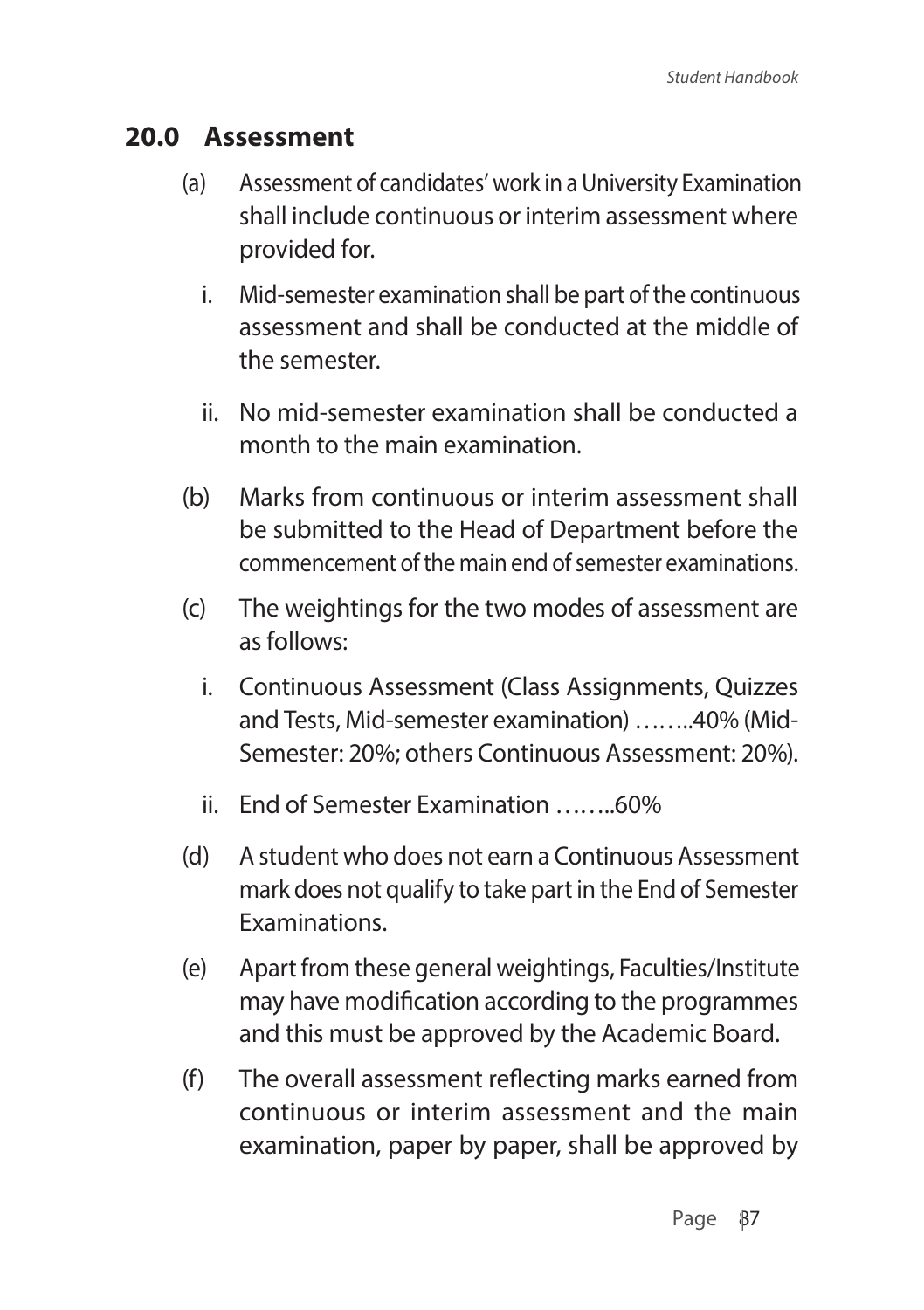## 20.0 Assessment

(a) Assessment of candidates' work in a University Examination shall include continuous or interim assessment where provided for.

   i. Mid-semester examination shall be part of the continuous assessment and shall be conducted at the middle of the semester.

   ii. No mid-semester examination shall be conducted a month to the main examination.

(b) Marks from continuous or interim assessment shall be submitted to the Head of Department before the commencement of the main end of semester examinations.

(c) The weightings for the two modes of assessment are as follows:

   i. Continuous Assessment (Class Assignments, Quizzes and Tests, Mid-semester examination) ……..40% (Mid-Semester: 20%; others Continuous Assessment: 20%).

   ii. End of Semester Examination ……..60%

(d) A student who does not earn a Continuous Assessment mark does not qualify to take part in the End of Semester Examinations.

(e) Apart from these general weightings, Faculties/Institute may have modification according to the programmes and this must be approved by the Academic Board.

(f) The overall assessment reflecting marks earned from continuous or interim assessment and the main examination, paper by paper, shall be approved by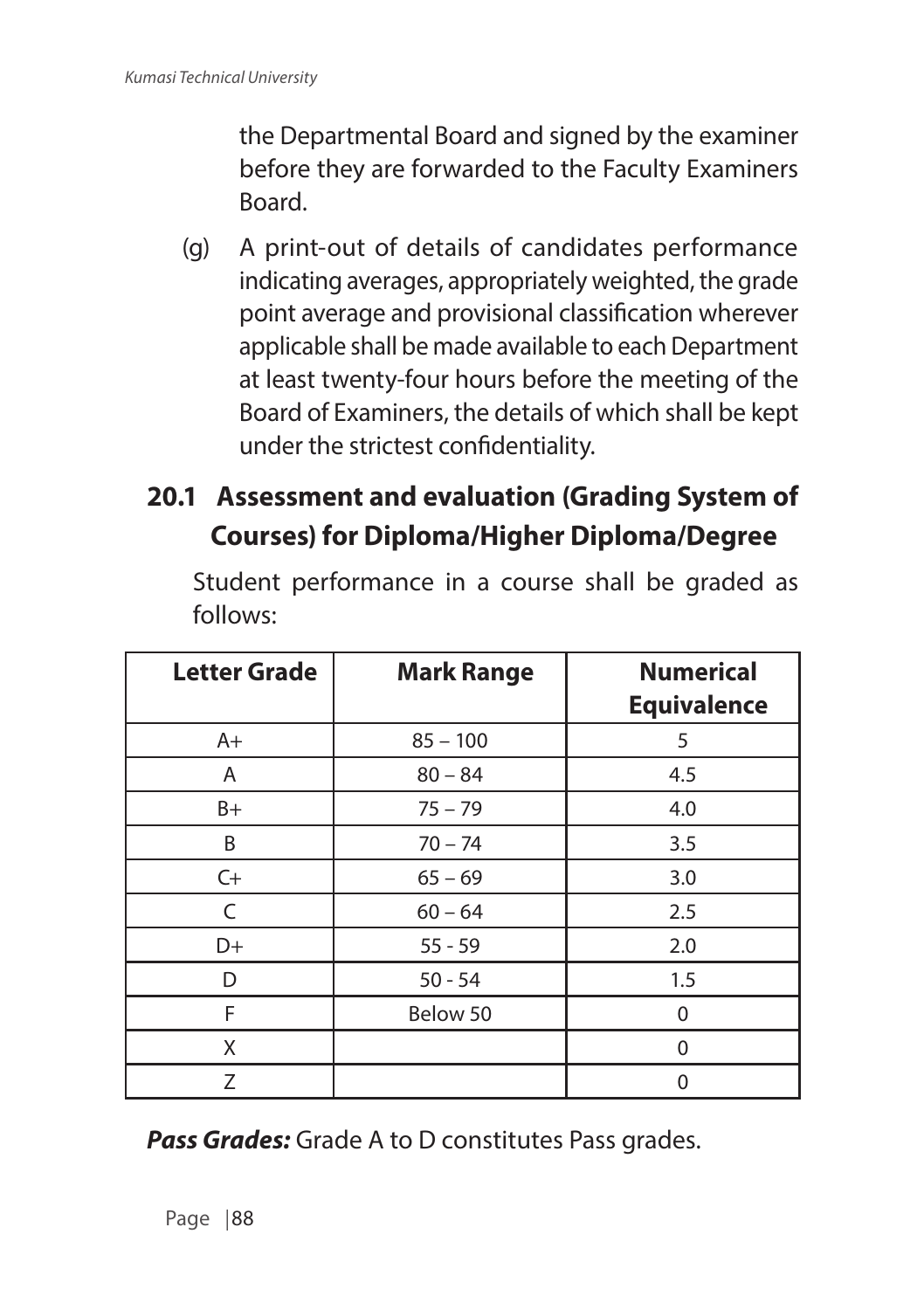the Departmental Board and signed by the examiner before they are forwarded to the Faculty Examiners Board.

(g) A print-out of details of candidates performance indicating averages, appropriately weighted, the grade point average and provisional classification wherever applicable shall be made available to each Department at least twenty-four hours before the meeting of the Board of Examiners, the details of which shall be kept under the strictest confidentiality.

## 20.1 Assessment and evaluation (Grading System of Courses) for Diploma/Higher Diploma/Degree

Student performance in a course shall be graded as follows:

| Letter Grade | Mark Range | Numerical Equivalence |
|---|---|---|
| A+ | 85 – 100 | 5 |
| A | 80 – 84 | 4.5 |
| B+ | 75 – 79 | 4.0 |
| B | 70 – 74 | 3.5 |
| C+ | 65 – 69 | 3.0 |
| C | 60 – 64 | 2.5 |
| D+ | 55 - 59 | 2.0 |
| D | 50 - 54 | 1.5 |
| F | Below 50 | 0 |
| X | | 0 |
| Z | | 0 |

***Pass Grades:*** Grade A to D constitutes Pass grades.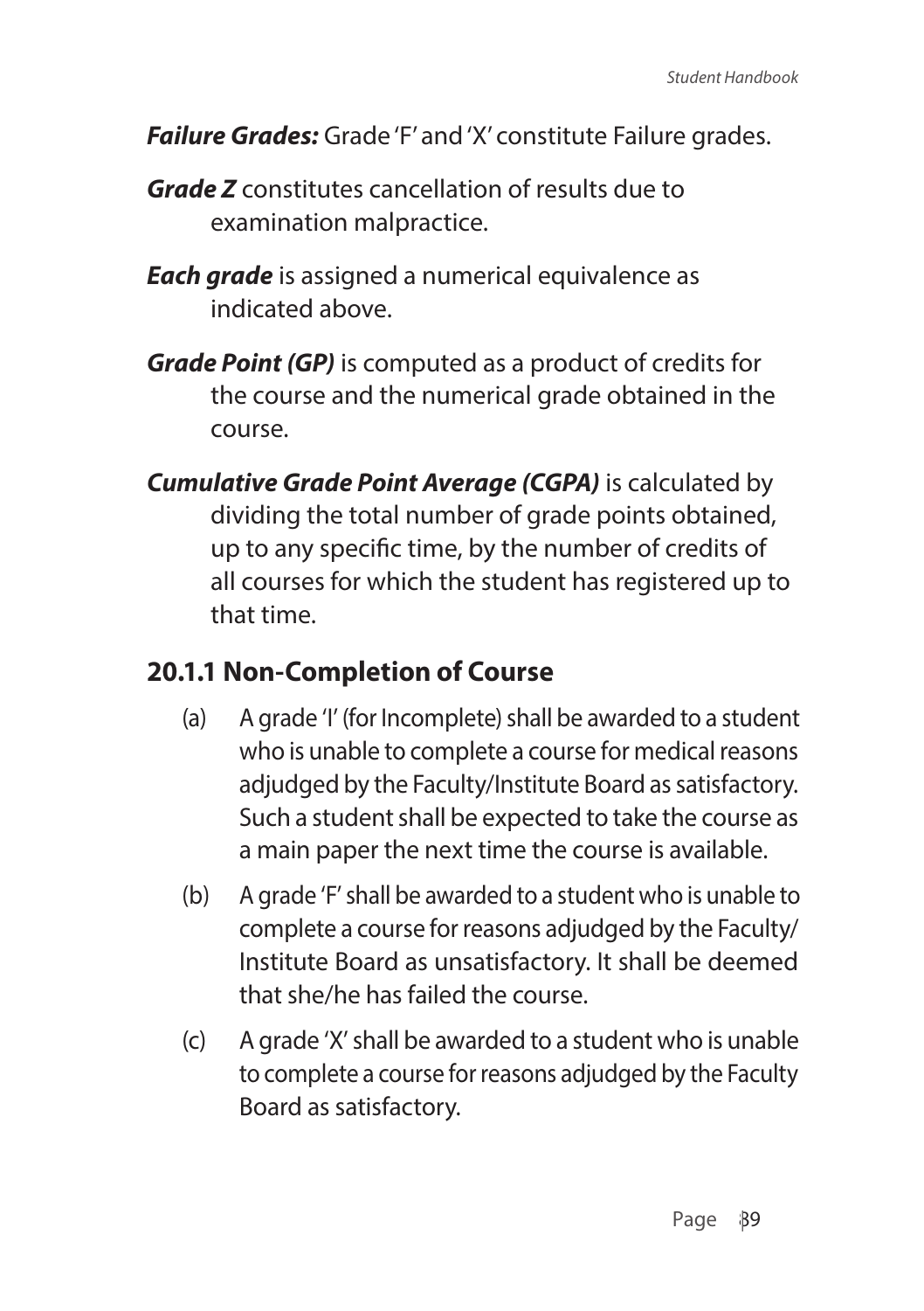***Failure Grades:*** Grade 'F' and 'X' constitute Failure grades.

***Grade Z*** constitutes cancellation of results due to examination malpractice.

***Each grade*** is assigned a numerical equivalence as indicated above.

***Grade Point (GP)*** is computed as a product of credits for the course and the numerical grade obtained in the course.

***Cumulative Grade Point Average (CGPA)*** is calculated by dividing the total number of grade points obtained, up to any specific time, by the number of credits of all courses for which the student has registered up to that time.

### 20.1.1 Non-Completion of Course

(a) A grade 'I' (for Incomplete) shall be awarded to a student who is unable to complete a course for medical reasons adjudged by the Faculty/Institute Board as satisfactory. Such a student shall be expected to take the course as a main paper the next time the course is available.

(b) A grade 'F' shall be awarded to a student who is unable to complete a course for reasons adjudged by the Faculty/ Institute Board as unsatisfactory. It shall be deemed that she/he has failed the course.

(c) A grade 'X' shall be awarded to a student who is unable to complete a course for reasons adjudged by the Faculty Board as satisfactory.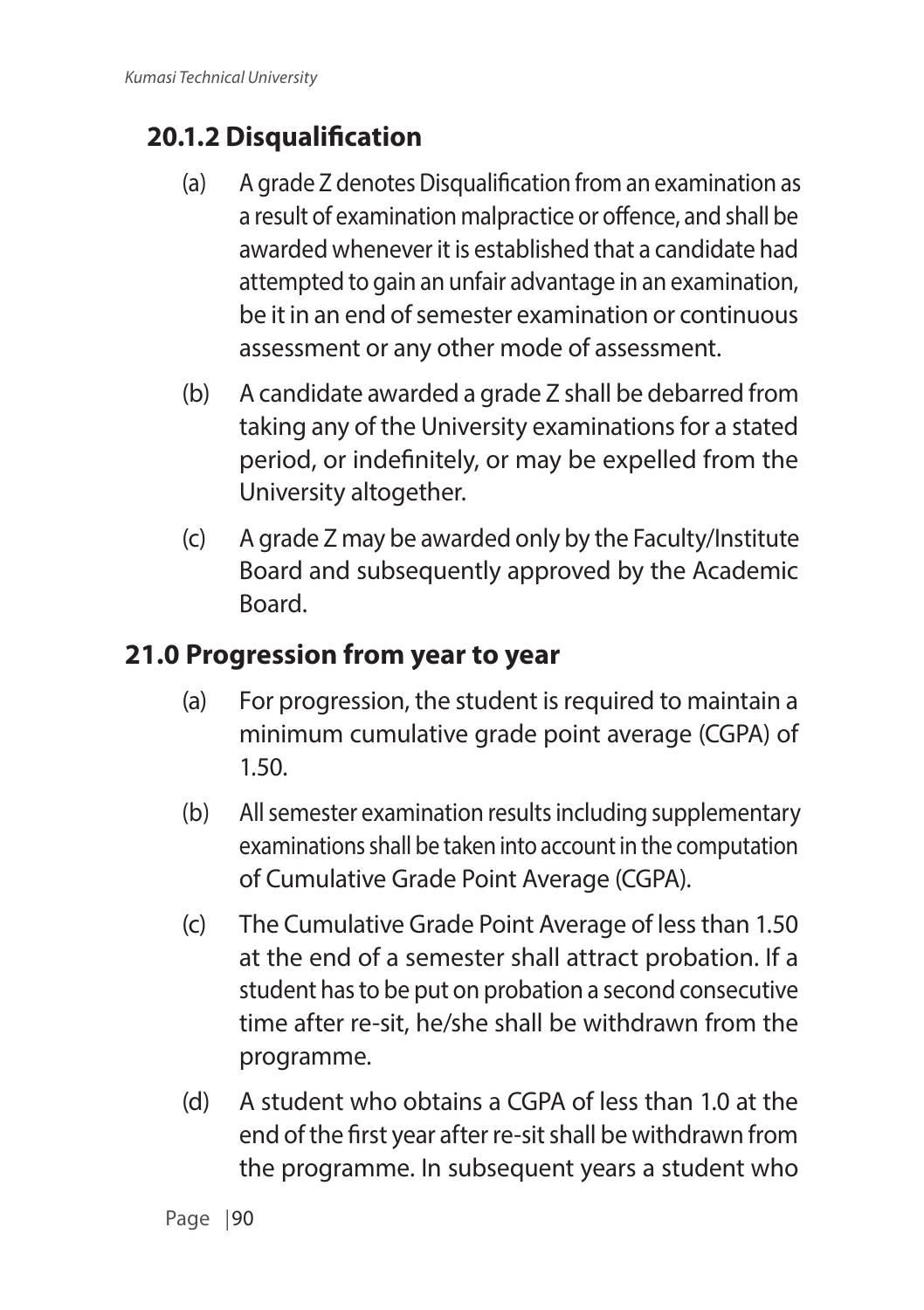### 20.1.2 Disqualification

(a) A grade Z denotes Disqualification from an examination as a result of examination malpractice or offence, and shall be awarded whenever it is established that a candidate had attempted to gain an unfair advantage in an examination, be it in an end of semester examination or continuous assessment or any other mode of assessment.

(b) A candidate awarded a grade Z shall be debarred from taking any of the University examinations for a stated period, or indefinitely, or may be expelled from the University altogether.

(c) A grade Z may be awarded only by the Faculty/Institute Board and subsequently approved by the Academic Board.

## 21.0 Progression from year to year

(a) For progression, the student is required to maintain a minimum cumulative grade point average (CGPA) of 1.50.

(b) All semester examination results including supplementary examinations shall be taken into account in the computation of Cumulative Grade Point Average (CGPA).

(c) The Cumulative Grade Point Average of less than 1.50 at the end of a semester shall attract probation. If a student has to be put on probation a second consecutive time after re-sit, he/she shall be withdrawn from the programme.

(d) A student who obtains a CGPA of less than 1.0 at the end of the first year after re-sit shall be withdrawn from the programme. In subsequent years a student who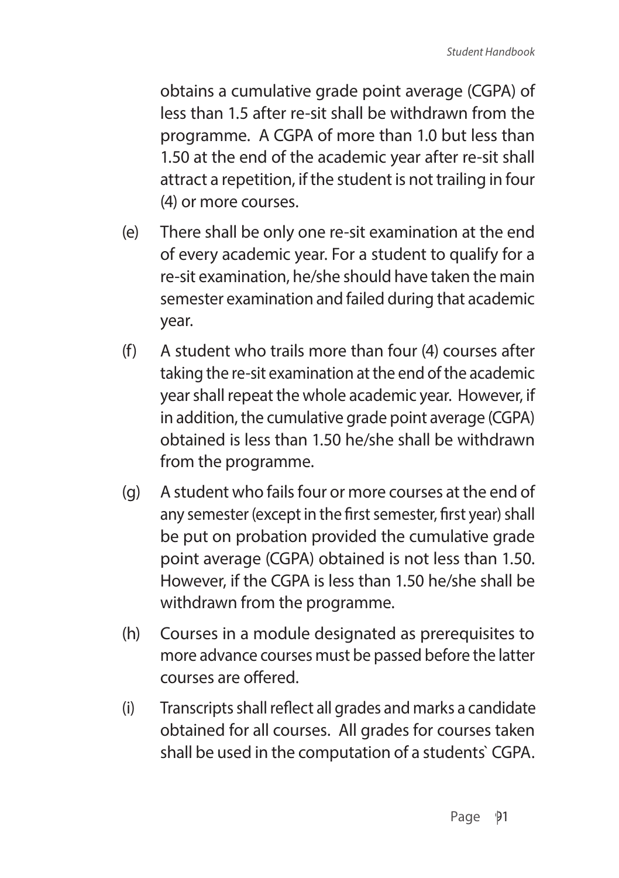obtains a cumulative grade point average (CGPA) of less than 1.5 after re-sit shall be withdrawn from the programme. A CGPA of more than 1.0 but less than 1.50 at the end of the academic year after re-sit shall attract a repetition, if the student is not trailing in four (4) or more courses.

(e) There shall be only one re-sit examination at the end of every academic year. For a student to qualify for a re-sit examination, he/she should have taken the main semester examination and failed during that academic year.

(f) A student who trails more than four (4) courses after taking the re-sit examination at the end of the academic year shall repeat the whole academic year. However, if in addition, the cumulative grade point average (CGPA) obtained is less than 1.50 he/she shall be withdrawn from the programme.

(g) A student who fails four or more courses at the end of any semester (except in the first semester, first year) shall be put on probation provided the cumulative grade point average (CGPA) obtained is not less than 1.50. However, if the CGPA is less than 1.50 he/she shall be withdrawn from the programme.

(h) Courses in a module designated as prerequisites to more advance courses must be passed before the latter courses are offered.

(i) Transcripts shall reflect all grades and marks a candidate obtained for all courses. All grades for courses taken shall be used in the computation of a students` CGPA.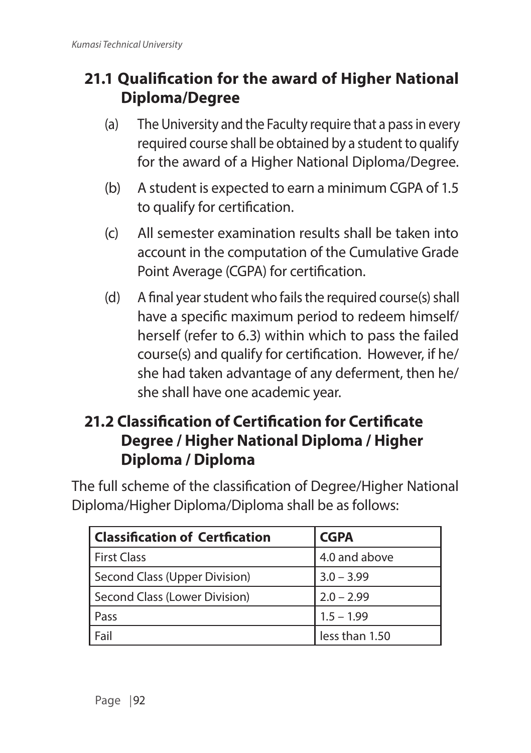## 21.1 Qualification for the award of Higher National Diploma/Degree

(a) The University and the Faculty require that a pass in every required course shall be obtained by a student to qualify for the award of a Higher National Diploma/Degree.

(b) A student is expected to earn a minimum CGPA of 1.5 to qualify for certification.

(c) All semester examination results shall be taken into account in the computation of the Cumulative Grade Point Average (CGPA) for certification.

(d) A final year student who fails the required course(s) shall have a specific maximum period to redeem himself/herself (refer to 6.3) within which to pass the failed course(s) and qualify for certification. However, if he/she had taken advantage of any deferment, then he/she shall have one academic year.

## 21.2 Classification of Certification for Certificate Degree / Higher National Diploma / Higher Diploma / Diploma

The full scheme of the classification of Degree/Higher National Diploma/Higher Diploma/Diploma shall be as follows:

| Classification of Certfication | CGPA |
|---|---|
| First Class | 4.0 and above |
| Second Class (Upper Division) | 3.0 – 3.99 |
| Second Class (Lower Division) | 2.0 – 2.99 |
| Pass | 1.5 – 1.99 |
| Fail | less than 1.50 |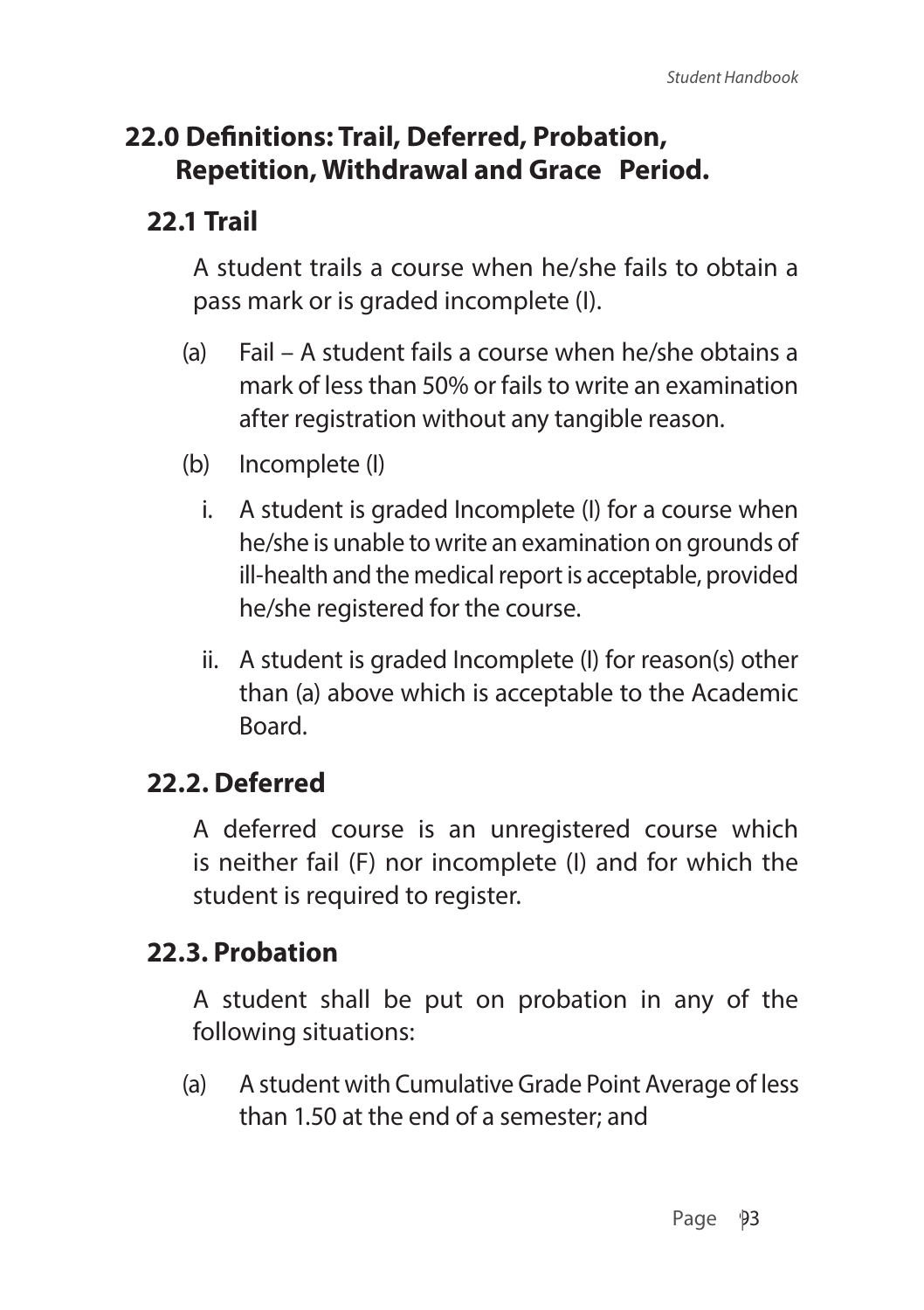## 22.0 Definitions: Trail, Deferred, Probation, Repetition, Withdrawal and Grace Period.

### 22.1 Trail

A student trails a course when he/she fails to obtain a pass mark or is graded incomplete (I).

(a) Fail – A student fails a course when he/she obtains a mark of less than 50% or fails to write an examination after registration without any tangible reason.

(b) Incomplete (I)

i. A student is graded Incomplete (I) for a course when he/she is unable to write an examination on grounds of ill-health and the medical report is acceptable, provided he/she registered for the course.

ii. A student is graded Incomplete (I) for reason(s) other than (a) above which is acceptable to the Academic Board.

### 22.2. Deferred

A deferred course is an unregistered course which is neither fail (F) nor incomplete (I) and for which the student is required to register.

### 22.3. Probation

A student shall be put on probation in any of the following situations:

(a) A student with Cumulative Grade Point Average of less than 1.50 at the end of a semester; and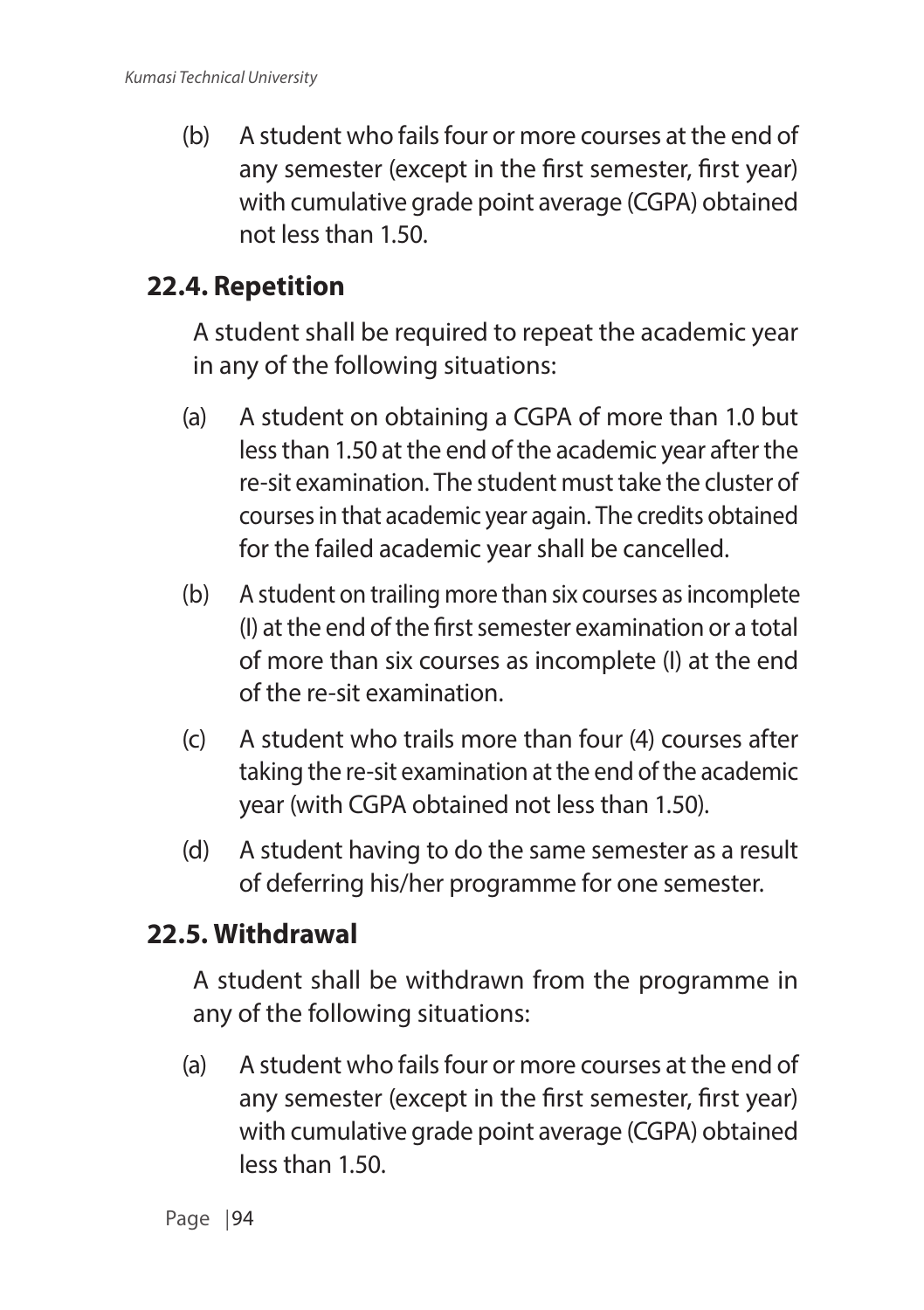(b) A student who fails four or more courses at the end of any semester (except in the first semester, first year) with cumulative grade point average (CGPA) obtained not less than 1.50.

## 22.4. Repetition

A student shall be required to repeat the academic year in any of the following situations:

(a) A student on obtaining a CGPA of more than 1.0 but less than 1.50 at the end of the academic year after the re-sit examination. The student must take the cluster of courses in that academic year again. The credits obtained for the failed academic year shall be cancelled.

(b) A student on trailing more than six courses as incomplete (I) at the end of the first semester examination or a total of more than six courses as incomplete (I) at the end of the re-sit examination.

(c) A student who trails more than four (4) courses after taking the re-sit examination at the end of the academic year (with CGPA obtained not less than 1.50).

(d) A student having to do the same semester as a result of deferring his/her programme for one semester.

## 22.5. Withdrawal

A student shall be withdrawn from the programme in any of the following situations:

(a) A student who fails four or more courses at the end of any semester (except in the first semester, first year) with cumulative grade point average (CGPA) obtained less than 1.50.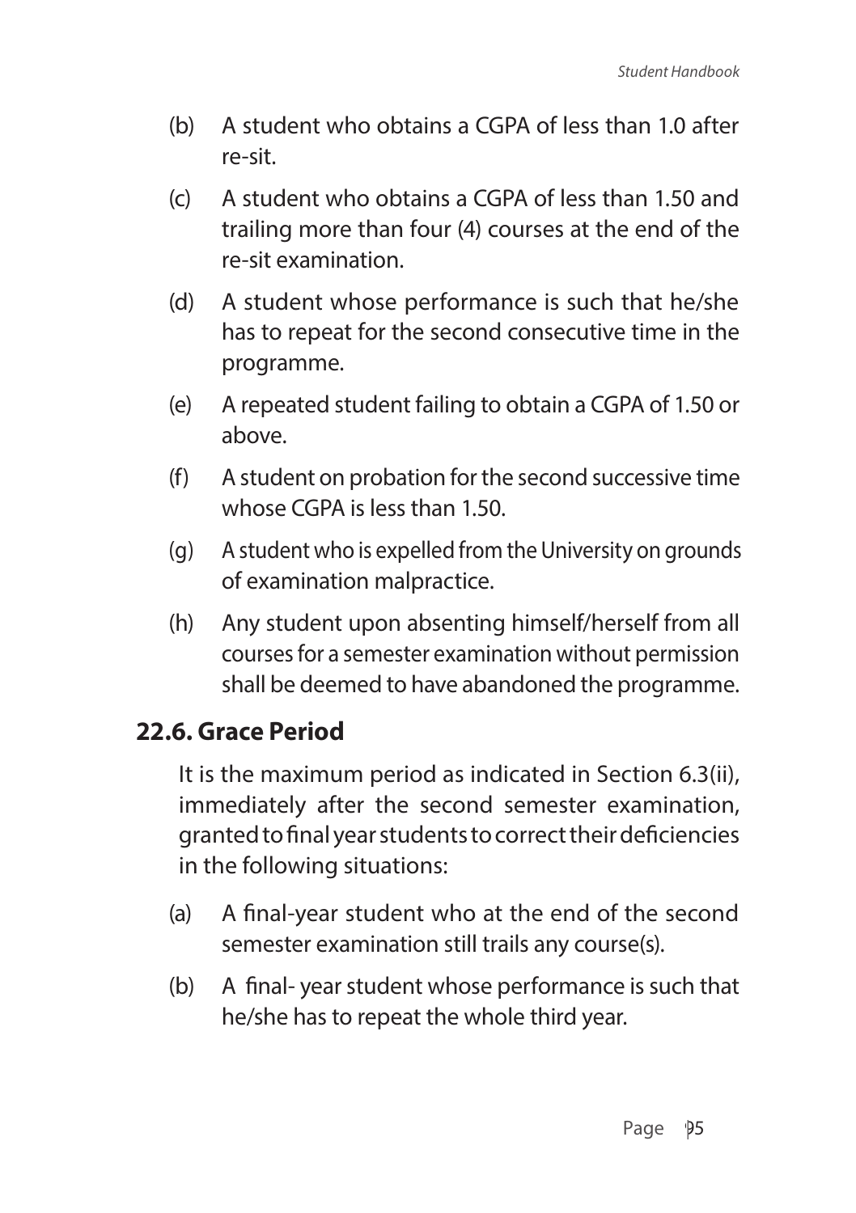(b) A student who obtains a CGPA of less than 1.0 after re-sit.

(c) A student who obtains a CGPA of less than 1.50 and trailing more than four (4) courses at the end of the re-sit examination.

(d) A student whose performance is such that he/she has to repeat for the second consecutive time in the programme.

(e) A repeated student failing to obtain a CGPA of 1.50 or above.

(f) A student on probation for the second successive time whose CGPA is less than 1.50.

(g) A student who is expelled from the University on grounds of examination malpractice.

(h) Any student upon absenting himself/herself from all courses for a semester examination without permission shall be deemed to have abandoned the programme.

## 22.6. Grace Period

It is the maximum period as indicated in Section 6.3(ii), immediately after the second semester examination, granted to final year students to correct their deficiencies in the following situations:

(a) A final-year student who at the end of the second semester examination still trails any course(s).

(b) A final- year student whose performance is such that he/she has to repeat the whole third year.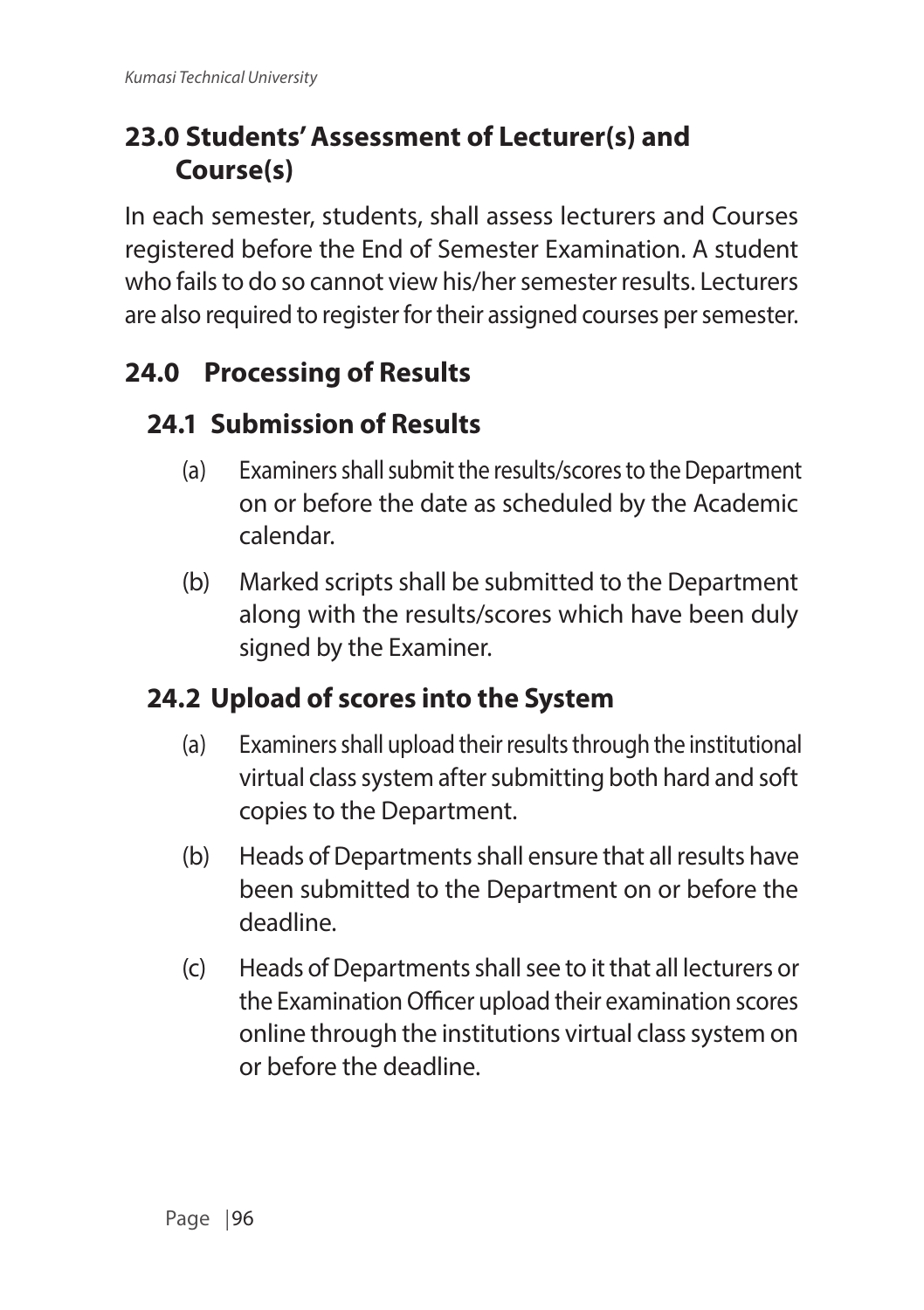## 23.0 Students' Assessment of Lecturer(s) and Course(s)

In each semester, students, shall assess lecturers and Courses registered before the End of Semester Examination. A student who fails to do so cannot view his/her semester results. Lecturers are also required to register for their assigned courses per semester.

## 24.0 Processing of Results

### 24.1 Submission of Results

(a) Examiners shall submit the results/scores to the Department on or before the date as scheduled by the Academic calendar.

(b) Marked scripts shall be submitted to the Department along with the results/scores which have been duly signed by the Examiner.

### 24.2 Upload of scores into the System

(a) Examiners shall upload their results through the institutional virtual class system after submitting both hard and soft copies to the Department.

(b) Heads of Departments shall ensure that all results have been submitted to the Department on or before the deadline.

(c) Heads of Departments shall see to it that all lecturers or the Examination Officer upload their examination scores online through the institutions virtual class system on or before the deadline.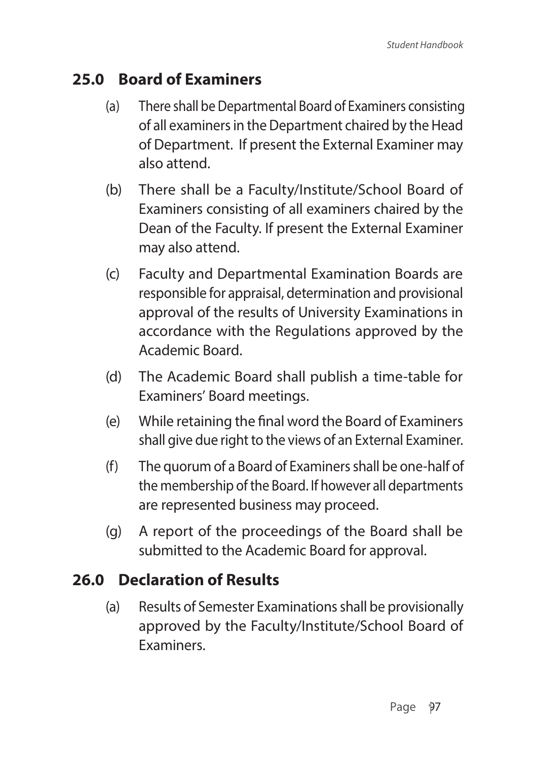## 25.0 Board of Examiners

(a) There shall be Departmental Board of Examiners consisting of all examiners in the Department chaired by the Head of Department. If present the External Examiner may also attend.

(b) There shall be a Faculty/Institute/School Board of Examiners consisting of all examiners chaired by the Dean of the Faculty. If present the External Examiner may also attend.

(c) Faculty and Departmental Examination Boards are responsible for appraisal, determination and provisional approval of the results of University Examinations in accordance with the Regulations approved by the Academic Board.

(d) The Academic Board shall publish a time-table for Examiners' Board meetings.

(e) While retaining the final word the Board of Examiners shall give due right to the views of an External Examiner.

(f) The quorum of a Board of Examiners shall be one-half of the membership of the Board. If however all departments are represented business may proceed.

(g) A report of the proceedings of the Board shall be submitted to the Academic Board for approval.

## 26.0 Declaration of Results

(a) Results of Semester Examinations shall be provisionally approved by the Faculty/Institute/School Board of Examiners.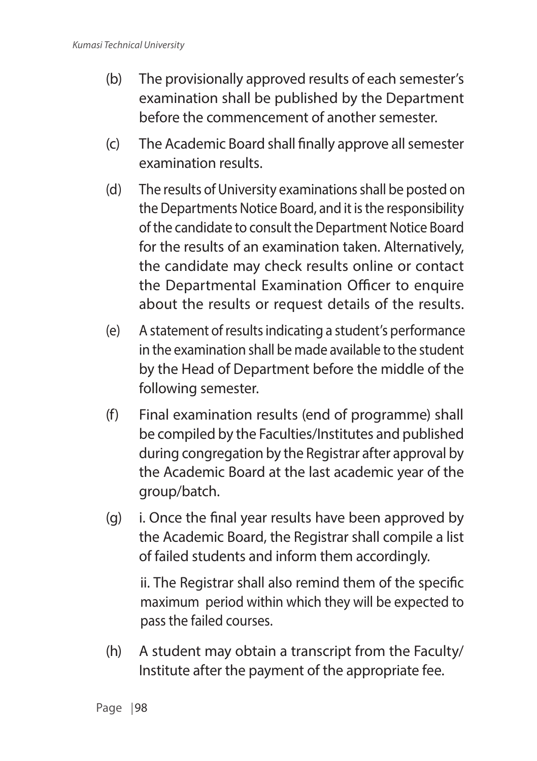(b) The provisionally approved results of each semester's examination shall be published by the Department before the commencement of another semester.

(c) The Academic Board shall finally approve all semester examination results.

(d) The results of University examinations shall be posted on the Departments Notice Board, and it is the responsibility of the candidate to consult the Department Notice Board for the results of an examination taken. Alternatively, the candidate may check results online or contact the Departmental Examination Officer to enquire about the results or request details of the results.

(e) A statement of results indicating a student's performance in the examination shall be made available to the student by the Head of Department before the middle of the following semester.

(f) Final examination results (end of programme) shall be compiled by the Faculties/Institutes and published during congregation by the Registrar after approval by the Academic Board at the last academic year of the group/batch.

(g) i. Once the final year results have been approved by the Academic Board, the Registrar shall compile a list of failed students and inform them accordingly.

ii. The Registrar shall also remind them of the specific maximum period within which they will be expected to pass the failed courses.

(h) A student may obtain a transcript from the Faculty/ Institute after the payment of the appropriate fee.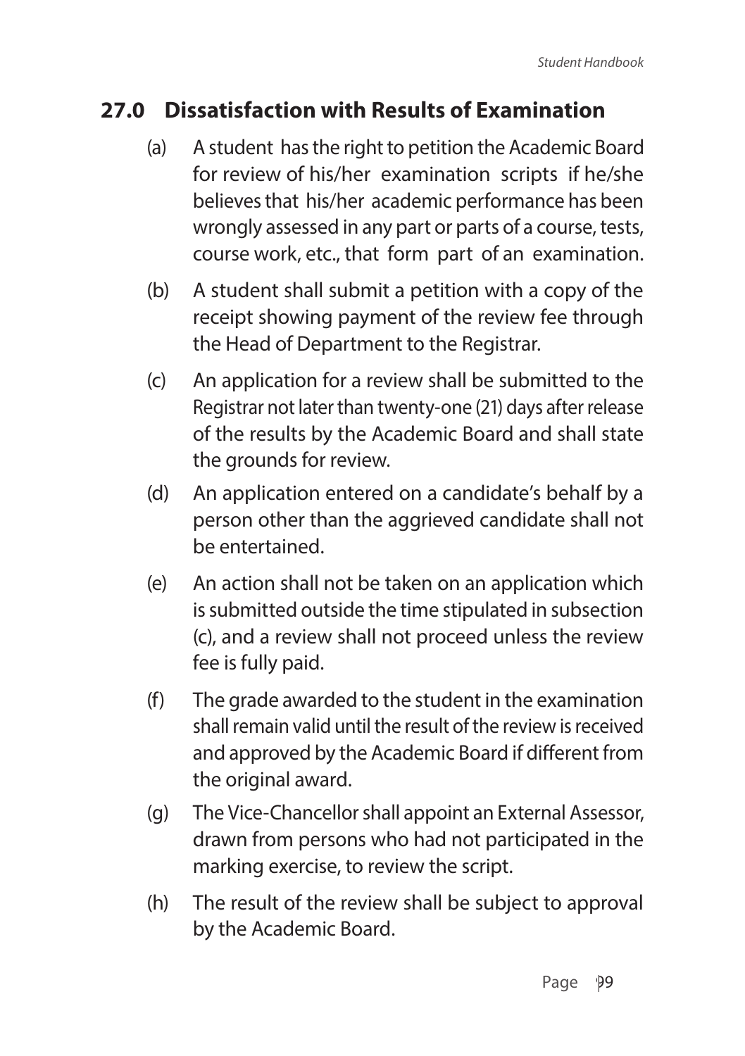## 27.0 Dissatisfaction with Results of Examination

(a) A student has the right to petition the Academic Board for review of his/her examination scripts if he/she believes that his/her academic performance has been wrongly assessed in any part or parts of a course, tests, course work, etc., that form part of an examination.

(b) A student shall submit a petition with a copy of the receipt showing payment of the review fee through the Head of Department to the Registrar.

(c) An application for a review shall be submitted to the Registrar not later than twenty-one (21) days after release of the results by the Academic Board and shall state the grounds for review.

(d) An application entered on a candidate's behalf by a person other than the aggrieved candidate shall not be entertained.

(e) An action shall not be taken on an application which is submitted outside the time stipulated in subsection (c), and a review shall not proceed unless the review fee is fully paid.

(f) The grade awarded to the student in the examination shall remain valid until the result of the review is received and approved by the Academic Board if different from the original award.

(g) The Vice-Chancellor shall appoint an External Assessor, drawn from persons who had not participated in the marking exercise, to review the script.

(h) The result of the review shall be subject to approval by the Academic Board.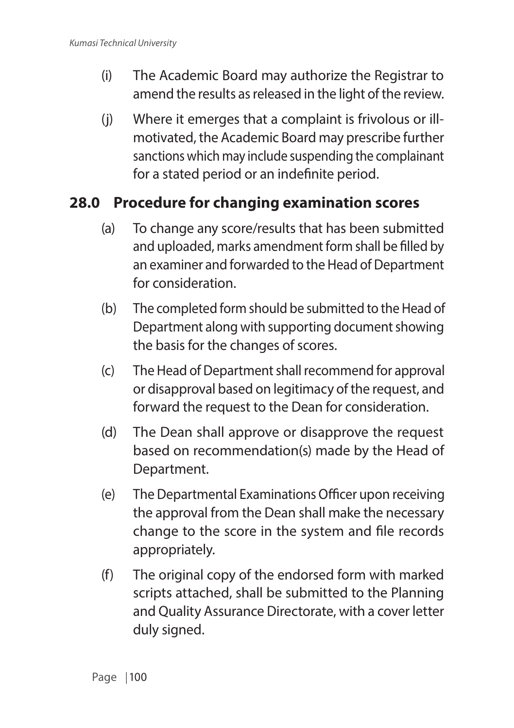(i) The Academic Board may authorize the Registrar to amend the results as released in the light of the review.

(j) Where it emerges that a complaint is frivolous or ill-motivated, the Academic Board may prescribe further sanctions which may include suspending the complainant for a stated period or an indefinite period.

## 28.0 Procedure for changing examination scores

(a) To change any score/results that has been submitted and uploaded, marks amendment form shall be filled by an examiner and forwarded to the Head of Department for consideration.

(b) The completed form should be submitted to the Head of Department along with supporting document showing the basis for the changes of scores.

(c) The Head of Department shall recommend for approval or disapproval based on legitimacy of the request, and forward the request to the Dean for consideration.

(d) The Dean shall approve or disapprove the request based on recommendation(s) made by the Head of Department.

(e) The Departmental Examinations Officer upon receiving the approval from the Dean shall make the necessary change to the score in the system and file records appropriately.

(f) The original copy of the endorsed form with marked scripts attached, shall be submitted to the Planning and Quality Assurance Directorate, with a cover letter duly signed.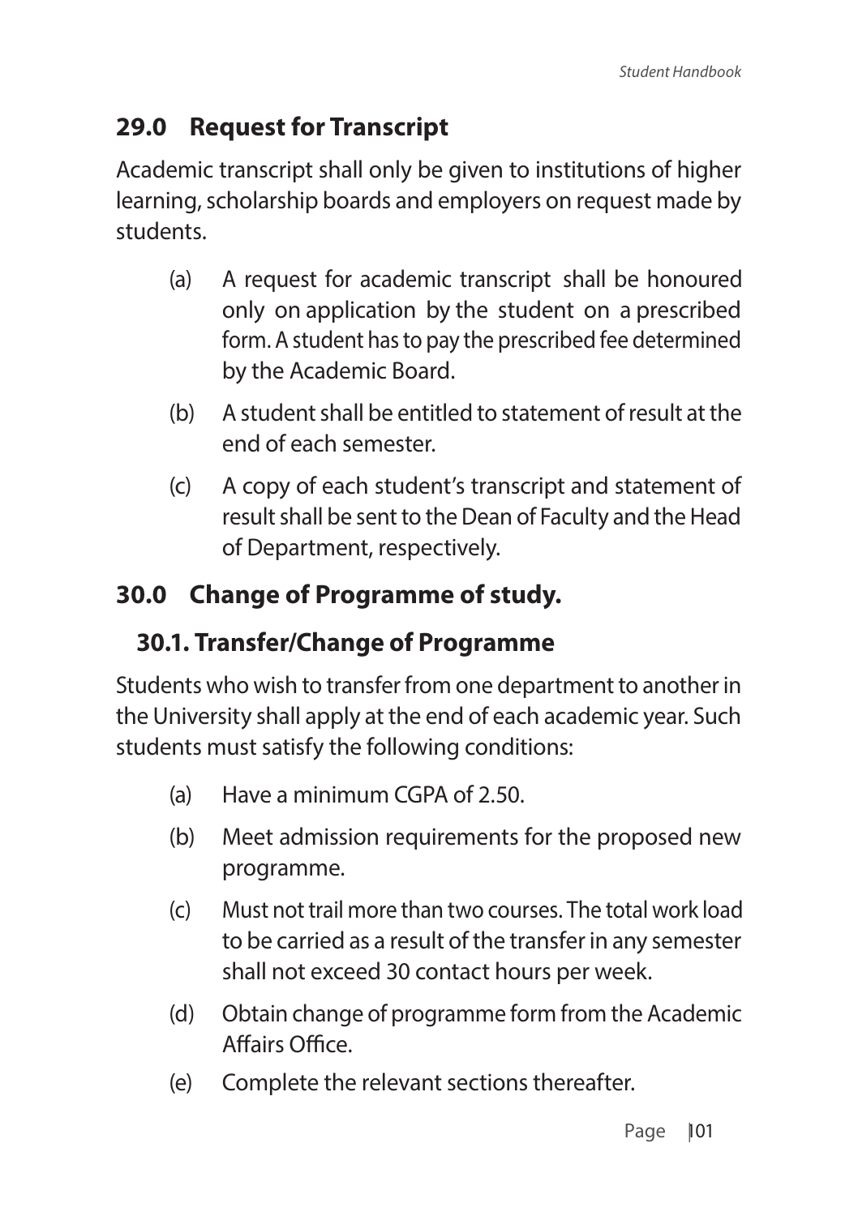## 29.0 Request for Transcript

Academic transcript shall only be given to institutions of higher learning, scholarship boards and employers on request made by students.

(a) A request for academic transcript shall be honoured only on application by the student on a prescribed form. A student has to pay the prescribed fee determined by the Academic Board.

(b) A student shall be entitled to statement of result at the end of each semester.

(c) A copy of each student's transcript and statement of result shall be sent to the Dean of Faculty and the Head of Department, respectively.

## 30.0 Change of Programme of study.

### 30.1. Transfer/Change of Programme

Students who wish to transfer from one department to another in the University shall apply at the end of each academic year. Such students must satisfy the following conditions:

(a) Have a minimum CGPA of 2.50.

(b) Meet admission requirements for the proposed new programme.

(c) Must not trail more than two courses. The total work load to be carried as a result of the transfer in any semester shall not exceed 30 contact hours per week.

(d) Obtain change of programme form from the Academic Affairs Office.

(e) Complete the relevant sections thereafter.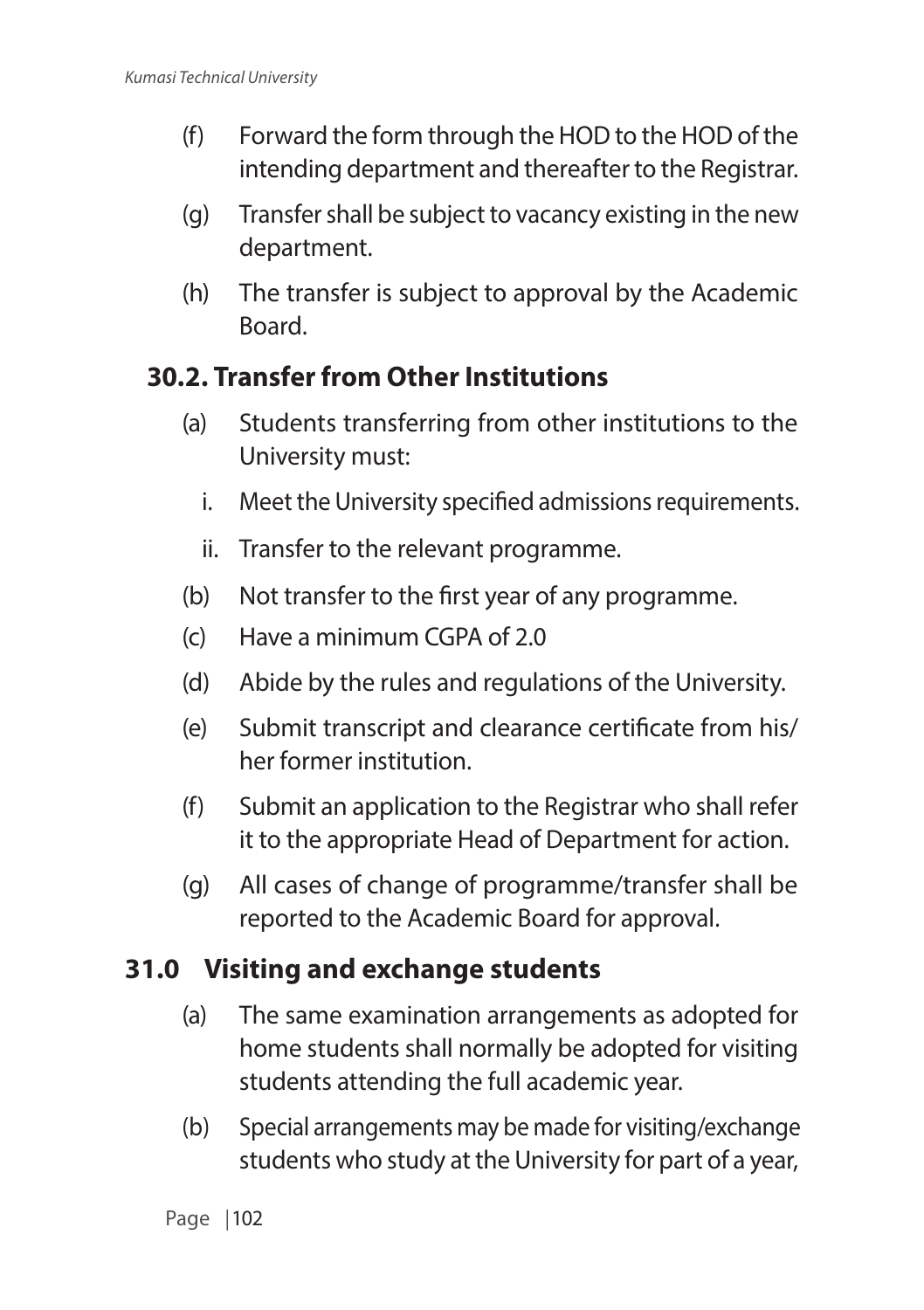(f) Forward the form through the HOD to the HOD of the intending department and thereafter to the Registrar.

(g) Transfer shall be subject to vacancy existing in the new department.

(h) The transfer is subject to approval by the Academic Board.

### 30.2. Transfer from Other Institutions

(a) Students transferring from other institutions to the University must:

  i. Meet the University specified admissions requirements.

  ii. Transfer to the relevant programme.

(b) Not transfer to the first year of any programme.

(c) Have a minimum CGPA of 2.0

(d) Abide by the rules and regulations of the University.

(e) Submit transcript and clearance certificate from his/her former institution.

(f) Submit an application to the Registrar who shall refer it to the appropriate Head of Department for action.

(g) All cases of change of programme/transfer shall be reported to the Academic Board for approval.

## 31.0 Visiting and exchange students

(a) The same examination arrangements as adopted for home students shall normally be adopted for visiting students attending the full academic year.

(b) Special arrangements may be made for visiting/exchange students who study at the University for part of a year,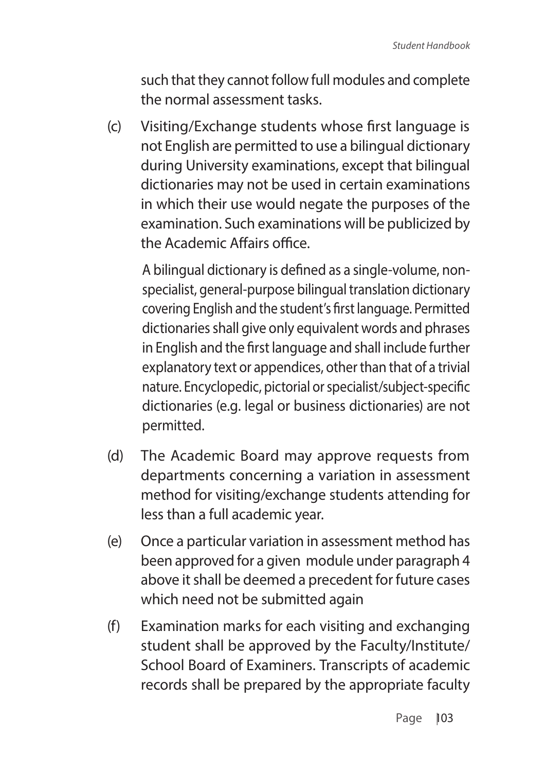such that they cannot follow full modules and complete the normal assessment tasks.

(c) Visiting/Exchange students whose first language is not English are permitted to use a bilingual dictionary during University examinations, except that bilingual dictionaries may not be used in certain examinations in which their use would negate the purposes of the examination. Such examinations will be publicized by the Academic Affairs office.

A bilingual dictionary is defined as a single-volume, non-specialist, general-purpose bilingual translation dictionary covering English and the student's first language. Permitted dictionaries shall give only equivalent words and phrases in English and the first language and shall include further explanatory text or appendices, other than that of a trivial nature. Encyclopedic, pictorial or specialist/subject-specific dictionaries (e.g. legal or business dictionaries) are not permitted.

(d) The Academic Board may approve requests from departments concerning a variation in assessment method for visiting/exchange students attending for less than a full academic year.

(e) Once a particular variation in assessment method has been approved for a given module under paragraph 4 above it shall be deemed a precedent for future cases which need not be submitted again

(f) Examination marks for each visiting and exchanging student shall be approved by the Faculty/Institute/School Board of Examiners. Transcripts of academic records shall be prepared by the appropriate faculty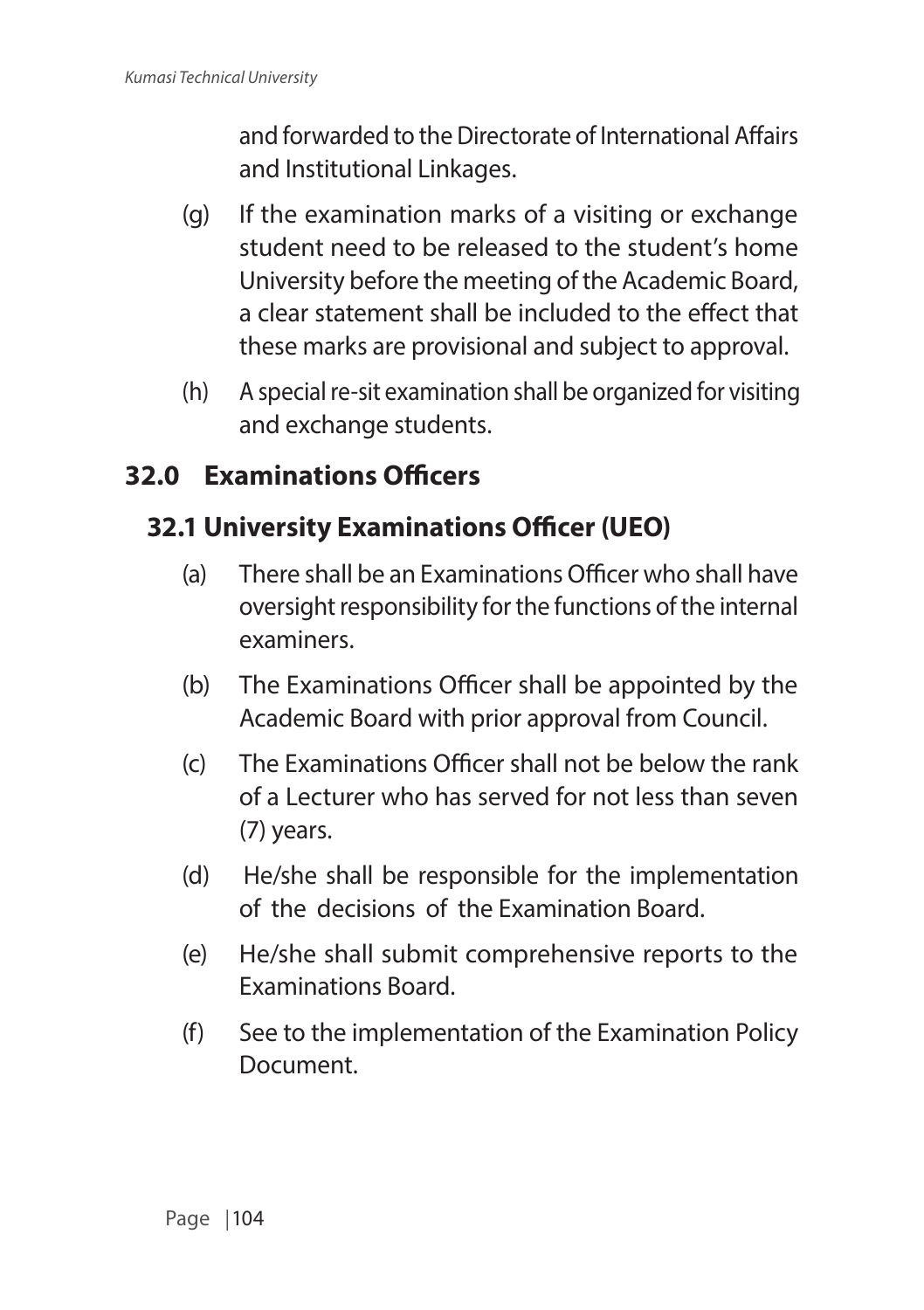and forwarded to the Directorate of International Affairs and Institutional Linkages.

(g) If the examination marks of a visiting or exchange student need to be released to the student's home University before the meeting of the Academic Board, a clear statement shall be included to the effect that these marks are provisional and subject to approval.

(h) A special re-sit examination shall be organized for visiting and exchange students.

## 32.0 Examinations Officers

### 32.1 University Examinations Officer (UEO)

(a) There shall be an Examinations Officer who shall have oversight responsibility for the functions of the internal examiners.

(b) The Examinations Officer shall be appointed by the Academic Board with prior approval from Council.

(c) The Examinations Officer shall not be below the rank of a Lecturer who has served for not less than seven (7) years.

(d) He/she shall be responsible for the implementation of the decisions of the Examination Board.

(e) He/she shall submit comprehensive reports to the Examinations Board.

(f) See to the implementation of the Examination Policy Document.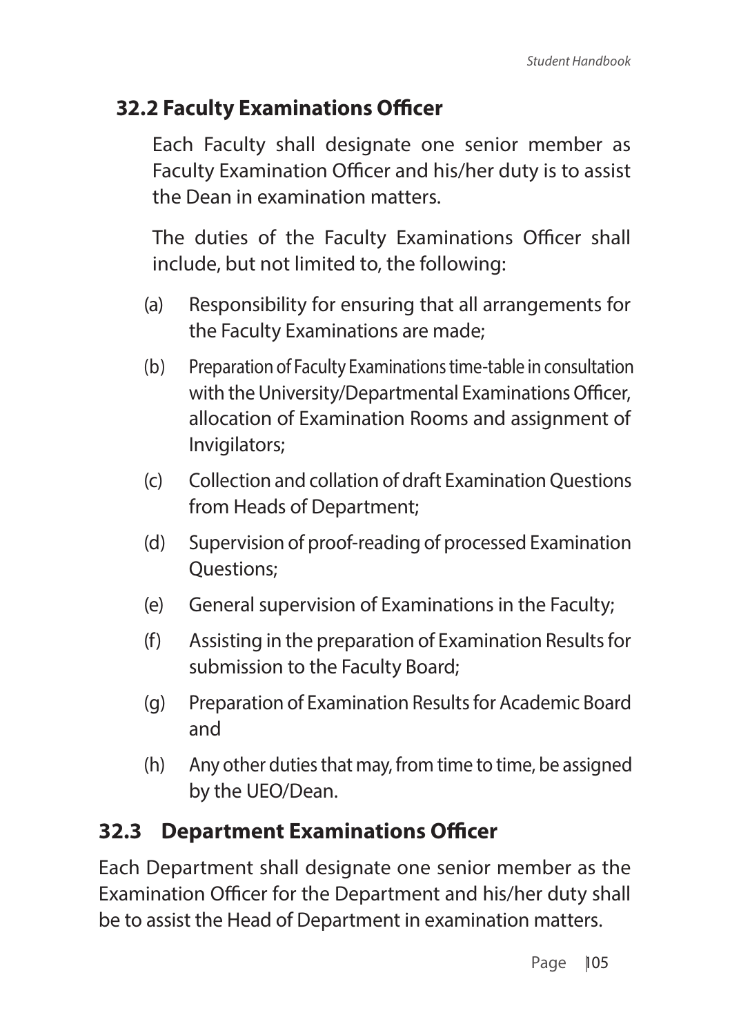## 32.2 Faculty Examinations Officer

Each Faculty shall designate one senior member as Faculty Examination Officer and his/her duty is to assist the Dean in examination matters.

The duties of the Faculty Examinations Officer shall include, but not limited to, the following:

(a) Responsibility for ensuring that all arrangements for the Faculty Examinations are made;

(b) Preparation of Faculty Examinations time-table in consultation with the University/Departmental Examinations Officer, allocation of Examination Rooms and assignment of Invigilators;

(c) Collection and collation of draft Examination Questions from Heads of Department;

(d) Supervision of proof-reading of processed Examination Questions;

(e) General supervision of Examinations in the Faculty;

(f) Assisting in the preparation of Examination Results for submission to the Faculty Board;

(g) Preparation of Examination Results for Academic Board and

(h) Any other duties that may, from time to time, be assigned by the UEO/Dean.

## 32.3 Department Examinations Officer

Each Department shall designate one senior member as the Examination Officer for the Department and his/her duty shall be to assist the Head of Department in examination matters.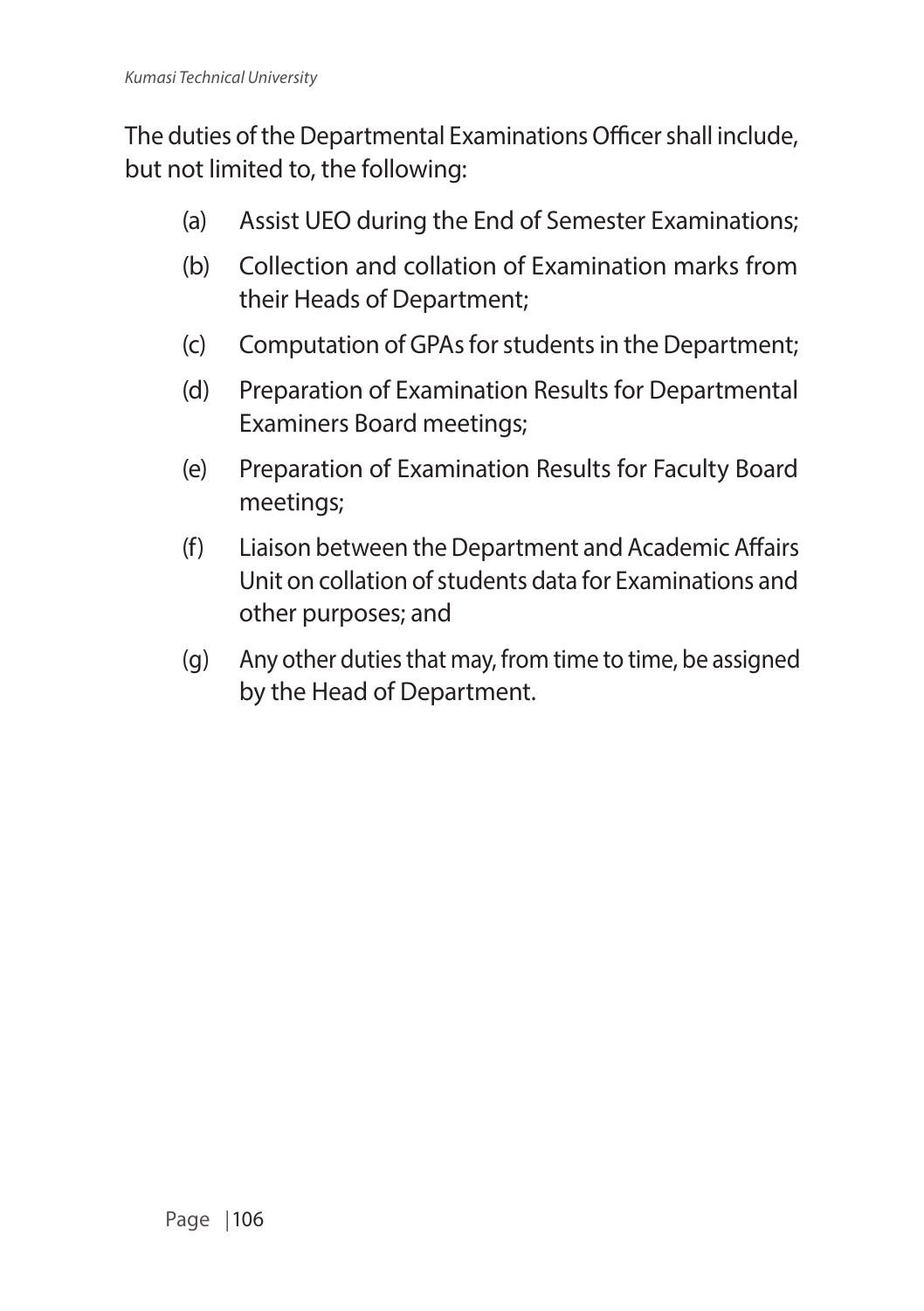The duties of the Departmental Examinations Officer shall include, but not limited to, the following:

(a) Assist UEO during the End of Semester Examinations;

(b) Collection and collation of Examination marks from their Heads of Department;

(c) Computation of GPAs for students in the Department;

(d) Preparation of Examination Results for Departmental Examiners Board meetings;

(e) Preparation of Examination Results for Faculty Board meetings;

(f) Liaison between the Department and Academic Affairs Unit on collation of students data for Examinations and other purposes; and

(g) Any other duties that may, from time to time, be assigned by the Head of Department.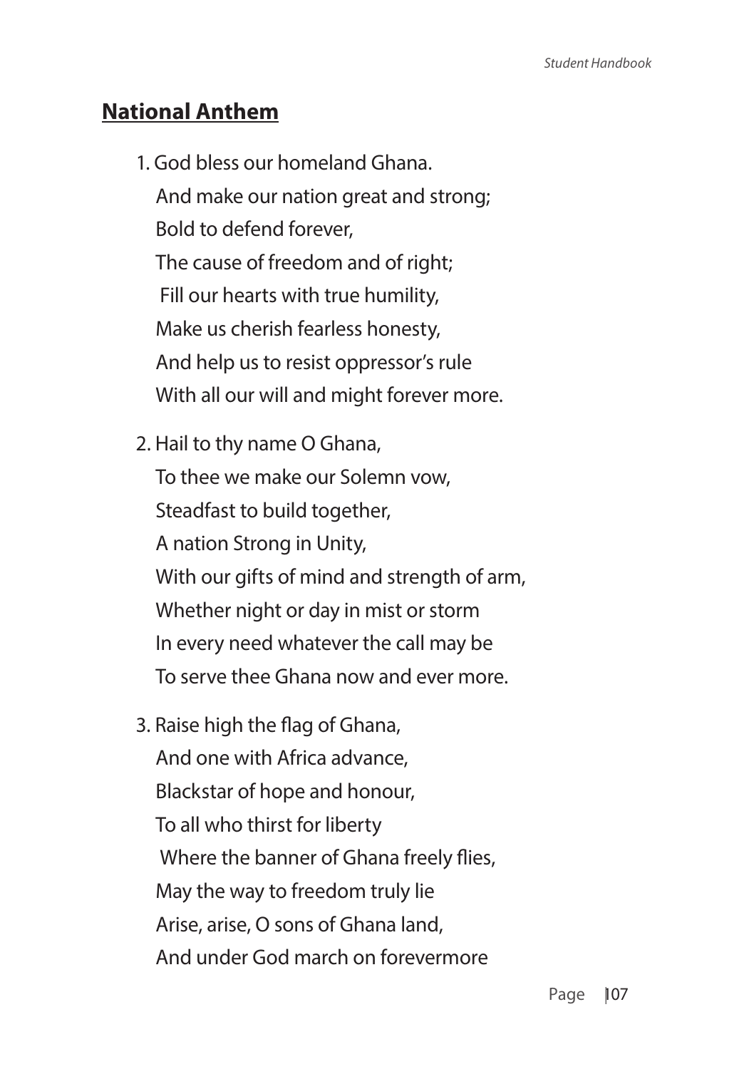## National Anthem

1. God bless our homeland Ghana.  
   And make our nation great and strong;  
   Bold to defend forever,  
   The cause of freedom and of right;  
   Fill our hearts with true humility,  
   Make us cherish fearless honesty,  
   And help us to resist oppressor's rule  
   With all our will and might forever more.

2. Hail to thy name O Ghana,  
   To thee we make our Solemn vow,  
   Steadfast to build together,  
   A nation Strong in Unity,  
   With our gifts of mind and strength of arm,  
   Whether night or day in mist or storm  
   In every need whatever the call may be  
   To serve thee Ghana now and ever more.

3. Raise high the flag of Ghana,  
   And one with Africa advance,  
   Blackstar of hope and honour,  
   To all who thirst for liberty  
   Where the banner of Ghana freely flies,  
   May the way to freedom truly lie  
   Arise, arise, O sons of Ghana land,  
   And under God march on forevermore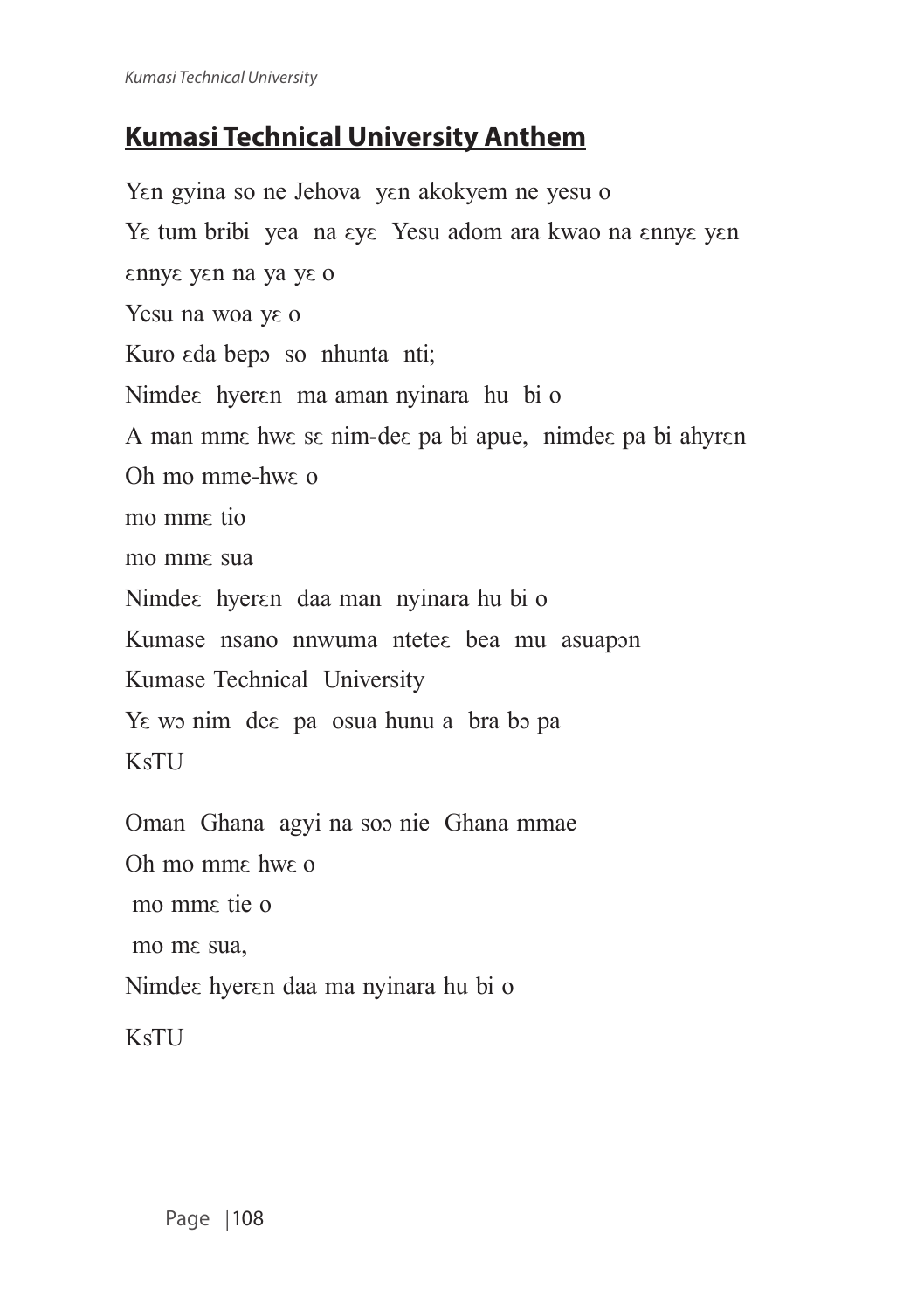## **Kumasi Technical University Anthem**

Yɛn gyina so ne Jehova yɛn akokyem ne yesu o

Yɛ tum bribi yea na ɛyɛ Yesu adom ara kwao na ɛnnyɛ yɛn

ɛnnyɛ yɛn na ya yɛ o

Yesu na woa yɛ o

Kuro ɛda bepɔ so nhunta nti;

Nimdeɛ hyerɛn ma aman nyinara hu bi o

A man mmɛ hwɛ sɛ nim-deɛ pa bi apue, nimdeɛ pa bi ahyrɛn

Oh mo mme-hwɛ o

mo mmɛ tio

mo mmɛ sua

Nimdeɛ hyerɛn daa man nyinara hu bi o

Kumase nsano nnwuma nteteɛ bea mu asuapɔn

Kumase Technical University

Yɛ wɔ nim deɛ pa osua hunu a bra bɔ pa

KsTU

Oman Ghana agyi na soɔ nie Ghana mmae

Oh mo mmɛ hwɛ o

mo mmɛ tie o

mo mɛ sua,

Nimdeɛ hyerɛn daa ma nyinara hu bi o

KsTU